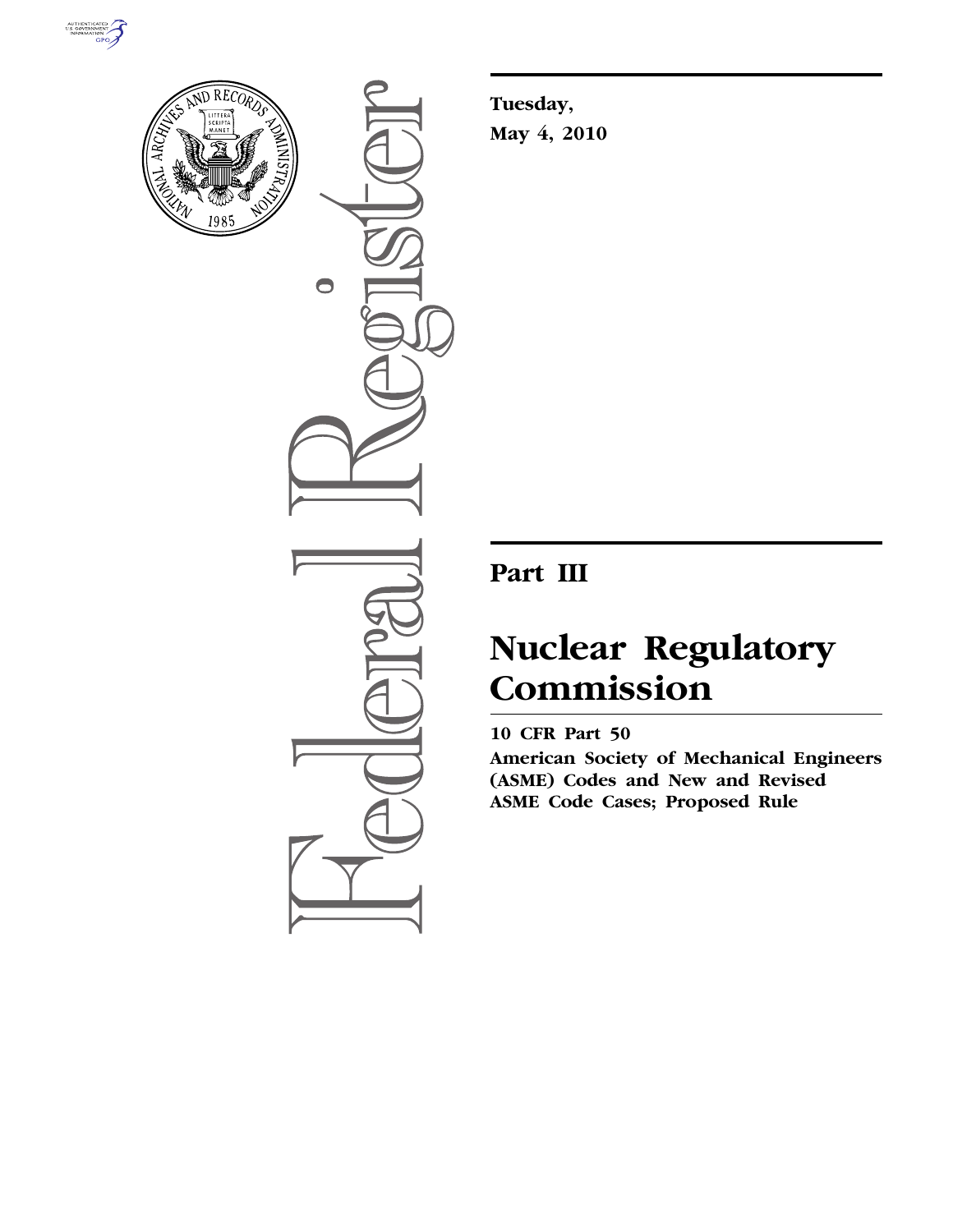**Tuesday,**

**May 4, 2010**

# Part III

# Nuclear Regulatory Commission

**10 CFR Part 50**

**American Society of Mechanical Engineers (ASME) Codes and New and Revised ASME Code Cases; Proposed Rule**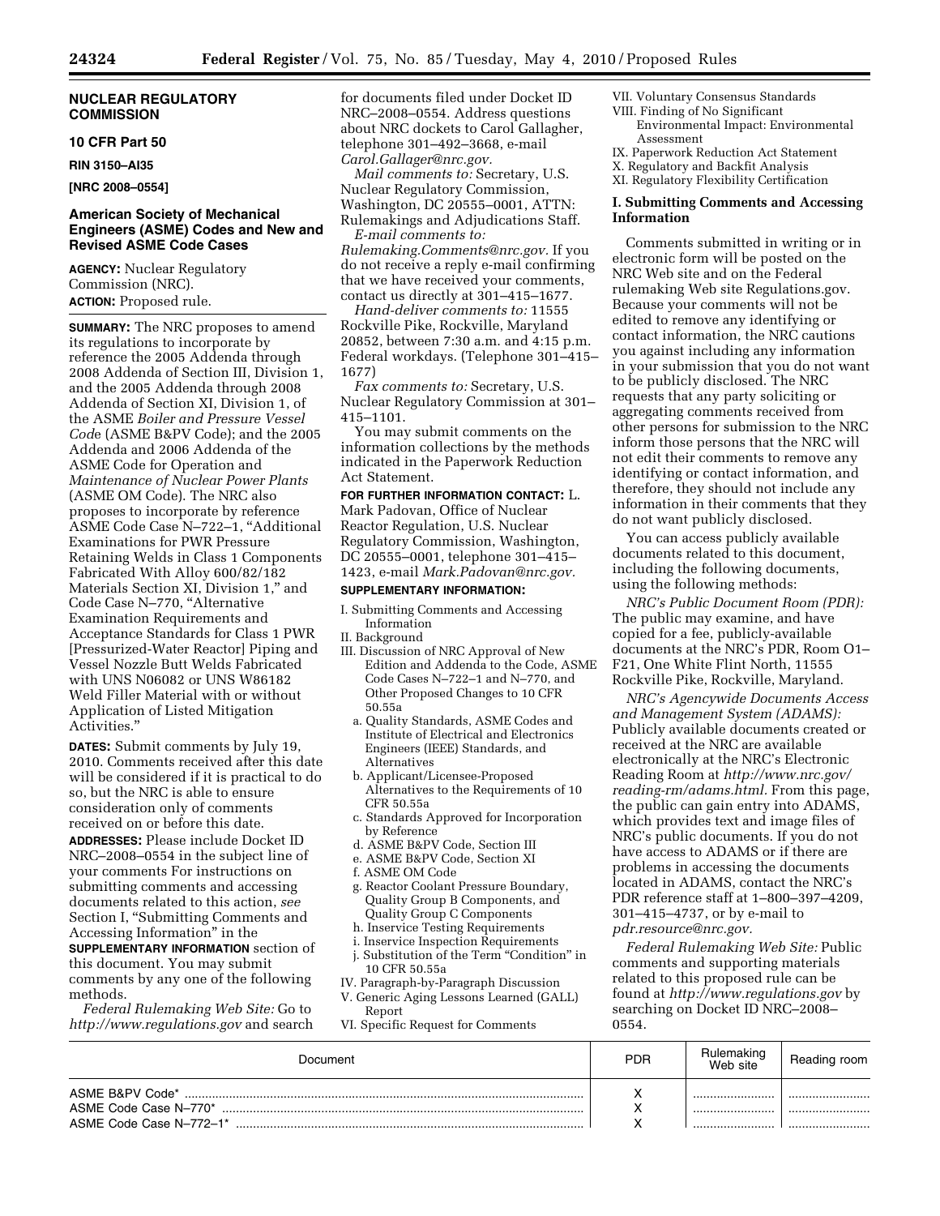## NUCLEAR REGULATORY COMMISSION

### 10 CFR Part 50

**RIN 3150–AI35**

**[NRC 2008–0554]**

### American Society of Mechanical Engineers (ASME) Codes and New and Revised ASME Code Cases

**AGENCY:** Nuclear Regulatory Commission (NRC).

**ACTION:** Proposed rule.

**SUMMARY:** The NRC proposes to amend its regulations to incorporate by reference the 2005 Addenda through 2008 Addenda of Section III, Division 1, and the 2005 Addenda through 2008 Addenda of Section XI, Division 1, of the ASME *Boiler and Pressure Vessel Code* (ASME B&PV Code); and the 2005 Addenda and 2006 Addenda of the ASME Code for Operation and *Maintenance of Nuclear Power Plants* (ASME OM Code). The NRC also proposes to incorporate by reference ASME Code Case N–722–1, "Additional Examinations for PWR Pressure Retaining Welds in Class 1 Components Fabricated With Alloy 600/82/182 Materials Section XI, Division 1," and Code Case N–770, "Alternative Examination Requirements and Acceptance Standards for Class 1 PWR [Pressurized-Water Reactor] Piping and Vessel Nozzle Butt Welds Fabricated with UNS N06082 or UNS W86182 Weld Filler Material with or without Application of Listed Mitigation Activities."

**DATES:** Submit comments by July 19, 2010. Comments received after this date will be considered if it is practical to do so, but the NRC is able to ensure consideration only of comments received on or before this date.

**ADDRESSES:** Please include Docket ID NRC–2008–0554 in the subject line of your comments For instructions on submitting comments and accessing documents related to this action, *see* Section I, "Submitting Comments and Accessing Information" in the **SUPPLEMENTARY INFORMATION** section of this document. You may submit comments by any one of the following methods.

*Federal Rulemaking Web Site:* Go to *http://www.regulations.gov* and search for documents filed under Docket ID NRC–2008–0554. Address questions about NRC dockets to Carol Gallagher, telephone 301–492–3668, e-mail *Carol.Gallager@nrc.gov.*

*Mail comments to:* Secretary, U.S. Nuclear Regulatory Commission, Washington, DC 20555–0001, ATTN: Rulemakings and Adjudications Staff.

*E-mail comments to: Rulemaking.Comments@nrc.gov.* If you do not receive a reply e-mail confirming that we have received your comments, contact us directly at 301–415–1677.

*Hand-deliver comments to:* 11555 Rockville Pike, Rockville, Maryland 20852, between 7:30 a.m. and 4:15 p.m. Federal workdays. (Telephone 301–415–1677)

*Fax comments to:* Secretary, U.S. Nuclear Regulatory Commission at 301–415–1101.

You may submit comments on the information collections by the methods indicated in the Paperwork Reduction Act Statement.

**FOR FURTHER INFORMATION CONTACT:** L. Mark Padovan, Office of Nuclear Reactor Regulation, U.S. Nuclear Regulatory Commission, Washington, DC 20555–0001, telephone 301–415–1423, e-mail *Mark.Padovan@nrc.gov.*

**SUPPLEMENTARY INFORMATION:**

I. Submitting Comments and Accessing Information
II. Background
III. Discussion of NRC Approval of New Edition and Addenda to the Code, ASME Code Cases N–722–1 and N–770, and Other Proposed Changes to 10 CFR 50.55a
  a. Quality Standards, ASME Codes and Institute of Electrical and Electronics Engineers (IEEE) Standards, and Alternatives
  b. Applicant/Licensee-Proposed Alternatives to the Requirements of 10 CFR 50.55a
  c. Standards Approved for Incorporation by Reference
  d. ASME B&PV Code, Section III
  e. ASME B&PV Code, Section XI
  f. ASME OM Code
  g. Reactor Coolant Pressure Boundary, Quality Group B Components, and Quality Group C Components
  h. Inservice Testing Requirements
  i. Inservice Inspection Requirements
  j. Substitution of the Term "Condition" in 10 CFR 50.55a
IV. Paragraph-by-Paragraph Discussion
V. Generic Aging Lessons Learned (GALL) Report
VI. Specific Request for Comments
VII. Voluntary Consensus Standards
VIII. Finding of No Significant Environmental Impact: Environmental Assessment
IX. Paperwork Reduction Act Statement
X. Regulatory and Backfit Analysis
XI. Regulatory Flexibility Certification

### I. Submitting Comments and Accessing Information

Comments submitted in writing or in electronic form will be posted on the NRC Web site and on the Federal rulemaking Web site Regulations.gov. Because your comments will not be edited to remove any identifying or contact information, the NRC cautions you against including any information in your submission that you do not want to be publicly disclosed. The NRC requests that any party soliciting or aggregating comments received from other persons for submission to the NRC inform those persons that the NRC will not edit their comments to remove any identifying or contact information, and therefore, they should not include any information in their comments that they do not want publicly disclosed.

You can access publicly available documents related to this document, including the following documents, using the following methods:

*NRC's Public Document Room (PDR):* The public may examine, and have copied for a fee, publicly-available documents at the NRC's PDR, Room O1–F21, One White Flint North, 11555 Rockville Pike, Rockville, Maryland.

*NRC's Agencywide Documents Access and Management System (ADAMS):* Publicly available documents created or received at the NRC are available electronically at the NRC's Electronic Reading Room at *http://www.nrc.gov/reading-rm/adams.html.* From this page, the public can gain entry into ADAMS, which provides text and image files of NRC's public documents. If you do not have access to ADAMS or if there are problems in accessing the documents located in ADAMS, contact the NRC's PDR reference staff at 1–800–397–4209, 301–415–4737, or by e-mail to *pdr.resource@nrc.gov.*

*Federal Rulemaking Web Site:* Public comments and supporting materials related to this proposed rule can be found at *http://www.regulations.gov* by searching on Docket ID NRC–2008–0554.

| Document | PDR | Rulemaking Web site | Reading room |
|---|---|---|---|
| ASME B&PV Code* | X | | |
| ASME Code Case N–770* | X | | |
| ASME Code Case N–772–1* | X | | |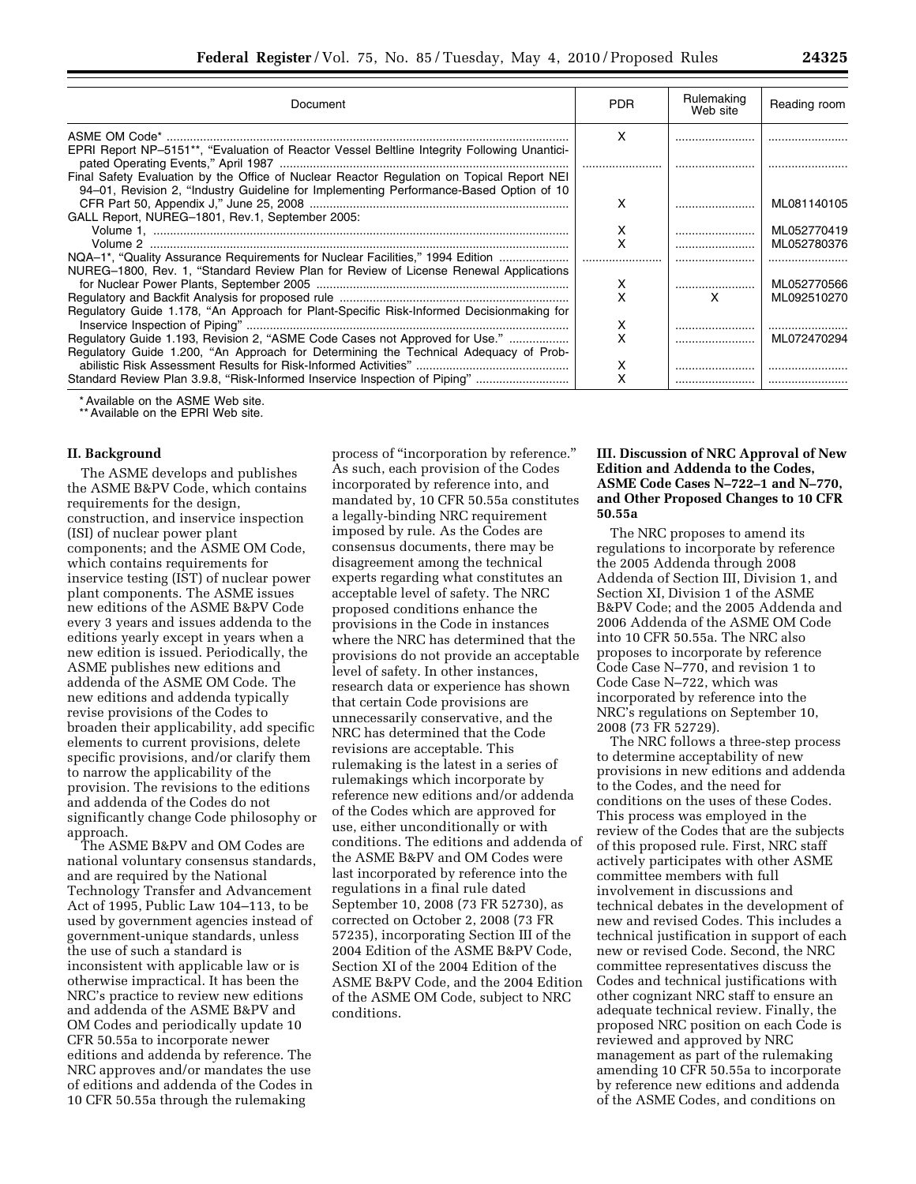| Document | PDR | Rulemaking Web site | Reading room |
|---|---|---|---|
| ASME OM Code* | X | | |
| EPRI Report NP–5151**, "Evaluation of Reactor Vessel Beltline Integrity Following Unanticipated Operating Events," April 1987 | | | |
| Final Safety Evaluation by the Office of Nuclear Reactor Regulation on Topical Report NEI 94–01, Revision 2, "Industry Guideline for Implementing Performance-Based Option of 10 CFR Part 50, Appendix J," June 25, 2008 | X | | ML081140105 |
| GALL Report, NUREG–1801, Rev.1, September 2005: | | | |
| Volume 1, | X | | ML052770419 |
| Volume 2 | X | | ML052780376 |
| NQA–1*, "Quality Assurance Requirements for Nuclear Facilities," 1994 Edition | | | |
| NUREG–1800, Rev. 1, "Standard Review Plan for Review of License Renewal Applications for Nuclear Power Plants, September 2005 | X | | ML052770566 |
| Regulatory and Backfit Analysis for proposed rule | X | X | ML092510270 |
| Regulatory Guide 1.178, "An Approach for Plant-Specific Risk-Informed Decisionmaking for Inservice Inspection of Piping" | X | | |
| Regulatory Guide 1.193, Revision 2, "ASME Code Cases not Approved for Use." | X | | ML072470294 |
| Regulatory Guide 1.200, "An Approach for Determining the Technical Adequacy of Probabilistic Risk Assessment Results for Risk-Informed Activities" | X | | |
| Standard Review Plan 3.9.8, "Risk-Informed Inservice Inspection of Piping" | X | | |

\* Available on the ASME Web site.
\*\* Available on the EPRI Web site.

## II. Background

The ASME develops and publishes the ASME B&PV Code, which contains requirements for the design, construction, and inservice inspection (ISI) of nuclear power plant components; and the ASME OM Code, which contains requirements for inservice testing (IST) of nuclear power plant components. The ASME issues new editions of the ASME B&PV Code every 3 years and issues addenda to the editions yearly except in years when a new edition is issued. Periodically, the ASME publishes new editions and addenda of the ASME OM Code. The new editions and addenda typically revise provisions of the Codes to broaden their applicability, add specific elements to current provisions, delete specific provisions, and/or clarify them to narrow the applicability of the provision. The revisions to the editions and addenda of the Codes do not significantly change Code philosophy or approach.

The ASME B&PV and OM Codes are national voluntary consensus standards, and are required by the National Technology Transfer and Advancement Act of 1995, Public Law 104–113, to be used by government agencies instead of government-unique standards, unless the use of such a standard is inconsistent with applicable law or is otherwise impractical. It has been the NRC's practice to review new editions and addenda of the ASME B&PV and OM Codes and periodically update 10 CFR 50.55a to incorporate newer editions and addenda by reference. The NRC approves and/or mandates the use of editions and addenda of the Codes in 10 CFR 50.55a through the rulemaking process of "incorporation by reference." As such, each provision of the Codes incorporated by reference into, and mandated by, 10 CFR 50.55a constitutes a legally-binding NRC requirement imposed by rule. As the Codes are consensus documents, there may be disagreement among the technical experts regarding what constitutes an acceptable level of safety. The NRC proposed conditions enhance the provisions in the Code in instances where the NRC has determined that the provisions do not provide an acceptable level of safety. In other instances, research data or experience has shown that certain Code provisions are unnecessarily conservative, and the NRC has determined that the Code revisions are acceptable. This rulemaking is the latest in a series of rulemakings which incorporate by reference new editions and/or addenda of the Codes which are approved for use, either unconditionally or with conditions. The editions and addenda of the ASME B&PV and OM Codes were last incorporated by reference into the regulations in a final rule dated September 10, 2008 (73 FR 52730), as corrected on October 2, 2008 (73 FR 57235), incorporating Section III of the 2004 Edition of the ASME B&PV Code, Section XI of the 2004 Edition of the ASME B&PV Code, and the 2004 Edition of the ASME OM Code, subject to NRC conditions.

## III. Discussion of NRC Approval of New Edition and Addenda to the Codes, ASME Code Cases N–722–1 and N–770, and Other Proposed Changes to 10 CFR 50.55a

The NRC proposes to amend its regulations to incorporate by reference the 2005 Addenda through 2008 Addenda of Section III, Division 1, and Section XI, Division 1 of the ASME B&PV Code; and the 2005 Addenda and 2006 Addenda of the ASME OM Code into 10 CFR 50.55a. The NRC also proposes to incorporate by reference Code Case N–770, and revision 1 to Code Case N–722, which was incorporated by reference into the NRC's regulations on September 10, 2008 (73 FR 52729).

The NRC follows a three-step process to determine acceptability of new provisions in new editions and addenda to the Codes, and the need for conditions on the uses of these Codes. This process was employed in the review of the Codes that are the subjects of this proposed rule. First, NRC staff actively participates with other ASME committee members with full involvement in discussions and technical debates in the development of new and revised Codes. This includes a technical justification in support of each new or revised Code. Second, the NRC committee representatives discuss the Codes and technical justifications with other cognizant NRC staff to ensure an adequate technical review. Finally, the proposed NRC position on each Code is reviewed and approved by NRC management as part of the rulemaking amending 10 CFR 50.55a to incorporate by reference new editions and addenda of the ASME Codes, and conditions on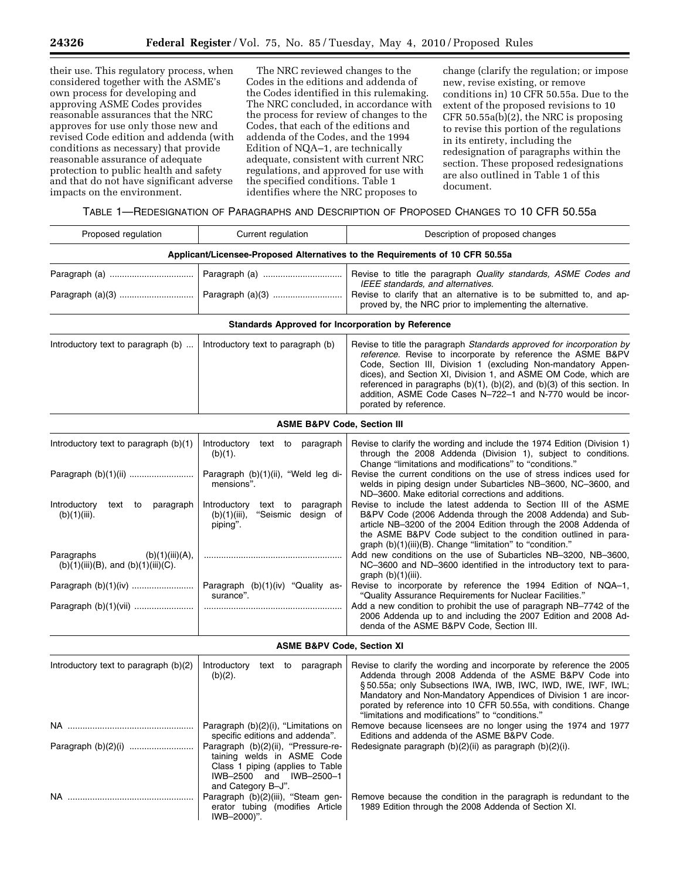their use. This regulatory process, when considered together with the ASME's own process for developing and approving ASME Codes provides reasonable assurances that the NRC approves for use only those new and revised Code edition and addenda (with conditions as necessary) that provide reasonable assurance of adequate protection to public health and safety and that do not have significant adverse impacts on the environment.

The NRC reviewed changes to the Codes in the editions and addenda of the Codes identified in this rulemaking. The NRC concluded, in accordance with the process for review of changes to the Codes, that each of the editions and addenda of the Codes, and the 1994 Edition of NQA–1, are technically adequate, consistent with current NRC regulations, and approved for use with the specified conditions. Table 1 identifies where the NRC proposes to change (clarify the regulation; or impose new, revise existing, or remove conditions in) 10 CFR 50.55a. Due to the extent of the proposed revisions to 10 CFR 50.55a(b)(2), the NRC is proposing to revise this portion of the regulations in its entirety, including the redesignation of paragraphs within the section. These proposed redesignations are also outlined in Table 1 of this document.

TABLE 1—REDESIGNATION OF PARAGRAPHS AND DESCRIPTION OF PROPOSED CHANGES TO 10 CFR 50.55a

| Proposed regulation | Current regulation | Description of proposed changes |
|---|---|---|
| **Applicant/Licensee-Proposed Alternatives to the Requirements of 10 CFR 50.55a** | | |
| Paragraph (a) | Paragraph (a) | Revise to title the paragraph *Quality standards, ASME Codes and IEEE standards, and alternatives.* |
| Paragraph (a)(3) | Paragraph (a)(3) | Revise to clarify that an alternative is to be submitted to, and approved by, the NRC prior to implementing the alternative. |
| **Standards Approved for Incorporation by Reference** | | |
| Introductory text to paragraph (b) | Introductory text to paragraph (b) | Revise to title the paragraph *Standards approved for incorporation by reference.* Revise to incorporate by reference the ASME B&PV Code, Section III, Division 1 (excluding Non-mandatory Appendices), and Section XI, Division 1, and ASME OM Code, which are referenced in paragraphs (b)(1), (b)(2), and (b)(3) of this section. In addition, ASME Code Cases N–722–1 and N-770 would be incorporated by reference. |
| **ASME B&PV Code, Section III** | | |
| Introductory text to paragraph (b)(1) | Introductory text to paragraph (b)(1). | Revise to clarify the wording and include the 1974 Edition (Division 1) through the 2008 Addenda (Division 1), subject to conditions. Change "limitations and modifications" to "conditions." |
| Paragraph (b)(1)(ii) | Paragraph (b)(1)(ii), "Weld leg dimensions". | Revise the current conditions on the use of stress indices used for welds in piping design under Subarticles NB–3600, NC–3600, and ND–3600. Make editorial corrections and additions. |
| Introductory text to paragraph (b)(1)(iii). | Introductory text to paragraph (b)(1)(iii), "Seismic design of piping". | Revise to include the latest addenda to Section III of the ASME B&PV Code (2006 Addenda through the 2008 Addenda) and Subarticle NB–3200 of the 2004 Edition through the 2008 Addenda of the ASME B&PV Code subject to the condition outlined in paragraph (b)(1)(iii)(B). Change "limitation" to "condition." |
| Paragraphs (b)(1)(iii)(A), (b)(1)(iii)(B), and (b)(1)(iii)(C). | | Add new conditions on the use of Subarticles NB–3200, NB–3600, NC–3600 and ND–3600 identified in the introductory text to paragraph (b)(1)(iii). |
| Paragraph (b)(1)(iv) | Paragraph (b)(1)(iv) "Quality assurance". | Revise to incorporate by reference the 1994 Edition of NQA–1, "Quality Assurance Requirements for Nuclear Facilities." |
| Paragraph (b)(1)(vii) | | Add a new condition to prohibit the use of paragraph NB–7742 of the 2006 Addenda up to and including the 2007 Edition and 2008 Addenda of the ASME B&PV Code, Section III. |
| **ASME B&PV Code, Section XI** | | |
| Introductory text to paragraph (b)(2) | Introductory text to paragraph (b)(2). | Revise to clarify the wording and incorporate by reference the 2005 Addenda through 2008 Addenda of the ASME B&PV Code into § 50.55a; only Subsections IWA, IWB, IWC, IWD, IWE, IWF, IWL; Mandatory and Non-Mandatory Appendices of Division 1 are incorporated by reference into 10 CFR 50.55a, with conditions. Change "limitations and modifications" to "conditions." |
| NA | Paragraph (b)(2)(i), "Limitations on specific editions and addenda". | Remove because licensees are no longer using the 1974 and 1977 Editions and addenda of the ASME B&PV Code. |
| Paragraph (b)(2)(i) | Paragraph (b)(2)(ii), "Pressure-retaining welds in ASME Code Class 1 piping (applies to Table IWB–2500 and IWB–2500–1 and Category B–J". | Redesignate paragraph (b)(2)(ii) as paragraph (b)(2)(i). |
| NA | Paragraph (b)(2)(iii), "Steam generator tubing (modifies Article IWB–2000)". | Remove because the condition in the paragraph is redundant to the 1989 Edition through the 2008 Addenda of Section XI. |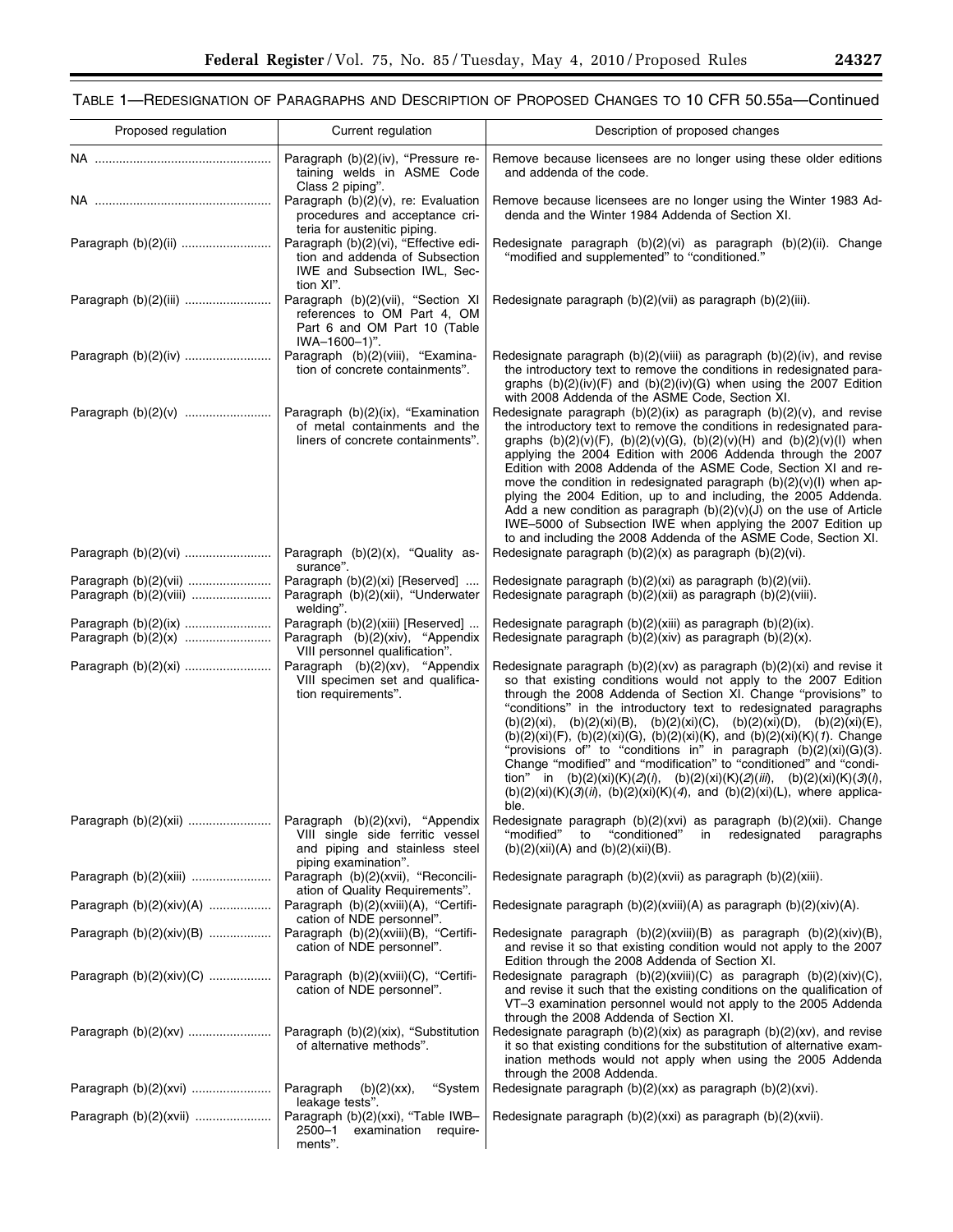TABLE 1—REDESIGNATION OF PARAGRAPHS AND DESCRIPTION OF PROPOSED CHANGES TO 10 CFR 50.55a—Continued

| Proposed regulation | Current regulation | Description of proposed changes |
|---|---|---|
| NA | Paragraph (b)(2)(iv), "Pressure retaining welds in ASME Code Class 2 piping". | Remove because licensees are no longer using these older editions and addenda of the code. |
| NA | Paragraph (b)(2)(v), re: Evaluation procedures and acceptance criteria for austenitic piping. | Remove because licensees are no longer using the Winter 1983 Addenda and the Winter 1984 Addenda of Section XI. |
| Paragraph (b)(2)(ii) | Paragraph (b)(2)(vi), "Effective edition and addenda of Subsection IWE and Subsection IWL, Section XI". | Redesignate paragraph (b)(2)(vi) as paragraph (b)(2)(ii). Change "modified and supplemented" to "conditioned." |
| Paragraph (b)(2)(iii) | Paragraph (b)(2)(vii), "Section XI references to OM Part 4, OM Part 6 and OM Part 10 (Table IWA–1600–1)". | Redesignate paragraph (b)(2)(vii) as paragraph (b)(2)(iii). |
| Paragraph (b)(2)(iv) | Paragraph (b)(2)(viii), "Examination of concrete containments". | Redesignate paragraph (b)(2)(viii) as paragraph (b)(2)(iv), and revise the introductory text to remove the conditions in redesignated paragraphs (b)(2)(iv)(F) and (b)(2)(iv)(G) when using the 2007 Edition with 2008 Addenda of the ASME Code, Section XI. |
| Paragraph (b)(2)(v) | Paragraph (b)(2)(ix), "Examination of metal containments and the liners of concrete containments". | Redesignate paragraph (b)(2)(ix) as paragraph (b)(2)(v), and revise the introductory text to remove the conditions in redesignated paragraphs (b)(2)(v)(F), (b)(2)(v)(G), (b)(2)(v)(H) and (b)(2)(v)(I) when applying the 2004 Edition with 2006 Addenda through the 2007 Edition with 2008 Addenda of the ASME Code, Section XI and remove the condition in redesignated paragraph (b)(2)(v)(I) when applying the 2004 Edition, up to and including, the 2005 Addenda. Add a new condition as paragraph (b)(2)(v)(J) on the use of Article IWE–5000 of Subsection IWE when applying the 2007 Edition up to and including the 2008 Addenda of the ASME Code, Section XI. |
| Paragraph (b)(2)(vi) | Paragraph (b)(2)(x), "Quality assurance". | Redesignate paragraph (b)(2)(x) as paragraph (b)(2)(vi). |
| Paragraph (b)(2)(vii) | Paragraph (b)(2)(xi) [Reserved] | Redesignate paragraph (b)(2)(xi) as paragraph (b)(2)(vii). |
| Paragraph (b)(2)(viii) | Paragraph (b)(2)(xii), "Underwater welding". | Redesignate paragraph (b)(2)(xii) as paragraph (b)(2)(viii). |
| Paragraph (b)(2)(ix) | Paragraph (b)(2)(xiii) [Reserved] | Redesignate paragraph (b)(2)(xiii) as paragraph (b)(2)(ix). |
| Paragraph (b)(2)(x) | Paragraph (b)(2)(xiv), "Appendix VIII personnel qualification". | Redesignate paragraph (b)(2)(xiv) as paragraph (b)(2)(x). |
| Paragraph (b)(2)(xi) | Paragraph (b)(2)(xv), "Appendix VIII specimen set and qualification requirements". | Redesignate paragraph (b)(2)(xv) as paragraph (b)(2)(xi) and revise it so that existing conditions would not apply to the 2007 Edition through the 2008 Addenda of Section XI. Change "provisions" to "conditions" in the introductory text to redesignated paragraphs (b)(2)(xi), (b)(2)(xi)(B), (b)(2)(xi)(C), (b)(2)(xi)(D), (b)(2)(xi)(E), (b)(2)(xi)(F), (b)(2)(xi)(G), (b)(2)(xi)(K), and (b)(2)(xi)(K)(*1*). Change "provisions of" to "conditions in" in paragraph (b)(2)(xi)(G)(3). Change "modified" and "modification" to "conditioned" and "condition" in (b)(2)(xi)(K)(*2*)(*i*), (b)(2)(xi)(K)(*2*)(*iii*), (b)(2)(xi)(K)(*3*)(*i*), (b)(2)(xi)(K)(*3*)(*ii*), (b)(2)(xi)(K)(*4*), and (b)(2)(xi)(L), where applicable. |
| Paragraph (b)(2)(xii) | Paragraph (b)(2)(xvi), "Appendix VIII single side ferritic vessel and piping and stainless steel piping examination". | Redesignate paragraph (b)(2)(xvi) as paragraph (b)(2)(xii). Change "modified" to "conditioned" in redesignated paragraphs (b)(2)(xii)(A) and (b)(2)(xii)(B). |
| Paragraph (b)(2)(xiii) | Paragraph (b)(2)(xvii), "Reconciliation of Quality Requirements". | Redesignate paragraph (b)(2)(xvii) as paragraph (b)(2)(xiii). |
| Paragraph (b)(2)(xiv)(A) | Paragraph (b)(2)(xviii)(A), "Certification of NDE personnel". | Redesignate paragraph (b)(2)(xviii)(A) as paragraph (b)(2)(xiv)(A). |
| Paragraph (b)(2)(xiv)(B) | Paragraph (b)(2)(xviii)(B), "Certification of NDE personnel". | Redesignate paragraph (b)(2)(xviii)(B) as paragraph (b)(2)(xiv)(B), and revise it so that existing condition would not apply to the 2007 Edition through the 2008 Addenda of Section XI. |
| Paragraph (b)(2)(xiv)(C) | Paragraph (b)(2)(xviii)(C), "Certification of NDE personnel". | Redesignate paragraph (b)(2)(xviii)(C) as paragraph (b)(2)(xiv)(C), and revise it such that the existing conditions on the qualification of VT–3 examination personnel would not apply to the 2005 Addenda through the 2008 Addenda of Section XI. |
| Paragraph (b)(2)(xv) | Paragraph (b)(2)(xix), "Substitution of alternative methods". | Redesignate paragraph (b)(2)(xix) as paragraph (b)(2)(xv), and revise it so that existing conditions for the substitution of alternative examination methods would not apply when using the 2005 Addenda through the 2008 Addenda. |
| Paragraph (b)(2)(xvi) | Paragraph (b)(2)(xx), "System leakage tests". | Redesignate paragraph (b)(2)(xx) as paragraph (b)(2)(xvi). |
| Paragraph (b)(2)(xvii) | Paragraph (b)(2)(xxi), "Table IWB–2500–1 examination requirements". | Redesignate paragraph (b)(2)(xxi) as paragraph (b)(2)(xvii). |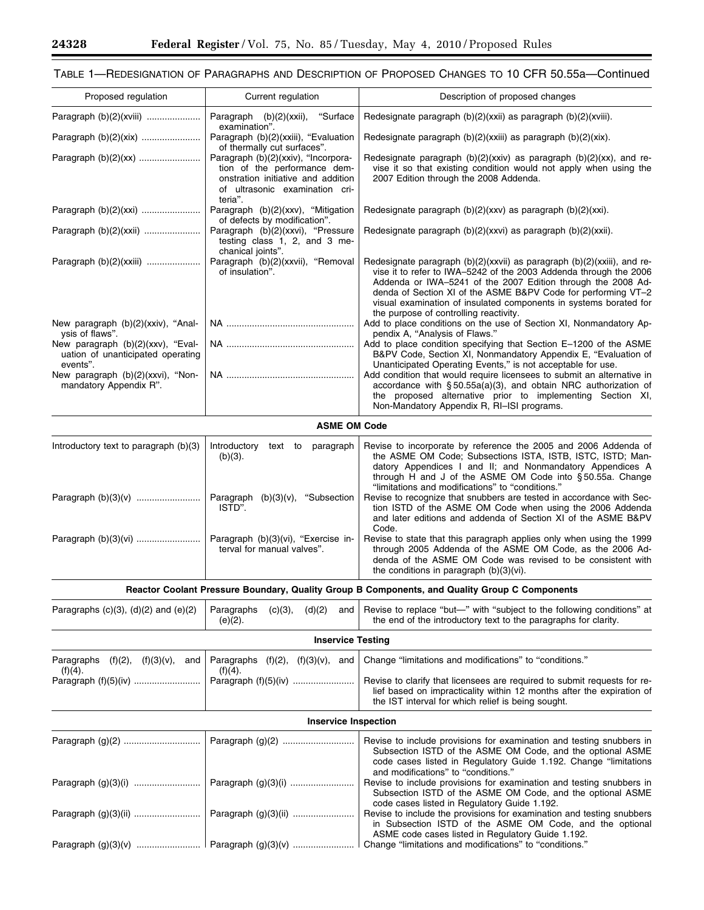## TABLE 1—REDESIGNATION OF PARAGRAPHS AND DESCRIPTION OF PROPOSED CHANGES TO 10 CFR 50.55a—Continued

| Proposed regulation | Current regulation | Description of proposed changes |
|---|---|---|
| Paragraph (b)(2)(xviii) | Paragraph (b)(2)(xxii), "Surface examination". | Redesignate paragraph (b)(2)(xxii) as paragraph (b)(2)(xviii). |
| Paragraph (b)(2)(xix) | Paragraph (b)(2)(xxiii), "Evaluation of thermally cut surfaces". | Redesignate paragraph (b)(2)(xxiii) as paragraph (b)(2)(xix). |
| Paragraph (b)(2)(xx) | Paragraph (b)(2)(xxiv), "Incorporation of the performance demonstration initiative and addition of ultrasonic examination criteria". | Redesignate paragraph (b)(2)(xxiv) as paragraph (b)(2)(xx), and revise it so that existing condition would not apply when using the 2007 Edition through the 2008 Addenda. |
| Paragraph (b)(2)(xxi) | Paragraph (b)(2)(xxv), "Mitigation of defects by modification". | Redesignate paragraph (b)(2)(xxv) as paragraph (b)(2)(xxi). |
| Paragraph (b)(2)(xxii) | Paragraph (b)(2)(xxvi), "Pressure testing class 1, 2, and 3 mechanical joints". | Redesignate paragraph (b)(2)(xxvi) as paragraph (b)(2)(xxii). |
| Paragraph (b)(2)(xxiii) | Paragraph (b)(2)(xxvii), "Removal of insulation". | Redesignate paragraph (b)(2)(xxvii) as paragraph (b)(2)(xxiii), and revise it to refer to IWA–5242 of the 2003 Addenda through the 2006 Addenda or IWA–5241 of the 2007 Edition through the 2008 Addenda of Section XI of the ASME B&PV Code for performing VT–2 visual examination of insulated components in systems borated for the purpose of controlling reactivity. |
| New paragraph (b)(2)(xxiv), "Analysis of flaws". | NA | Add to place conditions on the use of Section XI, Nonmandatory Appendix A, "Analysis of Flaws." |
| New paragraph (b)(2)(xxv), "Evaluation of unanticipated operating events". | NA | Add to place condition specifying that Section E–1200 of the ASME B&PV Code, Section XI, Nonmandatory Appendix E, "Evaluation of Unanticipated Operating Events," is not acceptable for use. |
| New paragraph (b)(2)(xxvi), "Nonmandatory Appendix R". | NA | Add condition that would require licensees to submit an alternative in accordance with § 50.55a(a)(3), and obtain NRC authorization of the proposed alternative prior to implementing Section XI, Non-Mandatory Appendix R, RI–ISI programs. |
| **ASME OM Code** | | |
| Introductory text to paragraph (b)(3) | Introductory text to paragraph (b)(3). | Revise to incorporate by reference the 2005 and 2006 Addenda of the ASME OM Code; Subsections ISTA, ISTB, ISTC, ISTD; Mandatory Appendices I and II; and Nonmandatory Appendices A through H and J of the ASME OM Code into § 50.55a. Change "limitations and modifications" to "conditions." |
| Paragraph (b)(3)(v) | Paragraph (b)(3)(v), "Subsection ISTD". | Revise to recognize that snubbers are tested in accordance with Section ISTD of the ASME OM Code when using the 2006 Addenda and later editions and addenda of Section XI of the ASME B&PV Code. |
| Paragraph (b)(3)(vi) | Paragraph (b)(3)(vi), "Exercise interval for manual valves". | Revise to state that this paragraph applies only when using the 1999 through 2005 Addenda of the ASME OM Code, as the 2006 Addenda of the ASME OM Code was revised to be consistent with the conditions in paragraph (b)(3)(vi). |
| **Reactor Coolant Pressure Boundary, Quality Group B Components, and Quality Group C Components** | | |
| Paragraphs (c)(3), (d)(2) and (e)(2) | Paragraphs (c)(3), (d)(2) and (e)(2). | Revise to replace "but—" with "subject to the following conditions" at the end of the introductory text to the paragraphs for clarity. |
| **Inservice Testing** | | |
| Paragraphs (f)(2), (f)(3)(v), and (f)(4). | Paragraphs (f)(2), (f)(3)(v), and (f)(4). | Change "limitations and modifications" to "conditions." |
| Paragraph (f)(5)(iv) | Paragraph (f)(5)(iv) | Revise to clarify that licensees are required to submit requests for relief based on impracticality within 12 months after the expiration of the IST interval for which relief is being sought. |
| **Inservice Inspection** | | |
| Paragraph (g)(2) | Paragraph (g)(2) | Revise to include provisions for examination and testing snubbers in Subsection ISTD of the ASME OM Code, and the optional ASME code cases listed in Regulatory Guide 1.192. Change "limitations and modifications" to "conditions." |
| Paragraph (g)(3)(i) | Paragraph (g)(3)(i) | Revise to include provisions for examination and testing snubbers in Subsection ISTD of the ASME OM Code, and the optional ASME code cases listed in Regulatory Guide 1.192. |
| Paragraph (g)(3)(ii) | Paragraph (g)(3)(ii) | Revise to include the provisions for examination and testing snubbers in Subsection ISTD of the ASME OM Code, and the optional ASME code cases listed in Regulatory Guide 1.192. |
| Paragraph (g)(3)(v) | Paragraph (g)(3)(v) | Change "limitations and modifications" to "conditions." |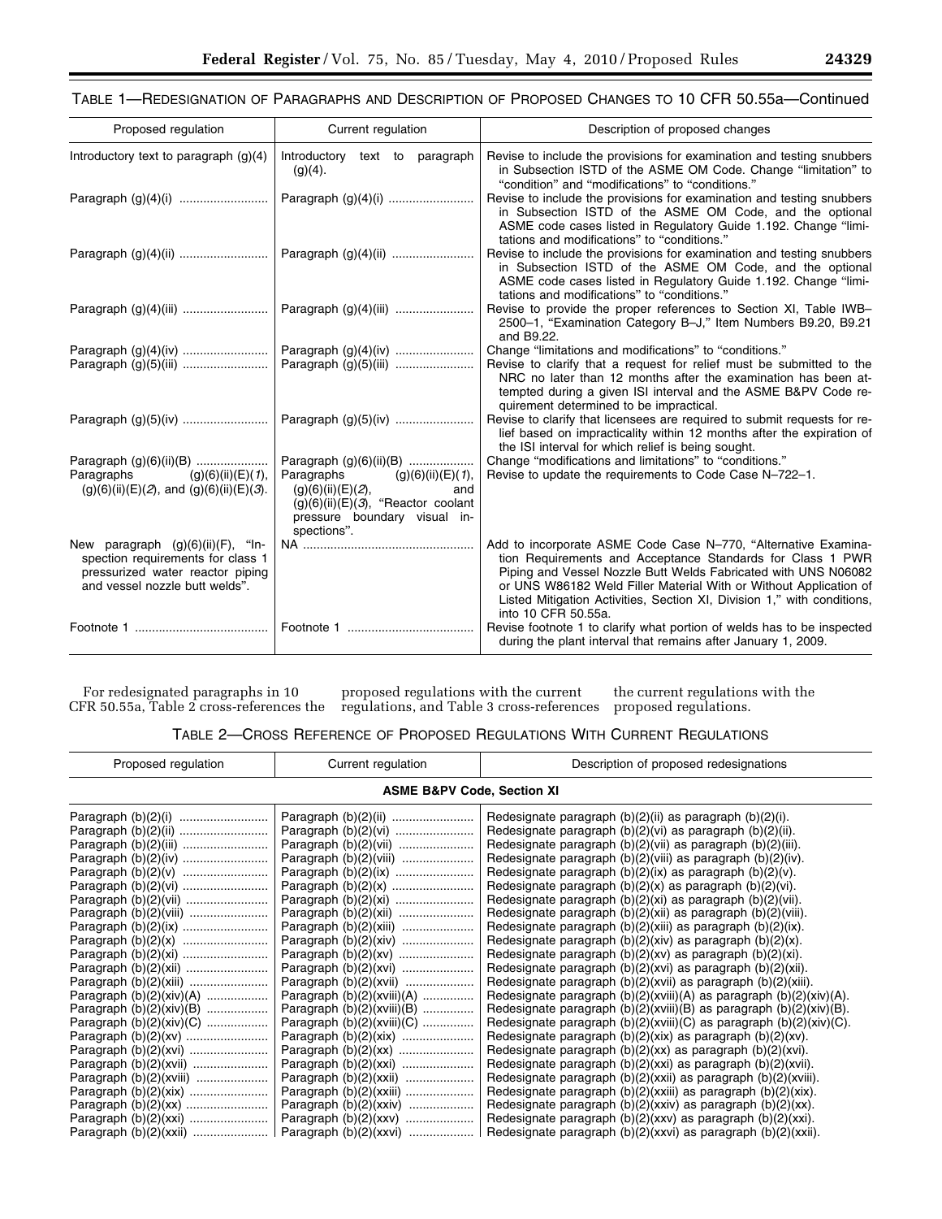TABLE 1—REDESIGNATION OF PARAGRAPHS AND DESCRIPTION OF PROPOSED CHANGES TO 10 CFR 50.55a—Continued

| Proposed regulation | Current regulation | Description of proposed changes |
|---|---|---|
| Introductory text to paragraph (g)(4) | Introductory text to paragraph (g)(4). | Revise to include the provisions for examination and testing snubbers in Subsection ISTD of the ASME OM Code. Change "limitation" to "condition" and "modifications" to "conditions." |
| Paragraph (g)(4)(i) | Paragraph (g)(4)(i) | Revise to include the provisions for examination and testing snubbers in Subsection ISTD of the ASME OM Code, and the optional ASME code cases listed in Regulatory Guide 1.192. Change "limitations and modifications" to "conditions." |
| Paragraph (g)(4)(ii) | Paragraph (g)(4)(ii) | Revise to include the provisions for examination and testing snubbers in Subsection ISTD of the ASME OM Code, and the optional ASME code cases listed in Regulatory Guide 1.192. Change "limitations and modifications" to "conditions." |
| Paragraph (g)(4)(iii) | Paragraph (g)(4)(iii) | Revise to provide the proper references to Section XI, Table IWB–2500–1, "Examination Category B–J," Item Numbers B9.20, B9.21 and B9.22. |
| Paragraph (g)(4)(iv) | Paragraph (g)(4)(iv) | Change "limitations and modifications" to "conditions." |
| Paragraph (g)(5)(iii) | Paragraph (g)(5)(iii) | Revise to clarify that a request for relief must be submitted to the NRC no later than 12 months after the examination has been attempted during a given ISI interval and the ASME B&PV Code requirement determined to be impractical. |
| Paragraph (g)(5)(iv) | Paragraph (g)(5)(iv) | Revise to clarify that licensees are required to submit requests for relief based on impracticality within 12 months after the expiration of the ISI interval for which relief is being sought. |
| Paragraph (g)(6)(ii)(B) | Paragraph (g)(6)(ii)(B) | Change "modifications and limitations" to "conditions." |
| Paragraphs (g)(6)(ii)(E)(*1*), (g)(6)(ii)(E)(*2*), and (g)(6)(ii)(E)(*3*). | Paragraphs (g)(6)(ii)(E)(*1*), (g)(6)(ii)(E)(*2*), and (g)(6)(ii)(E)(*3*), "Reactor coolant pressure boundary visual inspections". | Revise to update the requirements to Code Case N–722–1. |
| New paragraph (g)(6)(ii)(F), "Inspection requirements for class 1 pressurized water reactor piping and vessel nozzle butt welds". | NA | Add to incorporate ASME Code Case N–770, "Alternative Examination Requirements and Acceptance Standards for Class 1 PWR Piping and Vessel Nozzle Butt Welds Fabricated with UNS N06082 or UNS W86182 Weld Filler Material With or Without Application of Listed Mitigation Activities, Section XI, Division 1," with conditions, into 10 CFR 50.55a. |
| Footnote 1 | Footnote 1 | Revise footnote 1 to clarify what portion of welds has to be inspected during the plant interval that remains after January 1, 2009. |

For redesignated paragraphs in 10 CFR 50.55a, Table 2 cross-references the proposed regulations with the current regulations, and Table 3 cross-references the current regulations with the proposed regulations.

TABLE 2—CROSS REFERENCE OF PROPOSED REGULATIONS WITH CURRENT REGULATIONS

| Proposed regulation | Current regulation | Description of proposed redesignations |
|---|---|---|
| **ASME B&PV Code, Section XI** | | |
| Paragraph (b)(2)(i) | Paragraph (b)(2)(ii) | Redesignate paragraph (b)(2)(ii) as paragraph (b)(2)(i). |
| Paragraph (b)(2)(ii) | Paragraph (b)(2)(vi) | Redesignate paragraph (b)(2)(vi) as paragraph (b)(2)(ii). |
| Paragraph (b)(2)(iii) | Paragraph (b)(2)(vii) | Redesignate paragraph (b)(2)(vii) as paragraph (b)(2)(iii). |
| Paragraph (b)(2)(iv) | Paragraph (b)(2)(viii) | Redesignate paragraph (b)(2)(viii) as paragraph (b)(2)(iv). |
| Paragraph (b)(2)(v) | Paragraph (b)(2)(ix) | Redesignate paragraph (b)(2)(ix) as paragraph (b)(2)(v). |
| Paragraph (b)(2)(vi) | Paragraph (b)(2)(x) | Redesignate paragraph (b)(2)(x) as paragraph (b)(2)(vi). |
| Paragraph (b)(2)(vii) | Paragraph (b)(2)(xi) | Redesignate paragraph (b)(2)(xi) as paragraph (b)(2)(vii). |
| Paragraph (b)(2)(viii) | Paragraph (b)(2)(xii) | Redesignate paragraph (b)(2)(xii) as paragraph (b)(2)(viii). |
| Paragraph (b)(2)(ix) | Paragraph (b)(2)(xiii) | Redesignate paragraph (b)(2)(xiii) as paragraph (b)(2)(ix). |
| Paragraph (b)(2)(x) | Paragraph (b)(2)(xiv) | Redesignate paragraph (b)(2)(xiv) as paragraph (b)(2)(x). |
| Paragraph (b)(2)(xi) | Paragraph (b)(2)(xv) | Redesignate paragraph (b)(2)(xv) as paragraph (b)(2)(xi). |
| Paragraph (b)(2)(xii) | Paragraph (b)(2)(xvi) | Redesignate paragraph (b)(2)(xvi) as paragraph (b)(2)(xii). |
| Paragraph (b)(2)(xiii) | Paragraph (b)(2)(xvii) | Redesignate paragraph (b)(2)(xvii) as paragraph (b)(2)(xiii). |
| Paragraph (b)(2)(xiv)(A) | Paragraph (b)(2)(xviii)(A) | Redesignate paragraph (b)(2)(xviii)(A) as paragraph (b)(2)(xiv)(A). |
| Paragraph (b)(2)(xiv)(B) | Paragraph (b)(2)(xviii)(B) | Redesignate paragraph (b)(2)(xviii)(B) as paragraph (b)(2)(xiv)(B). |
| Paragraph (b)(2)(xiv)(C) | Paragraph (b)(2)(xviii)(C) | Redesignate paragraph (b)(2)(xviii)(C) as paragraph (b)(2)(xiv)(C). |
| Paragraph (b)(2)(xv) | Paragraph (b)(2)(xix) | Redesignate paragraph (b)(2)(xix) as paragraph (b)(2)(xv). |
| Paragraph (b)(2)(xvi) | Paragraph (b)(2)(xx) | Redesignate paragraph (b)(2)(xx) as paragraph (b)(2)(xvi). |
| Paragraph (b)(2)(xvii) | Paragraph (b)(2)(xxi) | Redesignate paragraph (b)(2)(xxi) as paragraph (b)(2)(xvii). |
| Paragraph (b)(2)(xviii) | Paragraph (b)(2)(xxii) | Redesignate paragraph (b)(2)(xxii) as paragraph (b)(2)(xviii). |
| Paragraph (b)(2)(xix) | Paragraph (b)(2)(xxiii) | Redesignate paragraph (b)(2)(xxiii) as paragraph (b)(2)(xix). |
| Paragraph (b)(2)(xx) | Paragraph (b)(2)(xxiv) | Redesignate paragraph (b)(2)(xxiv) as paragraph (b)(2)(xx). |
| Paragraph (b)(2)(xxi) | Paragraph (b)(2)(xxv) | Redesignate paragraph (b)(2)(xxv) as paragraph (b)(2)(xxi). |
| Paragraph (b)(2)(xxii) | Paragraph (b)(2)(xxvi) | Redesignate paragraph (b)(2)(xxvi) as paragraph (b)(2)(xxii). |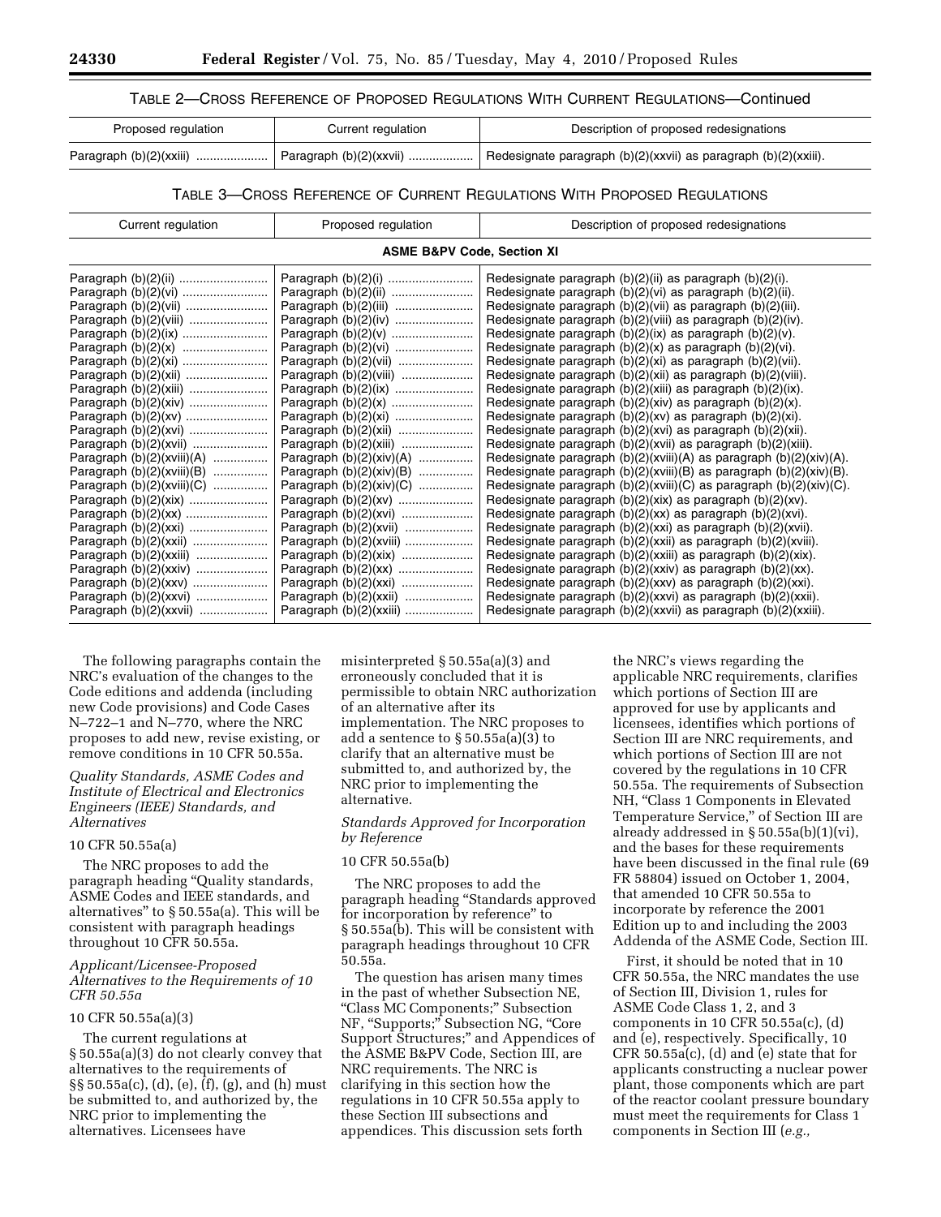TABLE 2—CROSS REFERENCE OF PROPOSED REGULATIONS WITH CURRENT REGULATIONS—Continued

| Proposed regulation | Current regulation | Description of proposed redesignations |
| --- | --- | --- |
| Paragraph (b)(2)(xxiii) | Paragraph (b)(2)(xxvii) | Redesignate paragraph (b)(2)(xxvii) as paragraph (b)(2)(xxiii). |

TABLE 3—CROSS REFERENCE OF CURRENT REGULATIONS WITH PROPOSED REGULATIONS

| Current regulation | Proposed regulation | Description of proposed redesignations |
| --- | --- | --- |
| **ASME B&PV Code, Section XI** | | |
| Paragraph (b)(2)(ii) | Paragraph (b)(2)(i) | Redesignate paragraph (b)(2)(ii) as paragraph (b)(2)(i). |
| Paragraph (b)(2)(vi) | Paragraph (b)(2)(ii) | Redesignate paragraph (b)(2)(vi) as paragraph (b)(2)(ii). |
| Paragraph (b)(2)(vii) | Paragraph (b)(2)(iii) | Redesignate paragraph (b)(2)(vii) as paragraph (b)(2)(iii). |
| Paragraph (b)(2)(viii) | Paragraph (b)(2)(iv) | Redesignate paragraph (b)(2)(viii) as paragraph (b)(2)(iv). |
| Paragraph (b)(2)(ix) | Paragraph (b)(2)(v) | Redesignate paragraph (b)(2)(ix) as paragraph (b)(2)(v). |
| Paragraph (b)(2)(x) | Paragraph (b)(2)(vi) | Redesignate paragraph (b)(2)(x) as paragraph (b)(2)(vi). |
| Paragraph (b)(2)(xi) | Paragraph (b)(2)(vii) | Redesignate paragraph (b)(2)(xi) as paragraph (b)(2)(vii). |
| Paragraph (b)(2)(xii) | Paragraph (b)(2)(viii) | Redesignate paragraph (b)(2)(xii) as paragraph (b)(2)(viii). |
| Paragraph (b)(2)(xiii) | Paragraph (b)(2)(ix) | Redesignate paragraph (b)(2)(xiii) as paragraph (b)(2)(ix). |
| Paragraph (b)(2)(xiv) | Paragraph (b)(2)(x) | Redesignate paragraph (b)(2)(xiv) as paragraph (b)(2)(x). |
| Paragraph (b)(2)(xv) | Paragraph (b)(2)(xi) | Redesignate paragraph (b)(2)(xv) as paragraph (b)(2)(xi). |
| Paragraph (b)(2)(xvi) | Paragraph (b)(2)(xii) | Redesignate paragraph (b)(2)(xvi) as paragraph (b)(2)(xii). |
| Paragraph (b)(2)(xvii) | Paragraph (b)(2)(xiii) | Redesignate paragraph (b)(2)(xvii) as paragraph (b)(2)(xiii). |
| Paragraph (b)(2)(xviii)(A) | Paragraph (b)(2)(xiv)(A) | Redesignate paragraph (b)(2)(xviii)(A) as paragraph (b)(2)(xiv)(A). |
| Paragraph (b)(2)(xviii)(B) | Paragraph (b)(2)(xiv)(B) | Redesignate paragraph (b)(2)(xviii)(B) as paragraph (b)(2)(xiv)(B). |
| Paragraph (b)(2)(xviii)(C) | Paragraph (b)(2)(xiv)(C) | Redesignate paragraph (b)(2)(xviii)(C) as paragraph (b)(2)(xiv)(C). |
| Paragraph (b)(2)(xix) | Paragraph (b)(2)(xv) | Redesignate paragraph (b)(2)(xix) as paragraph (b)(2)(xv). |
| Paragraph (b)(2)(xx) | Paragraph (b)(2)(xvi) | Redesignate paragraph (b)(2)(xx) as paragraph (b)(2)(xvi). |
| Paragraph (b)(2)(xxi) | Paragraph (b)(2)(xvii) | Redesignate paragraph (b)(2)(xxi) as paragraph (b)(2)(xvii). |
| Paragraph (b)(2)(xxii) | Paragraph (b)(2)(xviii) | Redesignate paragraph (b)(2)(xxii) as paragraph (b)(2)(xviii). |
| Paragraph (b)(2)(xxiii) | Paragraph (b)(2)(xix) | Redesignate paragraph (b)(2)(xxiii) as paragraph (b)(2)(xix). |
| Paragraph (b)(2)(xxiv) | Paragraph (b)(2)(xx) | Redesignate paragraph (b)(2)(xxiv) as paragraph (b)(2)(xx). |
| Paragraph (b)(2)(xxv) | Paragraph (b)(2)(xxi) | Redesignate paragraph (b)(2)(xxv) as paragraph (b)(2)(xxi). |
| Paragraph (b)(2)(xxvi) | Paragraph (b)(2)(xxii) | Redesignate paragraph (b)(2)(xxvi) as paragraph (b)(2)(xxii). |
| Paragraph (b)(2)(xxvii) | Paragraph (b)(2)(xxiii) | Redesignate paragraph (b)(2)(xxvii) as paragraph (b)(2)(xxiii). |

The following paragraphs contain the NRC's evaluation of the changes to the Code editions and addenda (including new Code provisions) and Code Cases N–722–1 and N–770, where the NRC proposes to add new, revise existing, or remove conditions in 10 CFR 50.55a.

*Quality Standards, ASME Codes and Institute of Electrical and Electronics Engineers (IEEE) Standards, and Alternatives*

10 CFR 50.55a(a)

The NRC proposes to add the paragraph heading "Quality standards, ASME Codes and IEEE standards, and alternatives" to § 50.55a(a). This will be consistent with paragraph headings throughout 10 CFR 50.55a.

*Applicant/Licensee-Proposed Alternatives to the Requirements of 10 CFR 50.55a*

10 CFR 50.55a(a)(3)

The current regulations at § 50.55a(a)(3) do not clearly convey that alternatives to the requirements of §§ 50.55a(c), (d), (e), (f), (g), and (h) must be submitted to, and authorized by, the NRC prior to implementing the alternatives. Licensees have misinterpreted § 50.55a(a)(3) and erroneously concluded that it is permissible to obtain NRC authorization of an alternative after its implementation. The NRC proposes to add a sentence to § 50.55a(a)(3) to clarify that an alternative must be submitted to, and authorized by, the NRC prior to implementing the alternative.

*Standards Approved for Incorporation by Reference*

10 CFR 50.55a(b)

The NRC proposes to add the paragraph heading "Standards approved for incorporation by reference" to § 50.55a(b). This will be consistent with paragraph headings throughout 10 CFR 50.55a.

The question has arisen many times in the past of whether Subsection NE, "Class MC Components;" Subsection NF, "Supports;" Subsection NG, "Core Support Structures;" and Appendices of the ASME B&PV Code, Section III, are NRC requirements. The NRC is clarifying in this section how the regulations in 10 CFR 50.55a apply to these Section III subsections and appendices. This discussion sets forth the NRC's views regarding the applicable NRC requirements, clarifies which portions of Section III are approved for use by applicants and licensees, identifies which portions of Section III are NRC requirements, and which portions of Section III are not covered by the regulations in 10 CFR 50.55a. The requirements of Subsection NH, "Class 1 Components in Elevated Temperature Service," of Section III are already addressed in § 50.55a(b)(1)(vi), and the bases for these requirements have been discussed in the final rule (69 FR 58804) issued on October 1, 2004, that amended 10 CFR 50.55a to incorporate by reference the 2001 Edition up to and including the 2003 Addenda of the ASME Code, Section III.

First, it should be noted that in 10 CFR 50.55a, the NRC mandates the use of Section III, Division 1, rules for ASME Code Class 1, 2, and 3 components in 10 CFR 50.55a(c), (d) and (e), respectively. Specifically, 10 CFR 50.55a(c), (d) and (e) state that for applicants constructing a nuclear power plant, those components which are part of the reactor coolant pressure boundary must meet the requirements for Class 1 components in Section III (*e.g.,*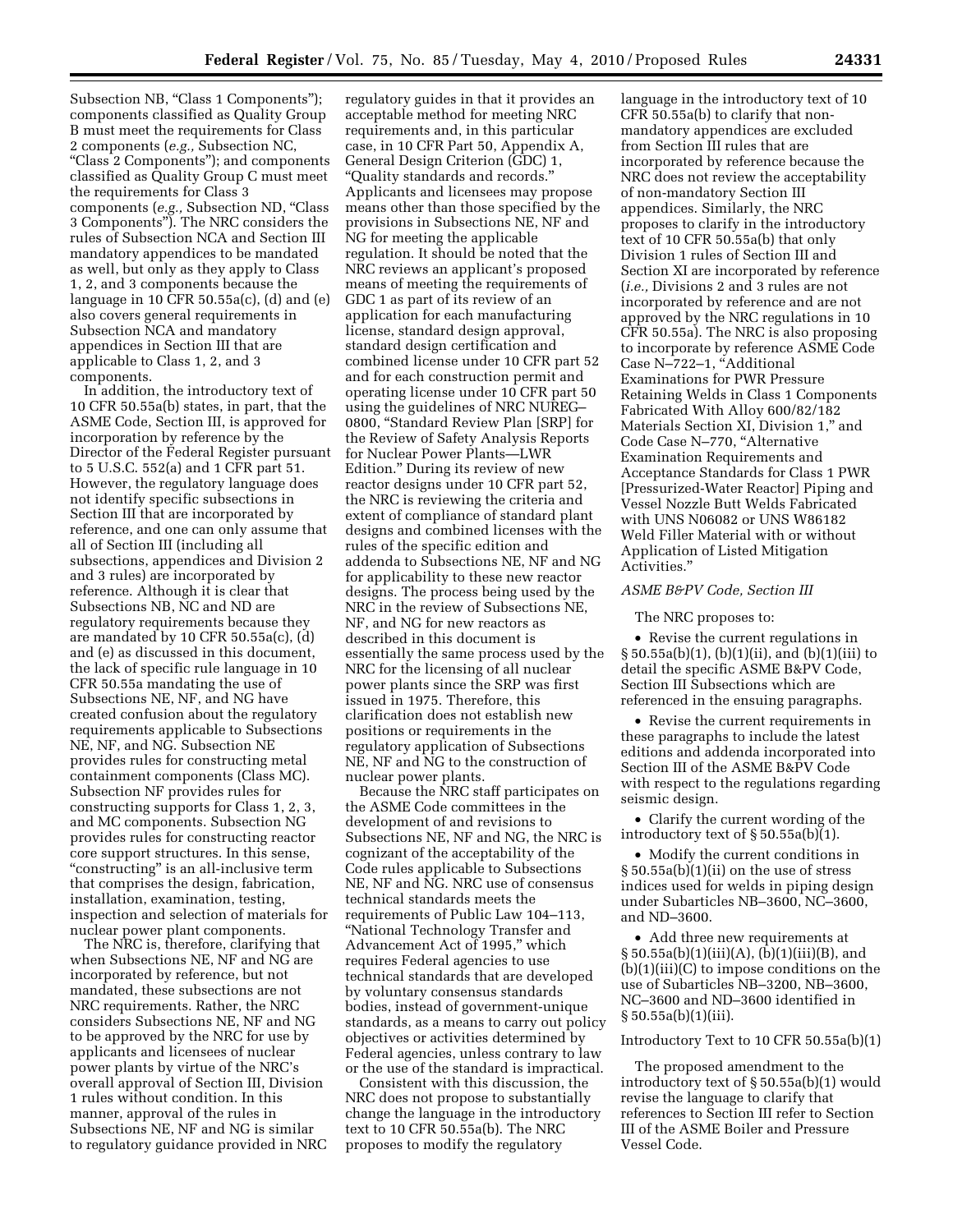Subsection NB, "Class 1 Components"); components classified as Quality Group B must meet the requirements for Class 2 components (*e.g.,* Subsection NC, "Class 2 Components"); and components classified as Quality Group C must meet the requirements for Class 3 components (*e.g.,* Subsection ND, "Class 3 Components"). The NRC considers the rules of Subsection NCA and Section III mandatory appendices to be mandated as well, but only as they apply to Class 1, 2, and 3 components because the language in 10 CFR 50.55a(c), (d) and (e) also covers general requirements in Subsection NCA and mandatory appendices in Section III that are applicable to Class 1, 2, and 3 components.

In addition, the introductory text of 10 CFR 50.55a(b) states, in part, that the ASME Code, Section III, is approved for incorporation by reference by the Director of the Federal Register pursuant to 5 U.S.C. 552(a) and 1 CFR part 51. However, the regulatory language does not identify specific subsections in Section III that are incorporated by reference, and one can only assume that all of Section III (including all subsections, appendices and Division 2 and 3 rules) are incorporated by reference. Although it is clear that Subsections NB, NC and ND are regulatory requirements because they are mandated by 10 CFR 50.55a(c), (d) and (e) as discussed in this document, the lack of specific rule language in 10 CFR 50.55a mandating the use of Subsections NE, NF, and NG have created confusion about the regulatory requirements applicable to Subsections NE, NF, and NG. Subsection NE provides rules for constructing metal containment components (Class MC). Subsection NF provides rules for constructing supports for Class 1, 2, 3, and MC components. Subsection NG provides rules for constructing reactor core support structures. In this sense, "constructing" is an all-inclusive term that comprises the design, fabrication, installation, examination, testing, inspection and selection of materials for nuclear power plant components.

The NRC is, therefore, clarifying that when Subsections NE, NF and NG are incorporated by reference, but not mandated, these subsections are not NRC requirements. Rather, the NRC considers Subsections NE, NF and NG to be approved by the NRC for use by applicants and licensees of nuclear power plants by virtue of the NRC's overall approval of Section III, Division 1 rules without condition. In this manner, approval of the rules in Subsections NE, NF and NG is similar to regulatory guidance provided in NRC regulatory guides in that it provides an acceptable method for meeting NRC requirements and, in this particular case, in 10 CFR Part 50, Appendix A, General Design Criterion (GDC) 1, "Quality standards and records." Applicants and licensees may propose means other than those specified by the provisions in Subsections NE, NF and NG for meeting the applicable regulation. It should be noted that the NRC reviews an applicant's proposed means of meeting the requirements of GDC 1 as part of its review of an application for each manufacturing license, standard design approval, standard design certification and combined license under 10 CFR part 52 and for each construction permit and operating license under 10 CFR part 50 using the guidelines of NRC NUREG–0800, "Standard Review Plan [SRP] for the Review of Safety Analysis Reports for Nuclear Power Plants—LWR Edition." During its review of new reactor designs under 10 CFR part 52, the NRC is reviewing the criteria and extent of compliance of standard plant designs and combined licenses with the rules of the specific edition and addenda to Subsections NE, NF and NG for applicability to these new reactor designs. The process being used by the NRC in the review of Subsections NE, NF, and NG for new reactors as described in this document is essentially the same process used by the NRC for the licensing of all nuclear power plants since the SRP was first issued in 1975. Therefore, this clarification does not establish new positions or requirements in the regulatory application of Subsections NE, NF and NG to the construction of nuclear power plants.

Because the NRC staff participates on the ASME Code committees in the development of and revisions to Subsections NE, NF and NG, the NRC is cognizant of the acceptability of the Code rules applicable to Subsections NE, NF and NG. NRC use of consensus technical standards meets the requirements of Public Law 104–113, "National Technology Transfer and Advancement Act of 1995," which requires Federal agencies to use technical standards that are developed by voluntary consensus standards bodies, instead of government-unique standards, as a means to carry out policy objectives or activities determined by Federal agencies, unless contrary to law or the use of the standard is impractical.

Consistent with this discussion, the NRC does not propose to substantially change the language in the introductory text to 10 CFR 50.55a(b). The NRC proposes to modify the regulatory language in the introductory text of 10 CFR 50.55a(b) to clarify that non-mandatory appendices are excluded from Section III rules that are incorporated by reference because the NRC does not review the acceptability of non-mandatory Section III appendices. Similarly, the NRC proposes to clarify in the introductory text of 10 CFR 50.55a(b) that only Division 1 rules of Section III and Section XI are incorporated by reference (*i.e.,* Divisions 2 and 3 rules are not incorporated by reference and are not approved by the NRC regulations in 10 CFR 50.55a). The NRC is also proposing to incorporate by reference ASME Code Case N–722–1, "Additional Examinations for PWR Pressure Retaining Welds in Class 1 Components Fabricated With Alloy 600/82/182 Materials Section XI, Division 1," and Code Case N–770, "Alternative Examination Requirements and Acceptance Standards for Class 1 PWR [Pressurized-Water Reactor] Piping and Vessel Nozzle Butt Welds Fabricated with UNS N06082 or UNS W86182 Weld Filler Material with or without Application of Listed Mitigation Activities."

*ASME B&PV Code, Section III*

The NRC proposes to:

- Revise the current regulations in § 50.55a(b)(1), (b)(1)(ii), and (b)(1)(iii) to detail the specific ASME B&PV Code, Section III Subsections which are referenced in the ensuing paragraphs.
- Revise the current requirements in these paragraphs to include the latest editions and addenda incorporated into Section III of the ASME B&PV Code with respect to the regulations regarding seismic design.
- Clarify the current wording of the introductory text of § 50.55a(b)(1).
- Modify the current conditions in § 50.55a(b)(1)(ii) on the use of stress indices used for welds in piping design under Subarticles NB–3600, NC–3600, and ND–3600.
- Add three new requirements at § 50.55a(b)(1)(iii)(A), (b)(1)(iii)(B), and (b)(1)(iii)(C) to impose conditions on the use of Subarticles NB–3200, NB–3600, NC–3600 and ND–3600 identified in § 50.55a(b)(1)(iii).

Introductory Text to 10 CFR 50.55a(b)(1)

The proposed amendment to the introductory text of § 50.55a(b)(1) would revise the language to clarify that references to Section III refer to Section III of the ASME Boiler and Pressure Vessel Code.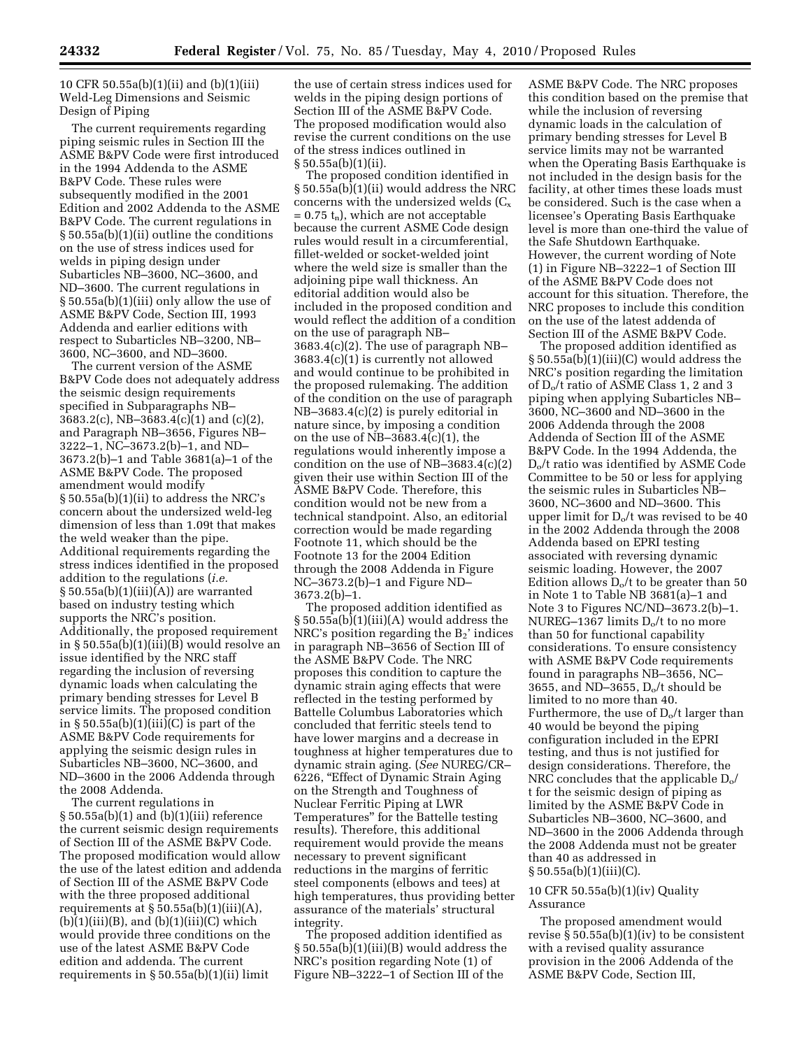10 CFR 50.55a(b)(1)(ii) and (b)(1)(iii) Weld-Leg Dimensions and Seismic Design of Piping

The current requirements regarding piping seismic rules in Section III the ASME B&PV Code were first introduced in the 1994 Addenda to the ASME B&PV Code. These rules were subsequently modified in the 2001 Edition and 2002 Addenda to the ASME B&PV Code. The current regulations in § 50.55a(b)(1)(ii) outline the conditions on the use of stress indices used for welds in piping design under Subarticles NB–3600, NC–3600, and ND–3600. The current regulations in § 50.55a(b)(1)(iii) only allow the use of ASME B&PV Code, Section III, 1993 Addenda and earlier editions with respect to Subarticles NB–3200, NB–3600, NC–3600, and ND–3600.

The current version of the ASME B&PV Code does not adequately address the seismic design requirements specified in Subparagraphs NB–3683.2(c), NB–3683.4(c)(1) and (c)(2), and Paragraph NB–3656, Figures NB–3222–1, NC–3673.2(b)–1, and ND–3673.2(b)–1 and Table 3681(a)–1 of the ASME B&PV Code. The proposed amendment would modify § 50.55a(b)(1)(ii) to address the NRC's concern about the undersized weld-leg dimension of less than 1.09t that makes the weld weaker than the pipe. Additional requirements regarding the stress indices identified in the proposed addition to the regulations (*i.e.* § 50.55a(b)(1)(iii)(A)) are warranted based on industry testing which supports the NRC's position. Additionally, the proposed requirement in § 50.55a(b)(1)(iii)(B) would resolve an issue identified by the NRC staff regarding the inclusion of reversing dynamic loads when calculating the primary bending stresses for Level B service limits. The proposed condition in § 50.55a(b)(1)(iii)(C) is part of the ASME B&PV Code requirements for applying the seismic design rules in Subarticles NB–3600, NC–3600, and ND–3600 in the 2006 Addenda through the 2008 Addenda.

The current regulations in § 50.55a(b)(1) and (b)(1)(iii) reference the current seismic design requirements of Section III of the ASME B&PV Code. The proposed modification would allow the use of the latest edition and addenda of Section III of the ASME B&PV Code with the three proposed additional requirements at § 50.55a(b)(1)(iii)(A), (b)(1)(iii)(B), and (b)(1)(iii)(C) which would provide three conditions on the use of the latest ASME B&PV Code edition and addenda. The current requirements in § 50.55a(b)(1)(ii) limit the use of certain stress indices used for welds in the piping design portions of Section III of the ASME B&PV Code. The proposed modification would also revise the current conditions on the use of the stress indices outlined in § 50.55a(b)(1)(ii).

The proposed condition identified in § 50.55a(b)(1)(ii) would address the NRC concerns with the undersized welds ($C_x = 0.75\ t_n$), which are not acceptable because the current ASME Code design rules would result in a circumferential, fillet-welded or socket-welded joint where the weld size is smaller than the adjoining pipe wall thickness. An editorial addition would also be included in the proposed condition and would reflect the addition of a condition on the use of paragraph NB–3683.4(c)(2). The use of paragraph NB–3683.4(c)(1) is currently not allowed and would continue to be prohibited in the proposed rulemaking. The addition of the condition on the use of paragraph NB–3683.4(c)(2) is purely editorial in nature since, by imposing a condition on the use of NB–3683.4(c)(1), the regulations would inherently impose a condition on the use of NB–3683.4(c)(2) given their use within Section III of the ASME B&PV Code. Therefore, this condition would not be new from a technical standpoint. Also, an editorial correction would be made regarding Footnote 11, which should be the Footnote 13 for the 2004 Edition through the 2008 Addenda in Figure NC–3673.2(b)–1 and Figure ND–3673.2(b)–1.

The proposed addition identified as § 50.55a(b)(1)(iii)(A) would address the NRC's position regarding the $B_2$' indices in paragraph NB–3656 of Section III of the ASME B&PV Code. The NRC proposes this condition to capture the dynamic strain aging effects that were reflected in the testing performed by Battelle Columbus Laboratories which concluded that ferritic steels tend to have lower margins and a decrease in toughness at higher temperatures due to dynamic strain aging. (*See* NUREG/CR–6226, "Effect of Dynamic Strain Aging on the Strength and Toughness of Nuclear Ferritic Piping at LWR Temperatures" for the Battelle testing results). Therefore, this additional requirement would provide the means necessary to prevent significant reductions in the margins of ferritic steel components (elbows and tees) at high temperatures, thus providing better assurance of the materials' structural integrity.

The proposed addition identified as § 50.55a(b)(1)(iii)(B) would address the NRC's position regarding Note (1) of Figure NB–3222–1 of Section III of the ASME B&PV Code. The NRC proposes this condition based on the premise that while the inclusion of reversing dynamic loads in the calculation of primary bending stresses for Level B service limits may not be warranted when the Operating Basis Earthquake is not included in the design basis for the facility, at other times these loads must be considered. Such is the case when a licensee's Operating Basis Earthquake level is more than one-third the value of the Safe Shutdown Earthquake. However, the current wording of Note (1) in Figure NB–3222–1 of Section III of the ASME B&PV Code does not account for this situation. Therefore, the NRC proposes to include this condition on the use of the latest addenda of Section III of the ASME B&PV Code.

The proposed addition identified as § 50.55a(b)(1)(iii)(C) would address the NRC's position regarding the limitation of $D_o/t$ ratio of ASME Class 1, 2 and 3 piping when applying Subarticles NB–3600, NC–3600 and ND–3600 in the 2006 Addenda through the 2008 Addenda of Section III of the ASME B&PV Code. In the 1994 Addenda, the $D_o/t$ ratio was identified by ASME Code Committee to be 50 or less for applying the seismic rules in Subarticles NB–3600, NC–3600 and ND–3600. This upper limit for $D_o/t$ was revised to be 40 in the 2002 Addenda through the 2008 Addenda based on EPRI testing associated with reversing dynamic seismic loading. However, the 2007 Edition allows $D_o/t$ to be greater than 50 in Note 1 to Table NB 3681(a)–1 and Note 3 to Figures NC/ND–3673.2(b)–1. NUREG–1367 limits $D_o/t$ to no more than 50 for functional capability considerations. To ensure consistency with ASME B&PV Code requirements found in paragraphs NB–3656, NC–3655, and ND–3655, $D_o/t$ should be limited to no more than 40. Furthermore, the use of $D_o/t$ larger than 40 would be beyond the piping configuration included in the EPRI testing, and thus is not justified for design considerations. Therefore, the NRC concludes that the applicable $D_o/t$ for the seismic design of piping as limited by the ASME B&PV Code in Subarticles NB–3600, NC–3600, and ND–3600 in the 2006 Addenda through the 2008 Addenda must not be greater than 40 as addressed in § 50.55a(b)(1)(iii)(C).

10 CFR 50.55a(b)(1)(iv) Quality Assurance

The proposed amendment would revise § 50.55a(b)(1)(iv) to be consistent with a revised quality assurance provision in the 2006 Addenda of the ASME B&PV Code, Section III,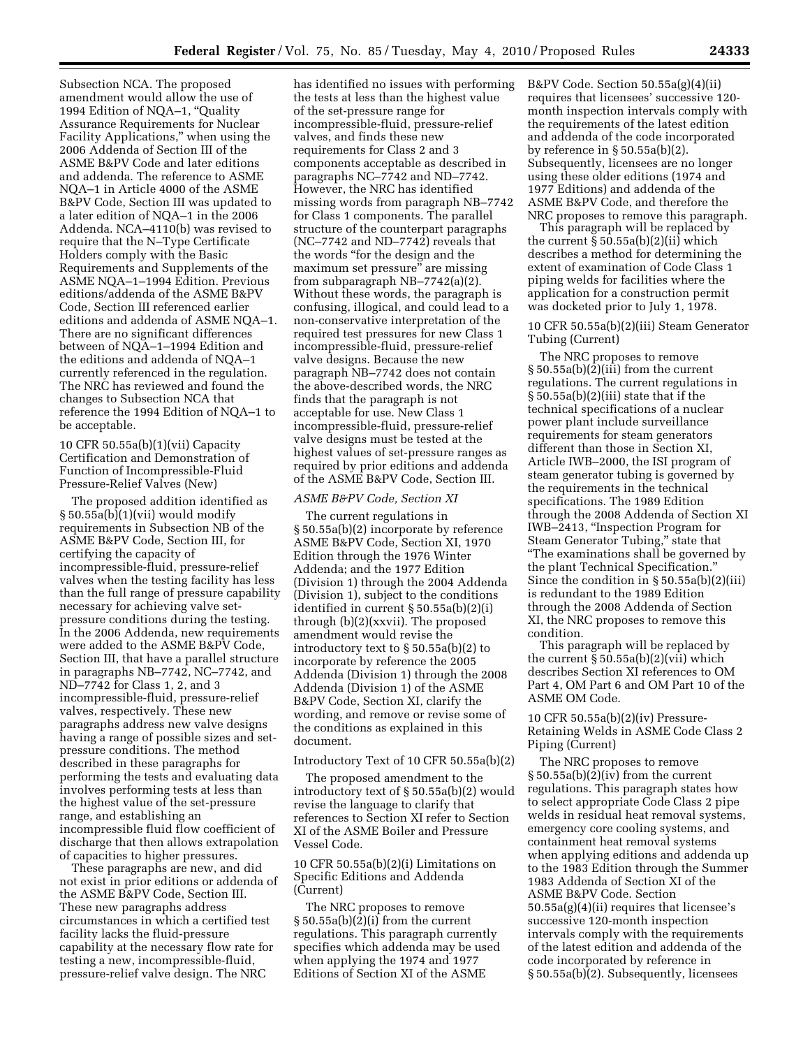Subsection NCA. The proposed amendment would allow the use of 1994 Edition of NQA–1, "Quality Assurance Requirements for Nuclear Facility Applications," when using the 2006 Addenda of Section III of the ASME B&PV Code and later editions and addenda. The reference to ASME NQA–1 in Article 4000 of the ASME B&PV Code, Section III was updated to a later edition of NQA–1 in the 2006 Addenda. NCA–4110(b) was revised to require that the N–Type Certificate Holders comply with the Basic Requirements and Supplements of the ASME NQA–1–1994 Edition. Previous editions/addenda of the ASME B&PV Code, Section III referenced earlier editions and addenda of ASME NQA–1. There are no significant differences between of NQA–1–1994 Edition and the editions and addenda of NQA–1 currently referenced in the regulation. The NRC has reviewed and found the changes to Subsection NCA that reference the 1994 Edition of NQA–1 to be acceptable.

10 CFR 50.55a(b)(1)(vii) Capacity Certification and Demonstration of Function of Incompressible-Fluid Pressure-Relief Valves (New)

The proposed addition identified as § 50.55a(b)(1)(vii) would modify requirements in Subsection NB of the ASME B&PV Code, Section III, for certifying the capacity of incompressible-fluid, pressure-relief valves when the testing facility has less than the full range of pressure capability necessary for achieving valve set-pressure conditions during the testing. In the 2006 Addenda, new requirements were added to the ASME B&PV Code, Section III, that have a parallel structure in paragraphs NB–7742, NC–7742, and ND–7742 for Class 1, 2, and 3 incompressible-fluid, pressure-relief valves, respectively. These new paragraphs address new valve designs having a range of possible sizes and set-pressure conditions. The method described in these paragraphs for performing the tests and evaluating data involves performing tests at less than the highest value of the set-pressure range, and establishing an incompressible fluid flow coefficient of discharge that then allows extrapolation of capacities to higher pressures.

These paragraphs are new, and did not exist in prior editions or addenda of the ASME B&PV Code, Section III. These new paragraphs address circumstances in which a certified test facility lacks the fluid-pressure capability at the necessary flow rate for testing a new, incompressible-fluid, pressure-relief valve design. The NRC has identified no issues with performing the tests at less than the highest value of the set-pressure range for incompressible-fluid, pressure-relief valves, and finds these new requirements for Class 2 and 3 components acceptable as described in paragraphs NC–7742 and ND–7742. However, the NRC has identified missing words from paragraph NB–7742 for Class 1 components. The parallel structure of the counterpart paragraphs (NC–7742 and ND–7742) reveals that the words "for the design and the maximum set pressure" are missing from subparagraph NB–7742(a)(2). Without these words, the paragraph is confusing, illogical, and could lead to a non-conservative interpretation of the required test pressures for new Class 1 incompressible-fluid, pressure-relief valve designs. Because the new paragraph NB–7742 does not contain the above-described words, the NRC finds that the paragraph is not acceptable for use. New Class 1 incompressible-fluid, pressure-relief valve designs must be tested at the highest values of set-pressure ranges as required by prior editions and addenda of the ASME B&PV Code, Section III.

*ASME B&PV Code, Section XI*

The current regulations in § 50.55a(b)(2) incorporate by reference ASME B&PV Code, Section XI, 1970 Edition through the 1976 Winter Addenda; and the 1977 Edition (Division 1) through the 2004 Addenda (Division 1), subject to the conditions identified in current § 50.55a(b)(2)(i) through (b)(2)(xxvii). The proposed amendment would revise the introductory text to § 50.55a(b)(2) to incorporate by reference the 2005 Addenda (Division 1) through the 2008 Addenda (Division 1) of the ASME B&PV Code, Section XI, clarify the wording, and remove or revise some of the conditions as explained in this document.

Introductory Text of 10 CFR 50.55a(b)(2)

The proposed amendment to the introductory text of § 50.55a(b)(2) would revise the language to clarify that references to Section XI refer to Section XI of the ASME Boiler and Pressure Vessel Code.

10 CFR 50.55a(b)(2)(i) Limitations on Specific Editions and Addenda (Current)

The NRC proposes to remove § 50.55a(b)(2)(i) from the current regulations. This paragraph currently specifies which addenda may be used when applying the 1974 and 1977 Editions of Section XI of the ASME B&PV Code. Section 50.55a(g)(4)(ii) requires that licensees' successive 120-month inspection intervals comply with the requirements of the latest edition and addenda of the code incorporated by reference in § 50.55a(b)(2). Subsequently, licensees are no longer using these older editions (1974 and 1977 Editions) and addenda of the ASME B&PV Code, and therefore the NRC proposes to remove this paragraph.

This paragraph will be replaced by the current § 50.55a(b)(2)(ii) which describes a method for determining the extent of examination of Code Class 1 piping welds for facilities where the application for a construction permit was docketed prior to July 1, 1978.

10 CFR 50.55a(b)(2)(iii) Steam Generator Tubing (Current)

The NRC proposes to remove § 50.55a(b)(2)(iii) from the current regulations. The current regulations in § 50.55a(b)(2)(iii) state that if the technical specifications of a nuclear power plant include surveillance requirements for steam generators different than those in Section XI, Article IWB–2000, the ISI program of steam generator tubing is governed by the requirements in the technical specifications. The 1989 Edition through the 2008 Addenda of Section XI IWB–2413, "Inspection Program for Steam Generator Tubing," state that "The examinations shall be governed by the plant Technical Specification." Since the condition in § 50.55a(b)(2)(iii) is redundant to the 1989 Edition through the 2008 Addenda of Section XI, the NRC proposes to remove this condition.

This paragraph will be replaced by the current § 50.55a(b)(2)(vii) which describes Section XI references to OM Part 4, OM Part 6 and OM Part 10 of the ASME OM Code.

10 CFR 50.55a(b)(2)(iv) Pressure-Retaining Welds in ASME Code Class 2 Piping (Current)

The NRC proposes to remove § 50.55a(b)(2)(iv) from the current regulations. This paragraph states how to select appropriate Code Class 2 pipe welds in residual heat removal systems, emergency core cooling systems, and containment heat removal systems when applying editions and addenda up to the 1983 Edition through the Summer 1983 Addenda of Section XI of the ASME B&PV Code. Section 50.55a(g)(4)(ii) requires that licensee's successive 120-month inspection intervals comply with the requirements of the latest edition and addenda of the code incorporated by reference in § 50.55a(b)(2). Subsequently, licensees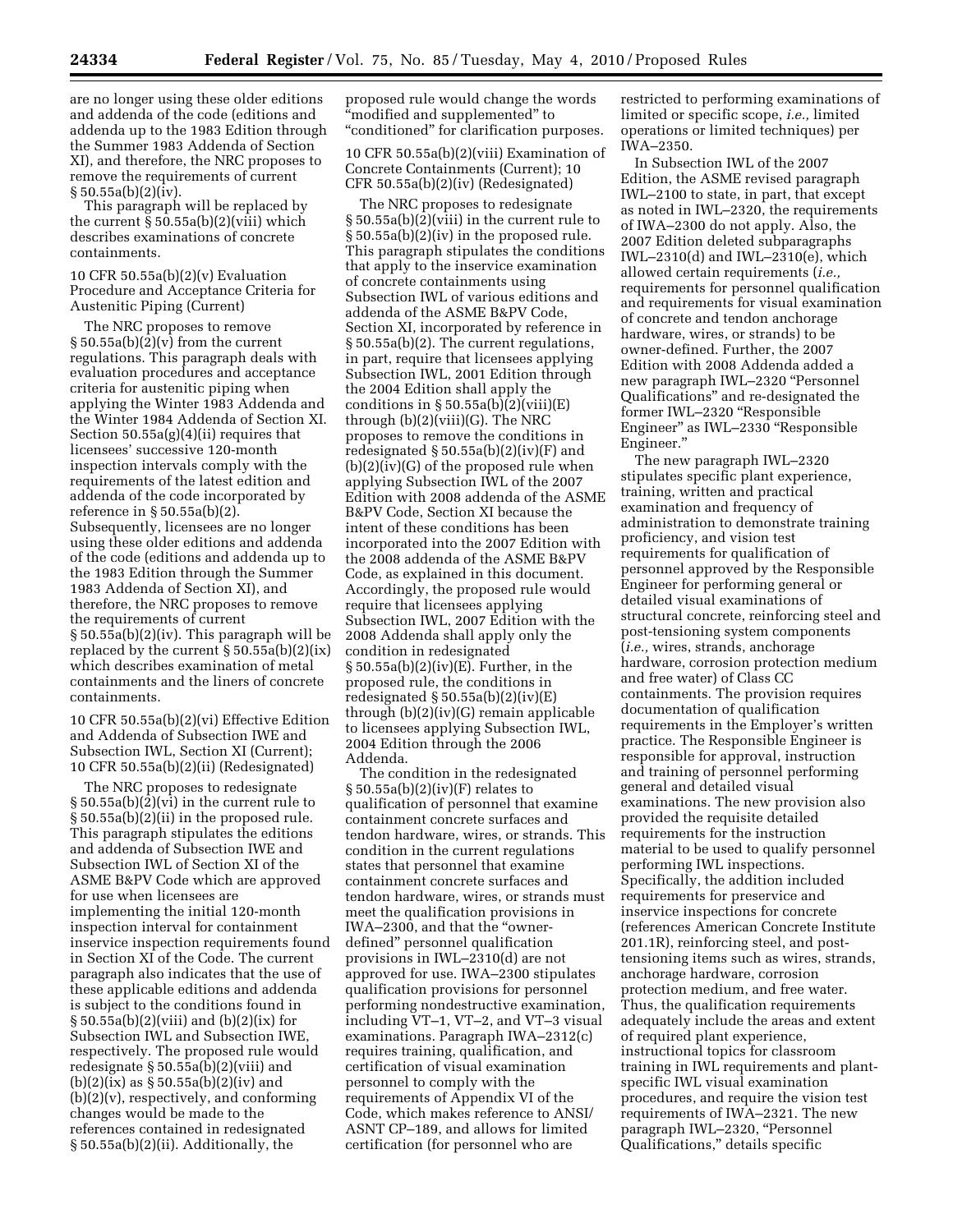are no longer using these older editions and addenda of the code (editions and addenda up to the 1983 Edition through the Summer 1983 Addenda of Section XI), and therefore, the NRC proposes to remove the requirements of current § 50.55a(b)(2)(iv).

This paragraph will be replaced by the current § 50.55a(b)(2)(viii) which describes examinations of concrete containments.

10 CFR 50.55a(b)(2)(v) Evaluation Procedure and Acceptance Criteria for Austenitic Piping (Current)

The NRC proposes to remove § 50.55a(b)(2)(v) from the current regulations. This paragraph deals with evaluation procedures and acceptance criteria for austenitic piping when applying the Winter 1983 Addenda and the Winter 1984 Addenda of Section XI. Section 50.55a(g)(4)(ii) requires that licensees' successive 120-month inspection intervals comply with the requirements of the latest edition and addenda of the code incorporated by reference in § 50.55a(b)(2). Subsequently, licensees are no longer using these older editions and addenda of the code (editions and addenda up to the 1983 Edition through the Summer 1983 Addenda of Section XI), and therefore, the NRC proposes to remove the requirements of current § 50.55a(b)(2)(iv). This paragraph will be replaced by the current § 50.55a(b)(2)(ix) which describes examination of metal containments and the liners of concrete containments.

10 CFR 50.55a(b)(2)(vi) Effective Edition and Addenda of Subsection IWE and Subsection IWL, Section XI (Current); 10 CFR 50.55a(b)(2)(ii) (Redesignated)

The NRC proposes to redesignate § 50.55a(b)(2)(vi) in the current rule to § 50.55a(b)(2)(ii) in the proposed rule. This paragraph stipulates the editions and addenda of Subsection IWE and Subsection IWL of Section XI of the ASME B&PV Code which are approved for use when licensees are implementing the initial 120-month inspection interval for containment inservice inspection requirements found in Section XI of the Code. The current paragraph also indicates that the use of these applicable editions and addenda is subject to the conditions found in § 50.55a(b)(2)(viii) and (b)(2)(ix) for Subsection IWL and Subsection IWE, respectively. The proposed rule would redesignate § 50.55a(b)(2)(viii) and (b)(2)(ix) as § 50.55a(b)(2)(iv) and (b)(2)(v), respectively, and conforming changes would be made to the references contained in redesignated § 50.55a(b)(2)(ii). Additionally, the proposed rule would change the words "modified and supplemented" to "conditioned" for clarification purposes.

10 CFR 50.55a(b)(2)(viii) Examination of Concrete Containments (Current); 10 CFR 50.55a(b)(2)(iv) (Redesignated)

The NRC proposes to redesignate § 50.55a(b)(2)(viii) in the current rule to § 50.55a(b)(2)(iv) in the proposed rule. This paragraph stipulates the conditions that apply to the inservice examination of concrete containments using Subsection IWL of various editions and addenda of the ASME B&PV Code, Section XI, incorporated by reference in § 50.55a(b)(2). The current regulations, in part, require that licensees applying Subsection IWL, 2001 Edition through the 2004 Edition shall apply the conditions in § 50.55a(b)(2)(viii)(E) through (b)(2)(viii)(G). The NRC proposes to remove the conditions in redesignated § 50.55a(b)(2)(iv)(F) and (b)(2)(iv)(G) of the proposed rule when applying Subsection IWL of the 2007 Edition with 2008 addenda of the ASME B&PV Code, Section XI because the intent of these conditions has been incorporated into the 2007 Edition with the 2008 addenda of the ASME B&PV Code, as explained in this document. Accordingly, the proposed rule would require that licensees applying Subsection IWL, 2007 Edition with the 2008 Addenda shall apply only the condition in redesignated § 50.55a(b)(2)(iv)(E). Further, in the proposed rule, the conditions in redesignated § 50.55a(b)(2)(iv)(E) through (b)(2)(iv)(G) remain applicable to licensees applying Subsection IWL, 2004 Edition through the 2006 Addenda.

The condition in the redesignated § 50.55a(b)(2)(iv)(F) relates to qualification of personnel that examine containment concrete surfaces and tendon hardware, wires, or strands. This condition in the current regulations states that personnel that examine containment concrete surfaces and tendon hardware, wires, or strands must meet the qualification provisions in IWA–2300, and that the "owner-defined" personnel qualification provisions in IWL–2310(d) are not approved for use. IWA–2300 stipulates qualification provisions for personnel performing nondestructive examination, including VT–1, VT–2, and VT–3 visual examinations. Paragraph IWA–2312(c) requires training, qualification, and certification of visual examination personnel to comply with the requirements of Appendix VI of the Code, which makes reference to ANSI/ASNT CP–189, and allows for limited certification (for personnel who are restricted to performing examinations of limited or specific scope, *i.e.,* limited operations or limited techniques) per IWA–2350.

In Subsection IWL of the 2007 Edition, the ASME revised paragraph IWL–2100 to state, in part, that except as noted in IWL–2320, the requirements of IWA–2300 do not apply. Also, the 2007 Edition deleted subparagraphs IWL–2310(d) and IWL–2310(e), which allowed certain requirements (*i.e.,* requirements for personnel qualification and requirements for visual examination of concrete and tendon anchorage hardware, wires, or strands) to be owner-defined. Further, the 2007 Edition with 2008 Addenda added a new paragraph IWL–2320 "Personnel Qualifications" and re-designated the former IWL–2320 "Responsible Engineer" as IWL–2330 "Responsible Engineer."

The new paragraph IWL–2320 stipulates specific plant experience, training, written and practical examination and frequency of administration to demonstrate training proficiency, and vision test requirements for qualification of personnel approved by the Responsible Engineer for performing general or detailed visual examinations of structural concrete, reinforcing steel and post-tensioning system components (*i.e.,* wires, strands, anchorage hardware, corrosion protection medium and free water) of Class CC containments. The provision requires documentation of qualification requirements in the Employer's written practice. The Responsible Engineer is responsible for approval, instruction and training of personnel performing general and detailed visual examinations. The new provision also provided the requisite detailed requirements for the instruction material to be used to qualify personnel performing IWL inspections. Specifically, the addition included requirements for preservice and inservice inspections for concrete (references American Concrete Institute 201.1R), reinforcing steel, and post-tensioning items such as wires, strands, anchorage hardware, corrosion protection medium, and free water. Thus, the qualification requirements adequately include the areas and extent of required plant experience, instructional topics for classroom training in IWL requirements and plant-specific IWL visual examination procedures, and require the vision test requirements of IWA–2321. The new paragraph IWL–2320, "Personnel Qualifications," details specific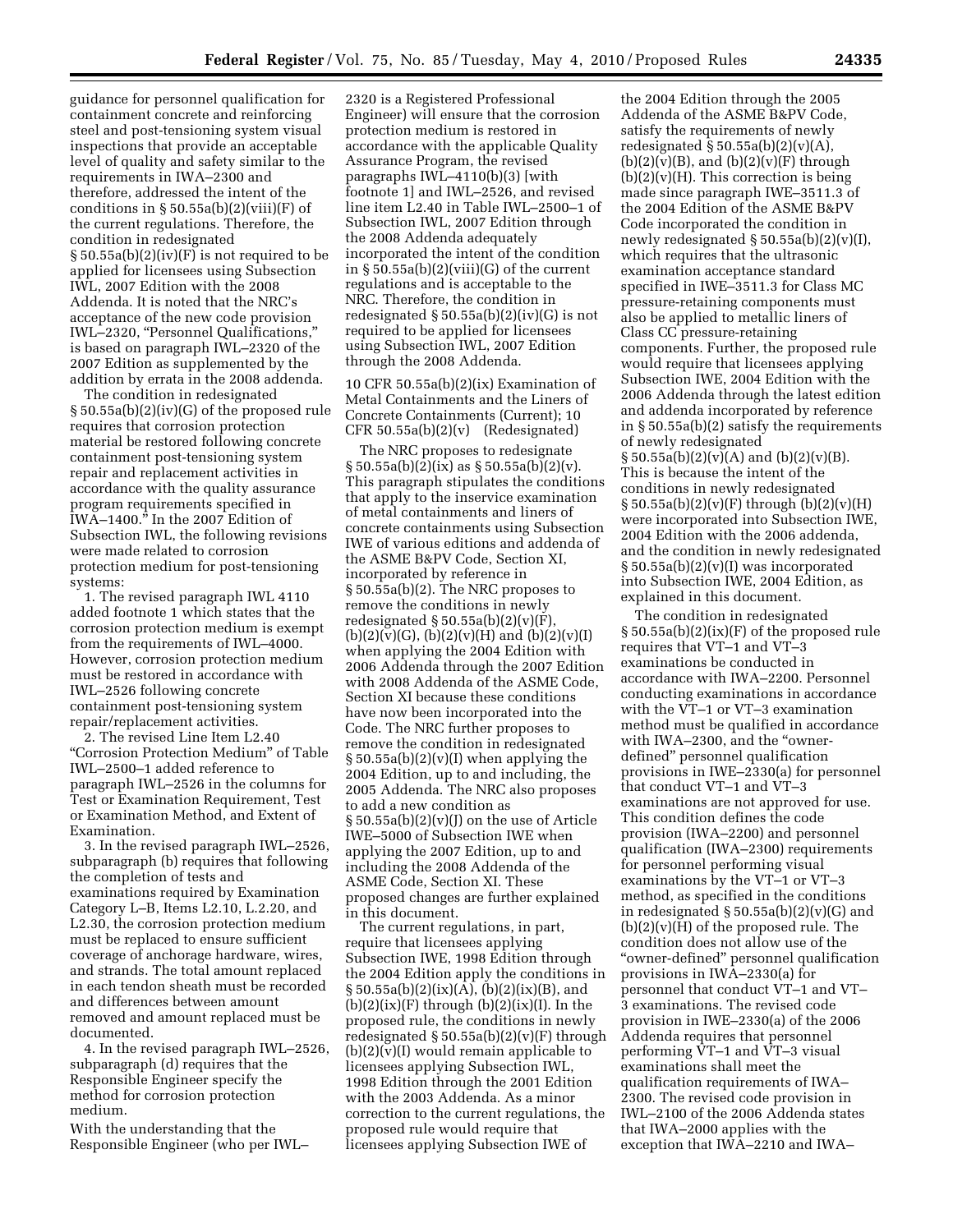guidance for personnel qualification for containment concrete and reinforcing steel and post-tensioning system visual inspections that provide an acceptable level of quality and safety similar to the requirements in IWA–2300 and therefore, addressed the intent of the conditions in § 50.55a(b)(2)(viii)(F) of the current regulations. Therefore, the condition in redesignated § 50.55a(b)(2)(iv)(F) is not required to be applied for licensees using Subsection IWL, 2007 Edition with the 2008 Addenda. It is noted that the NRC's acceptance of the new code provision IWL–2320, "Personnel Qualifications," is based on paragraph IWL–2320 of the 2007 Edition as supplemented by the addition by errata in the 2008 addenda.

The condition in redesignated § 50.55a(b)(2)(iv)(G) of the proposed rule requires that corrosion protection material be restored following concrete containment post-tensioning system repair and replacement activities in accordance with the quality assurance program requirements specified in IWA–1400." In the 2007 Edition of Subsection IWL, the following revisions were made related to corrosion protection medium for post-tensioning systems:

1. The revised paragraph IWL 4110 added footnote 1 which states that the corrosion protection medium is exempt from the requirements of IWL–4000. However, corrosion protection medium must be restored in accordance with IWL–2526 following concrete containment post-tensioning system repair/replacement activities.

2. The revised Line Item L2.40 "Corrosion Protection Medium" of Table IWL–2500–1 added reference to paragraph IWL–2526 in the columns for Test or Examination Requirement, Test or Examination Method, and Extent of Examination.

3. In the revised paragraph IWL–2526, subparagraph (b) requires that following the completion of tests and examinations required by Examination Category L–B, Items L2.10, L.2.20, and L2.30, the corrosion protection medium must be replaced to ensure sufficient coverage of anchorage hardware, wires, and strands. The total amount replaced in each tendon sheath must be recorded and differences between amount removed and amount replaced must be documented.

4. In the revised paragraph IWL–2526, subparagraph (d) requires that the Responsible Engineer specify the method for corrosion protection medium.

With the understanding that the Responsible Engineer (who per IWL–2320 is a Registered Professional Engineer) will ensure that the corrosion protection medium is restored in accordance with the applicable Quality Assurance Program, the revised paragraphs IWL–4110(b)(3) [with footnote 1] and IWL–2526, and revised line item L2.40 in Table IWL–2500–1 of Subsection IWL, 2007 Edition through the 2008 Addenda adequately incorporated the intent of the condition in § 50.55a(b)(2)(viii)(G) of the current regulations and is acceptable to the NRC. Therefore, the condition in redesignated § 50.55a(b)(2)(iv)(G) is not required to be applied for licensees using Subsection IWL, 2007 Edition through the 2008 Addenda.

10 CFR 50.55a(b)(2)(ix) Examination of Metal Containments and the Liners of Concrete Containments (Current); 10 CFR 50.55a(b)(2)(v) (Redesignated)

The NRC proposes to redesignate § 50.55a(b)(2)(ix) as § 50.55a(b)(2)(v). This paragraph stipulates the conditions that apply to the inservice examination of metal containments and liners of concrete containments using Subsection IWE of various editions and addenda of the ASME B&PV Code, Section XI, incorporated by reference in § 50.55a(b)(2). The NRC proposes to remove the conditions in newly redesignated § 50.55a(b)(2)(v)(F), (b)(2)(v)(G), (b)(2)(v)(H) and (b)(2)(v)(I) when applying the 2004 Edition with 2006 Addenda through the 2007 Edition with 2008 Addenda of the ASME Code, Section XI because these conditions have now been incorporated into the Code. The NRC further proposes to remove the condition in redesignated § 50.55a(b)(2)(v)(I) when applying the 2004 Edition, up to and including, the 2005 Addenda. The NRC also proposes to add a new condition as § 50.55a(b)(2)(v)(J) on the use of Article IWE–5000 of Subsection IWE when applying the 2007 Edition, up to and including the 2008 Addenda of the ASME Code, Section XI. These proposed changes are further explained in this document.

The current regulations, in part, require that licensees applying Subsection IWE, 1998 Edition through the 2004 Edition apply the conditions in § 50.55a(b)(2)(ix)(A), (b)(2)(ix)(B), and (b)(2)(ix)(F) through (b)(2)(ix)(I). In the proposed rule, the conditions in newly redesignated § 50.55a(b)(2)(v)(F) through (b)(2)(v)(I) would remain applicable to licensees applying Subsection IWL, 1998 Edition through the 2001 Edition with the 2003 Addenda. As a minor correction to the current regulations, the proposed rule would require that licensees applying Subsection IWE of the 2004 Edition through the 2005 Addenda of the ASME B&PV Code, satisfy the requirements of newly redesignated § 50.55a(b)(2)(v)(A), (b)(2)(v)(B), and (b)(2)(v)(F) through (b)(2)(v)(H). This correction is being made since paragraph IWE–3511.3 of the 2004 Edition of the ASME B&PV Code incorporated the condition in newly redesignated § 50.55a(b)(2)(v)(I), which requires that the ultrasonic examination acceptance standard specified in IWE–3511.3 for Class MC pressure-retaining components must also be applied to metallic liners of Class CC pressure-retaining components. Further, the proposed rule would require that licensees applying Subsection IWE, 2004 Edition with the 2006 Addenda through the latest edition and addenda incorporated by reference in § 50.55a(b)(2) satisfy the requirements of newly redesignated § 50.55a(b)(2)(v)(A) and (b)(2)(v)(B). This is because the intent of the conditions in newly redesignated § 50.55a(b)(2)(v)(F) through (b)(2)(v)(H) were incorporated into Subsection IWE, 2004 Edition with the 2006 addenda, and the condition in newly redesignated § 50.55a(b)(2)(v)(I) was incorporated into Subsection IWE, 2004 Edition, as explained in this document.

The condition in redesignated § 50.55a(b)(2)(ix)(F) of the proposed rule requires that VT–1 and VT–3 examinations be conducted in accordance with IWA–2200. Personnel conducting examinations in accordance with the VT–1 or VT–3 examination method must be qualified in accordance with IWA–2300, and the "owner-defined" personnel qualification provisions in IWE–2330(a) for personnel that conduct VT–1 and VT–3 examinations are not approved for use. This condition defines the code provision (IWA–2200) and personnel qualification (IWA–2300) requirements for personnel performing visual examinations by the VT–1 or VT–3 method, as specified in the conditions in redesignated § 50.55a(b)(2)(v)(G) and (b)(2)(v)(H) of the proposed rule. The condition does not allow use of the "owner-defined" personnel qualification provisions in IWA–2330(a) for personnel that conduct VT–1 and VT–3 examinations. The revised code provision in IWE–2330(a) of the 2006 Addenda requires that personnel performing VT–1 and VT–3 visual examinations shall meet the qualification requirements of IWA–2300. The revised code provision in IWL–2100 of the 2006 Addenda states that IWA–2000 applies with the exception that IWA–2210 and IWA–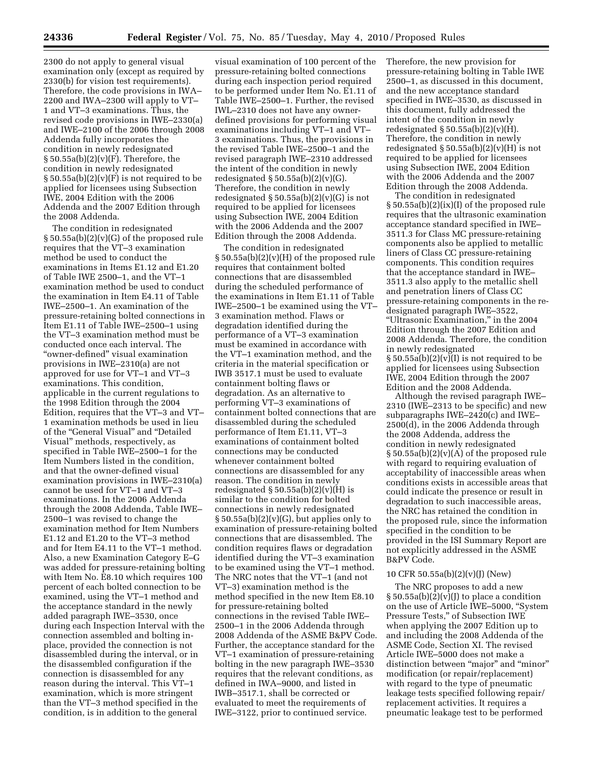2300 do not apply to general visual examination only (except as required by 2330(b) for vision test requirements). Therefore, the code provisions in IWA–2200 and IWA–2300 will apply to VT–1 and VT–3 examinations. Thus, the revised code provisions in IWE–2330(a) and IWE–2100 of the 2006 through 2008 Addenda fully incorporates the condition in newly redesignated § 50.55a(b)(2)(v)(F). Therefore, the condition in newly redesignated § 50.55a(b)(2)(v)(F) is not required to be applied for licensees using Subsection IWE, 2004 Edition with the 2006 Addenda and the 2007 Edition through the 2008 Addenda.

The condition in redesignated § 50.55a(b)(2)(v)(G) of the proposed rule requires that the VT–3 examination method be used to conduct the examinations in Items E1.12 and E1.20 of Table IWE 2500–1, and the VT–1 examination method be used to conduct the examination in Item E4.11 of Table IWE–2500–1. An examination of the pressure-retaining bolted connections in Item E1.11 of Table IWE–2500–1 using the VT–3 examination method must be conducted once each interval. The "owner-defined" visual examination provisions in IWE–2310(a) are not approved for use for VT–1 and VT–3 examinations. This condition, applicable in the current regulations to the 1998 Edition through the 2004 Edition, requires that the VT–3 and VT–1 examination methods be used in lieu of the "General Visual" and "Detailed Visual" methods, respectively, as specified in Table IWE–2500–1 for the Item Numbers listed in the condition, and that the owner-defined visual examination provisions in IWE–2310(a) cannot be used for VT–1 and VT–3 examinations. In the 2006 Addenda through the 2008 Addenda, Table IWE–2500–1 was revised to change the examination method for Item Numbers E1.12 and E1.20 to the VT–3 method and for Item E4.11 to the VT–1 method. Also, a new Examination Category E–G was added for pressure-retaining bolting with Item No. E8.10 which requires 100 percent of each bolted connection to be examined, using the VT–1 method and the acceptance standard in the newly added paragraph IWE–3530, once during each Inspection Interval with the connection assembled and bolting in-place, provided the connection is not disassembled during the interval, or in the disassembled configuration if the connection is disassembled for any reason during the interval. This VT–1 examination, which is more stringent than the VT–3 method specified in the condition, is in addition to the general visual examination of 100 percent of the pressure-retaining bolted connections during each inspection period required to be performed under Item No. E1.11 of Table IWE–2500–1. Further, the revised IWL–2310 does not have any owner-defined provisions for performing visual examinations including VT–1 and VT–3 examinations. Thus, the provisions in the revised Table IWE–2500–1 and the revised paragraph IWE–2310 addressed the intent of the condition in newly redesignated § 50.55a(b)(2)(v)(G). Therefore, the condition in newly redesignated § 50.55a(b)(2)(v)(G) is not required to be applied for licensees using Subsection IWE, 2004 Edition with the 2006 Addenda and the 2007 Edition through the 2008 Addenda.

The condition in redesignated § 50.55a(b)(2)(v)(H) of the proposed rule requires that containment bolted connections that are disassembled during the scheduled performance of the examinations in Item E1.11 of Table IWE–2500–1 be examined using the VT–3 examination method. Flaws or degradation identified during the performance of a VT–3 examination must be examined in accordance with the VT–1 examination method, and the criteria in the material specification or IWB 3517.1 must be used to evaluate containment bolting flaws or degradation. As an alternative to performing VT–3 examinations of containment bolted connections that are disassembled during the scheduled performance of Item E1.11, VT–3 examinations of containment bolted connections may be conducted whenever containment bolted connections are disassembled for any reason. The condition in newly redesignated § 50.55a(b)(2)(v)(H) is similar to the condition for bolted connections in newly redesignated § 50.55a(b)(2)(v)(G), but applies only to examination of pressure-retaining bolted connections that are disassembled. The condition requires flaws or degradation identified during the VT–3 examination to be examined using the VT–1 method. The NRC notes that the VT–1 (and not VT–3) examination method is the method specified in the new Item E8.10 for pressure-retaining bolted connections in the revised Table IWE–2500–1 in the 2006 Addenda through 2008 Addenda of the ASME B&PV Code. Further, the acceptance standard for the VT–1 examination of pressure-retaining bolting in the new paragraph IWE–3530 requires that the relevant conditions, as defined in IWA–9000, and listed in IWB–3517.1, shall be corrected or evaluated to meet the requirements of IWE–3122, prior to continued service. Therefore, the new provision for pressure-retaining bolting in Table IWE 2500–1, as discussed in this document, and the new acceptance standard specified in IWE–3530, as discussed in this document, fully addressed the intent of the condition in newly redesignated § 50.55a(b)(2)(v)(H). Therefore, the condition in newly redesignated § 50.55a(b)(2)(v)(H) is not required to be applied for licensees using Subsection IWE, 2004 Edition with the 2006 Addenda and the 2007 Edition through the 2008 Addenda.

The condition in redesignated § 50.55a(b)(2)(ix)(I) of the proposed rule requires that the ultrasonic examination acceptance standard specified in IWE–3511.3 for Class MC pressure-retaining components also be applied to metallic liners of Class CC pressure-retaining components. This condition requires that the acceptance standard in IWE–3511.3 also apply to the metallic shell and penetration liners of Class CC pressure-retaining components in the re-designated paragraph IWE–3522, "Ultrasonic Examination," in the 2004 Edition through the 2007 Edition and 2008 Addenda. Therefore, the condition in newly redesignated § 50.55a(b)(2)(v)(I) is not required to be applied for licensees using Subsection IWE, 2004 Edition through the 2007 Edition and the 2008 Addenda.

Although the revised paragraph IWE–2310 (IWE–2313 to be specific) and new subparagraphs IWE–2420(c) and IWE–2500(d), in the 2006 Addenda through the 2008 Addenda, address the condition in newly redesignated § 50.55a(b)(2)(v)(A) of the proposed rule with regard to requiring evaluation of acceptability of inaccessible areas when conditions exists in accessible areas that could indicate the presence or result in degradation to such inaccessible areas, the NRC has retained the condition in the proposed rule, since the information specified in the condition to be provided in the ISI Summary Report are not explicitly addressed in the ASME B&PV Code.

#### 10 CFR 50.55a(b)(2)(v)(J) (New)

The NRC proposes to add a new § 50.55a(b)(2)(v)(J) to place a condition on the use of Article IWE–5000, "System Pressure Tests," of Subsection IWE when applying the 2007 Edition up to and including the 2008 Addenda of the ASME Code, Section XI. The revised Article IWE–5000 does not make a distinction between "major" and "minor" modification (or repair/replacement) with regard to the type of pneumatic leakage tests specified following repair/replacement activities. It requires a pneumatic leakage test to be performed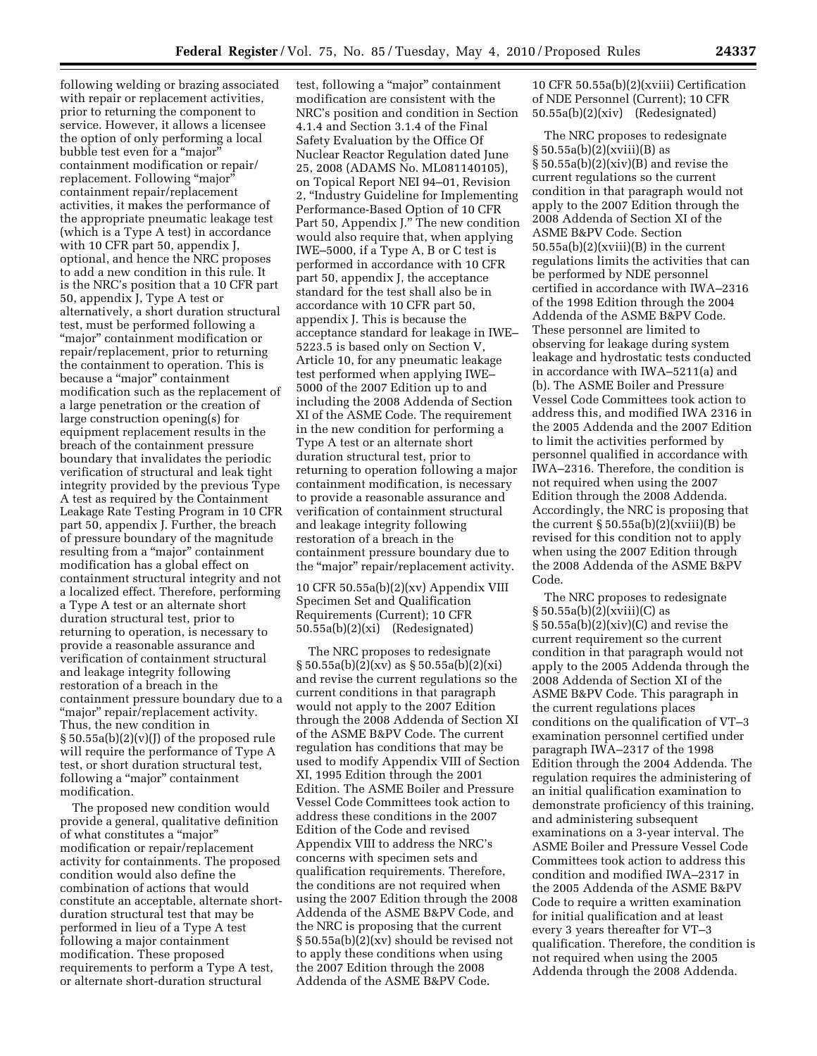following welding or brazing associated with repair or replacement activities, prior to returning the component to service. However, it allows a licensee the option of only performing a local bubble test even for a "major" containment modification or repair/replacement. Following "major" containment repair/replacement activities, it makes the performance of the appropriate pneumatic leakage test (which is a Type A test) in accordance with 10 CFR part 50, appendix J, optional, and hence the NRC proposes to add a new condition in this rule. It is the NRC's position that a 10 CFR part 50, appendix J, Type A test or alternatively, a short duration structural test, must be performed following a "major" containment modification or repair/replacement, prior to returning the containment to operation. This is because a "major" containment modification such as the replacement of a large penetration or the creation of large construction opening(s) for equipment replacement results in the breach of the containment pressure boundary that invalidates the periodic verification of structural and leak tight integrity provided by the previous Type A test as required by the Containment Leakage Rate Testing Program in 10 CFR part 50, appendix J. Further, the breach of pressure boundary of the magnitude resulting from a "major" containment modification has a global effect on containment structural integrity and not a localized effect. Therefore, performing a Type A test or an alternate short duration structural test, prior to returning to operation, is necessary to provide a reasonable assurance and verification of containment structural and leakage integrity following restoration of a breach in the containment pressure boundary due to a "major" repair/replacement activity. Thus, the new condition in § 50.55a(b)(2)(v)(J) of the proposed rule will require the performance of Type A test, or short duration structural test, following a "major" containment modification.

The proposed new condition would provide a general, qualitative definition of what constitutes a "major" modification or repair/replacement activity for containments. The proposed condition would also define the combination of actions that would constitute an acceptable, alternate short-duration structural test that may be performed in lieu of a Type A test following a major containment modification. These proposed requirements to perform a Type A test, or alternate short-duration structural test, following a "major" containment modification are consistent with the NRC's position and condition in Section 4.1.4 and Section 3.1.4 of the Final Safety Evaluation by the Office Of Nuclear Reactor Regulation dated June 25, 2008 (ADAMS No. ML081140105), on Topical Report NEI 94–01, Revision 2, "Industry Guideline for Implementing Performance-Based Option of 10 CFR Part 50, Appendix J." The new condition would also require that, when applying IWE–5000, if a Type A, B or C test is performed in accordance with 10 CFR part 50, appendix J, the acceptance standard for the test shall also be in accordance with 10 CFR part 50, appendix J. This is because the acceptance standard for leakage in IWE–5223.5 is based only on Section V, Article 10, for any pneumatic leakage test performed when applying IWE–5000 of the 2007 Edition up to and including the 2008 Addenda of Section XI of the ASME Code. The requirement in the new condition for performing a Type A test or an alternate short duration structural test, prior to returning to operation following a major containment modification, is necessary to provide a reasonable assurance and verification of containment structural and leakage integrity following restoration of a breach in the containment pressure boundary due to the "major" repair/replacement activity.

10 CFR 50.55a(b)(2)(xv) Appendix VIII Specimen Set and Qualification Requirements (Current); 10 CFR 50.55a(b)(2)(xi) (Redesignated)

The NRC proposes to redesignate § 50.55a(b)(2)(xv) as § 50.55a(b)(2)(xi) and revise the current regulations so the current conditions in that paragraph would not apply to the 2007 Edition through the 2008 Addenda of Section XI of the ASME B&PV Code. The current regulation has conditions that may be used to modify Appendix VIII of Section XI, 1995 Edition through the 2001 Edition. The ASME Boiler and Pressure Vessel Code Committees took action to address these conditions in the 2007 Edition of the Code and revised Appendix VIII to address the NRC's concerns with specimen sets and qualification requirements. Therefore, the conditions are not required when using the 2007 Edition through the 2008 Addenda of the ASME B&PV Code, and the NRC is proposing that the current § 50.55a(b)(2)(xv) should be revised not to apply these conditions when using the 2007 Edition through the 2008 Addenda of the ASME B&PV Code.

10 CFR 50.55a(b)(2)(xviii) Certification of NDE Personnel (Current); 10 CFR 50.55a(b)(2)(xiv) (Redesignated)

The NRC proposes to redesignate § 50.55a(b)(2)(xviii)(B) as § 50.55a(b)(2)(xiv)(B) and revise the current regulations so the current condition in that paragraph would not apply to the 2007 Edition through the 2008 Addenda of Section XI of the ASME B&PV Code. Section 50.55a(b)(2)(xviii)(B) in the current regulations limits the activities that can be performed by NDE personnel certified in accordance with IWA–2316 of the 1998 Edition through the 2004 Addenda of the ASME B&PV Code. These personnel are limited to observing for leakage during system leakage and hydrostatic tests conducted in accordance with IWA–5211(a) and (b). The ASME Boiler and Pressure Vessel Code Committees took action to address this, and modified IWA 2316 in the 2005 Addenda and the 2007 Edition to limit the activities performed by personnel qualified in accordance with IWA–2316. Therefore, the condition is not required when using the 2007 Edition through the 2008 Addenda. Accordingly, the NRC is proposing that the current § 50.55a(b)(2)(xviii)(B) be revised for this condition not to apply when using the 2007 Edition through the 2008 Addenda of the ASME B&PV Code.

The NRC proposes to redesignate § 50.55a(b)(2)(xviii)(C) as § 50.55a(b)(2)(xiv)(C) and revise the current requirement so the current condition in that paragraph would not apply to the 2005 Addenda through the 2008 Addenda of Section XI of the ASME B&PV Code. This paragraph in the current regulations places conditions on the qualification of VT–3 examination personnel certified under paragraph IWA–2317 of the 1998 Edition through the 2004 Addenda. The regulation requires the administering of an initial qualification examination to demonstrate proficiency of this training, and administering subsequent examinations on a 3-year interval. The ASME Boiler and Pressure Vessel Code Committees took action to address this condition and modified IWA–2317 in the 2005 Addenda of the ASME B&PV Code to require a written examination for initial qualification and at least every 3 years thereafter for VT–3 qualification. Therefore, the condition is not required when using the 2005 Addenda through the 2008 Addenda.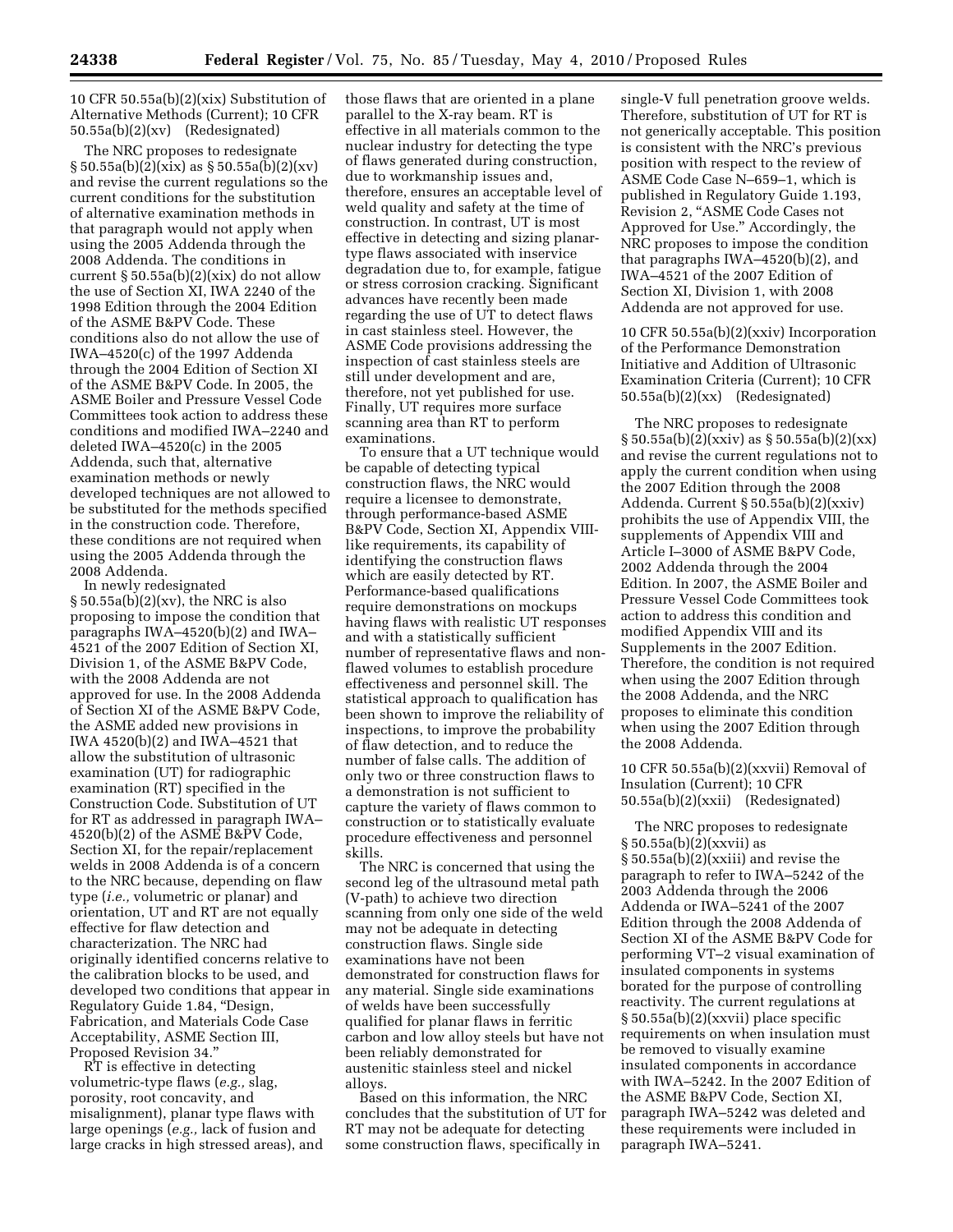10 CFR 50.55a(b)(2)(xix) Substitution of Alternative Methods (Current); 10 CFR 50.55a(b)(2)(xv) (Redesignated)

The NRC proposes to redesignate § 50.55a(b)(2)(xix) as § 50.55a(b)(2)(xv) and revise the current regulations so the current conditions for the substitution of alternative examination methods in that paragraph would not apply when using the 2005 Addenda through the 2008 Addenda. The conditions in current § 50.55a(b)(2)(xix) do not allow the use of Section XI, IWA 2240 of the 1998 Edition through the 2004 Edition of the ASME B&PV Code. These conditions also do not allow the use of IWA–4520(c) of the 1997 Addenda through the 2004 Edition of Section XI of the ASME B&PV Code. In 2005, the ASME Boiler and Pressure Vessel Code Committees took action to address these conditions and modified IWA–2240 and deleted IWA–4520(c) in the 2005 Addenda, such that, alternative examination methods or newly developed techniques are not allowed to be substituted for the methods specified in the construction code. Therefore, these conditions are not required when using the 2005 Addenda through the 2008 Addenda.

In newly redesignated § 50.55a(b)(2)(xv), the NRC is also proposing to impose the condition that paragraphs IWA–4520(b)(2) and IWA–4521 of the 2007 Edition of Section XI, Division 1, of the ASME B&PV Code, with the 2008 Addenda are not approved for use. In the 2008 Addenda of Section XI of the ASME B&PV Code, the ASME added new provisions in IWA 4520(b)(2) and IWA–4521 that allow the substitution of ultrasonic examination (UT) for radiographic examination (RT) specified in the Construction Code. Substitution of UT for RT as addressed in paragraph IWA–4520(b)(2) of the ASME B&PV Code, Section XI, for the repair/replacement welds in 2008 Addenda is of a concern to the NRC because, depending on flaw type (*i.e.,* volumetric or planar) and orientation, UT and RT are not equally effective for flaw detection and characterization. The NRC had originally identified concerns relative to the calibration blocks to be used, and developed two conditions that appear in Regulatory Guide 1.84, "Design, Fabrication, and Materials Code Case Acceptability, ASME Section III, Proposed Revision 34."

RT is effective in detecting volumetric-type flaws (*e.g.,* slag, porosity, root concavity, and misalignment), planar type flaws with large openings (*e.g.,* lack of fusion and large cracks in high stressed areas), and those flaws that are oriented in a plane parallel to the X-ray beam. RT is effective in all materials common to the nuclear industry for detecting the type of flaws generated during construction, due to workmanship issues and, therefore, ensures an acceptable level of weld quality and safety at the time of construction. In contrast, UT is most effective in detecting and sizing planar-type flaws associated with inservice degradation due to, for example, fatigue or stress corrosion cracking. Significant advances have recently been made regarding the use of UT to detect flaws in cast stainless steel. However, the ASME Code provisions addressing the inspection of cast stainless steels are still under development and are, therefore, not yet published for use. Finally, UT requires more surface scanning area than RT to perform examinations.

To ensure that a UT technique would be capable of detecting typical construction flaws, the NRC would require a licensee to demonstrate, through performance-based ASME B&PV Code, Section XI, Appendix VIII-like requirements, its capability of identifying the construction flaws which are easily detected by RT. Performance-based qualifications require demonstrations on mockups having flaws with realistic UT responses and with a statistically sufficient number of representative flaws and non-flawed volumes to establish procedure effectiveness and personnel skill. The statistical approach to qualification has been shown to improve the reliability of inspections, to improve the probability of flaw detection, and to reduce the number of false calls. The addition of only two or three construction flaws to a demonstration is not sufficient to capture the variety of flaws common to construction or to statistically evaluate procedure effectiveness and personnel skills.

The NRC is concerned that using the second leg of the ultrasound metal path (V-path) to achieve two direction scanning from only one side of the weld may not be adequate in detecting construction flaws. Single side examinations have not been demonstrated for construction flaws for any material. Single side examinations of welds have been successfully qualified for planar flaws in ferritic carbon and low alloy steels but have not been reliably demonstrated for austenitic stainless steel and nickel alloys.

Based on this information, the NRC concludes that the substitution of UT for RT may not be adequate for detecting some construction flaws, specifically in single-V full penetration groove welds. Therefore, substitution of UT for RT is not generically acceptable. This position is consistent with the NRC's previous position with respect to the review of ASME Code Case N–659–1, which is published in Regulatory Guide 1.193, Revision 2, "ASME Code Cases not Approved for Use." Accordingly, the NRC proposes to impose the condition that paragraphs IWA–4520(b)(2), and IWA–4521 of the 2007 Edition of Section XI, Division 1, with 2008 Addenda are not approved for use.

10 CFR 50.55a(b)(2)(xxiv) Incorporation of the Performance Demonstration Initiative and Addition of Ultrasonic Examination Criteria (Current); 10 CFR 50.55a(b)(2)(xx) (Redesignated)

The NRC proposes to redesignate § 50.55a(b)(2)(xxiv) as § 50.55a(b)(2)(xx) and revise the current regulations not to apply the current condition when using the 2007 Edition through the 2008 Addenda. Current § 50.55a(b)(2)(xxiv) prohibits the use of Appendix VIII, the supplements of Appendix VIII and Article I–3000 of ASME B&PV Code, 2002 Addenda through the 2004 Edition. In 2007, the ASME Boiler and Pressure Vessel Code Committees took action to address this condition and modified Appendix VIII and its Supplements in the 2007 Edition. Therefore, the condition is not required when using the 2007 Edition through the 2008 Addenda, and the NRC proposes to eliminate this condition when using the 2007 Edition through the 2008 Addenda.

10 CFR 50.55a(b)(2)(xxvii) Removal of Insulation (Current); 10 CFR 50.55a(b)(2)(xxii) (Redesignated)

The NRC proposes to redesignate § 50.55a(b)(2)(xxvii) as § 50.55a(b)(2)(xxiii) and revise the paragraph to refer to IWA–5242 of the 2003 Addenda through the 2006 Addenda or IWA–5241 of the 2007 Edition through the 2008 Addenda of Section XI of the ASME B&PV Code for performing VT–2 visual examination of insulated components in systems borated for the purpose of controlling reactivity. The current regulations at § 50.55a(b)(2)(xxvii) place specific requirements on when insulation must be removed to visually examine insulated components in accordance with IWA–5242. In the 2007 Edition of the ASME B&PV Code, Section XI, paragraph IWA–5242 was deleted and these requirements were included in paragraph IWA–5241.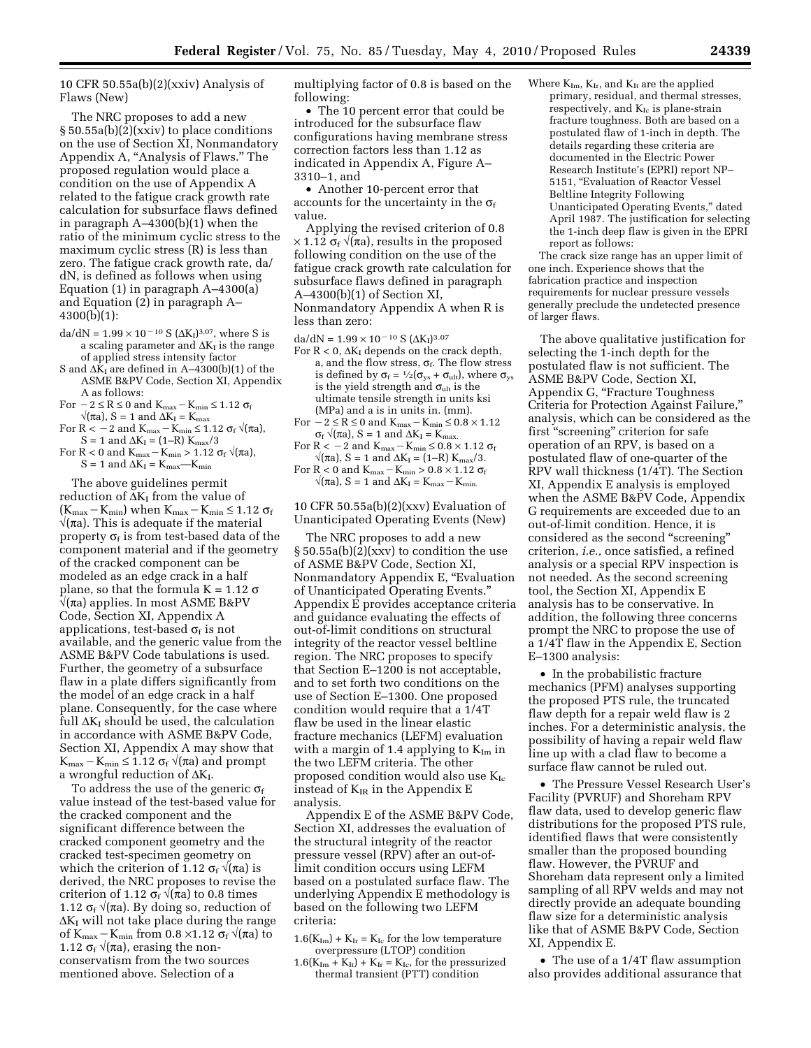10 CFR 50.55a(b)(2)(xxiv) Analysis of Flaws (New)

The NRC proposes to add a new § 50.55a(b)(2)(xxiv) to place conditions on the use of Section XI, Nonmandatory Appendix A, "Analysis of Flaws." The proposed regulation would place a condition on the use of Appendix A related to the fatigue crack growth rate calculation for subsurface flaws defined in paragraph A–4300(b)(1) when the ratio of the minimum cyclic stress to the maximum cyclic stress (R) is less than zero. The fatigue crack growth rate, da/dN, is defined as follows when using Equation (1) in paragraph A–4300(a) and Equation (2) in paragraph A–4300(b)(1):

$da/dN = 1.99 \times 10^{-10}\ S\ (\Delta K_I)^{3.07}$, where S is a scaling parameter and $\Delta K_I$ is the range of applied stress intensity factor

S and $\Delta K_I$ are defined in A–4300(b)(1) of the ASME B&PV Code, Section XI, Appendix A as follows:

For $-2 \le R \le 0$ and $K_{max} - K_{min} \le 1.12\ \sigma_f \sqrt{(\pi a)}$, S = 1 and $\Delta K_I = K_{max}$

For $R < -2$ and $K_{max} - K_{min} \le 1.12\ \sigma_f \sqrt{(\pi a)}$, S = 1 and $\Delta K_I = (1-R)\ K_{max}/3$

For $R < 0$ and $K_{max} - K_{min} > 1.12\ \sigma_f \sqrt{(\pi a)}$, S = 1 and $\Delta K_I = K_{max} - K_{min}$

The above guidelines permit reduction of $\Delta K_I$ from the value of $(K_{max} - K_{min})$ when $K_{max} - K_{min} \le 1.12\ \sigma_f \sqrt{(\pi a)}$. This is adequate if the material property $\sigma_f$ is from test-based data of the component material and if the geometry of the cracked component can be modeled as an edge crack in a half plane, so that the formula $K = 1.12\ \sigma \sqrt{(\pi a)}$ applies. In most ASME B&PV Code, Section XI, Appendix A applications, test-based $\sigma_f$ is not available, and the generic value from the ASME B&PV Code tabulations is used. Further, the geometry of a subsurface flaw in a plate differs significantly from the model of an edge crack in a half plane. Consequently, for the case where full $\Delta K_I$ should be used, the calculation in accordance with ASME B&PV Code, Section XI, Appendix A may show that $K_{max} - K_{min} \le 1.12\ \sigma_f \sqrt{(\pi a)}$ and prompt a wrongful reduction of $\Delta K_I$.

To address the use of the generic $\sigma_f$ value instead of the test-based value for the cracked component and the significant difference between the cracked component geometry and the cracked test-specimen geometry on which the criterion of $1.12\ \sigma_f \sqrt{(\pi a)}$ is derived, the NRC proposes to revise the criterion of $1.12\ \sigma_f \sqrt{(\pi a)}$ to 0.8 times $1.12\ \sigma_f \sqrt{(\pi a)}$. By doing so, reduction of $\Delta K_I$ will not take place during the range of $K_{max} - K_{min}$ from $0.8 \times 1.12\ \sigma_f \sqrt{(\pi a)}$ to $1.12\ \sigma_f \sqrt{(\pi a)}$, erasing the non-conservatism from the two sources mentioned above. Selection of a multiplying factor of 0.8 is based on the following:

- The 10 percent error that could be introduced for the subsurface flaw configurations having membrane stress correction factors less than 1.12 as indicated in Appendix A, Figure A–3310–1, and
- Another 10-percent error that accounts for the uncertainty in the $\sigma_f$ value.

Applying the revised criterion of $0.8 \times 1.12\ \sigma_f \sqrt{(\pi a)}$, results in the proposed following condition on the use of the fatigue crack growth rate calculation for subsurface flaws defined in paragraph A–4300(b)(1) of Section XI, Nonmandatory Appendix A when R is less than zero:

$da/dN = 1.99 \times 10^{-10}\ S\ (\Delta K_I)^{3.07}$

For $R < 0$, $\Delta K_I$ depends on the crack depth, a, and the flow stress, $\sigma_f$. The flow stress is defined by $\sigma_f = \frac{1}{2}(\sigma_{ys} + \sigma_{ult})$, where $\sigma_{ys}$ is the yield strength and $\sigma_{ult}$ is the ultimate tensile strength in units ksi (MPa) and a is in units in. (mm).

For $-2 \le R \le 0$ and $K_{max} - K_{min} \le 0.8 \times 1.12\ \sigma_f \sqrt{(\pi a)}$, S = 1 and $\Delta K_I = K_{max}$.

For $R < -2$ and $K_{max} - K_{min} \le 0.8 \times 1.12\ \sigma_f \sqrt{(\pi a)}$, S = 1 and $\Delta K_I = (1-R)\ K_{max}/3$.

For $R < 0$ and $K_{max} - K_{min} > 0.8 \times 1.12\ \sigma_f \sqrt{(\pi a)}$, S = 1 and $\Delta K_I = K_{max} - K_{min}$.

10 CFR 50.55a(b)(2)(xxv) Evaluation of Unanticipated Operating Events (New)

The NRC proposes to add a new § 50.55a(b)(2)(xxv) to condition the use of ASME B&PV Code, Section XI, Nonmandatory Appendix E, "Evaluation of Unanticipated Operating Events." Appendix E provides acceptance criteria and guidance evaluating the effects of out-of-limit conditions on structural integrity of the reactor vessel beltline region. The NRC proposes to specify that Section E–1200 is not acceptable, and to set forth two conditions on the use of Section E–1300. One proposed condition would require that a 1/4T flaw be used in the linear elastic fracture mechanics (LEFM) evaluation with a margin of 1.4 applying to $K_{Im}$ in the two LEFM criteria. The other proposed condition would also use $K_{Ic}$ instead of $K_{IR}$ in the Appendix E analysis.

Appendix E of the ASME B&PV Code, Section XI, addresses the evaluation of the structural integrity of the reactor pressure vessel (RPV) after an out-of-limit condition occurs using LEFM based on a postulated surface flaw. The underlying Appendix E methodology is based on the following two LEFM criteria:

$1.6(K_{Im}) + K_{Ir} = K_{Ic}$ for the low temperature overpressure (LTOP) condition

$1.6(K_{Im} + K_{It}) + K_{Ir} = K_{Ic}$, for the pressurized thermal transient (PTT) condition

Where $K_{Im}$, $K_{Ir}$, and $K_{It}$ are the applied primary, residual, and thermal stresses, respectively, and $K_{Ic}$ is plane-strain fracture toughness. Both are based on a postulated flaw of 1-inch in depth. The details regarding these criteria are documented in the Electric Power Research Institute's (EPRI) report NP–5151, "Evaluation of Reactor Vessel Beltline Integrity Following Unanticipated Operating Events," dated April 1987. The justification for selecting the 1-inch deep flaw is given in the EPRI report as follows:

> The crack size range has an upper limit of one inch. Experience shows that the fabrication practice and inspection requirements for nuclear pressure vessels generally preclude the undetected presence of larger flaws.

The above qualitative justification for selecting the 1-inch depth for the postulated flaw is not sufficient. The ASME B&PV Code, Section XI, Appendix G, "Fracture Toughness Criteria for Protection Against Failure," analysis, which can be considered as the first "screening" criterion for safe operation of an RPV, is based on a postulated flaw of one-quarter of the RPV wall thickness (1/4T). The Section XI, Appendix E analysis is employed when the ASME B&PV Code, Appendix G requirements are exceeded due to an out-of-limit condition. Hence, it is considered as the second "screening" criterion, *i.e.,* once satisfied, a refined analysis or a special RPV inspection is not needed. As the second screening tool, the Section XI, Appendix E analysis has to be conservative. In addition, the following three concerns prompt the NRC to propose the use of a 1/4T flaw in the Appendix E, Section E–1300 analysis:

- In the probabilistic fracture mechanics (PFM) analyses supporting the proposed PTS rule, the truncated flaw depth for a repair weld flaw is 2 inches. For a deterministic analysis, the possibility of having a repair weld flaw line up with a clad flaw to become a surface flaw cannot be ruled out.
- The Pressure Vessel Research User's Facility (PVRUF) and Shoreham RPV flaw data, used to develop generic flaw distributions for the proposed PTS rule, identified flaws that were consistently smaller than the proposed bounding flaw. However, the PVRUF and Shoreham data represent only a limited sampling of all RPV welds and may not directly provide an adequate bounding flaw size for a deterministic analysis like that of ASME B&PV Code, Section XI, Appendix E.
- The use of a 1/4T flaw assumption also provides additional assurance that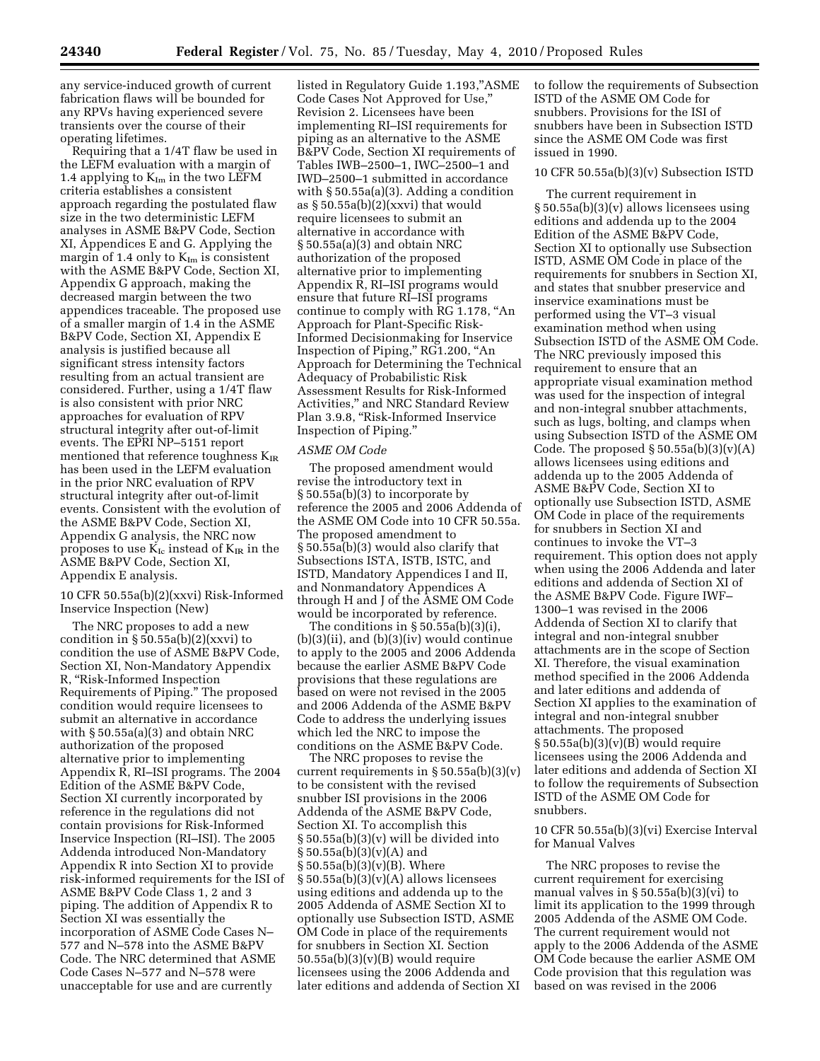any service-induced growth of current fabrication flaws will be bounded for any RPVs having experienced severe transients over the course of their operating lifetimes.

Requiring that a 1/4T flaw be used in the LEFM evaluation with a margin of 1.4 applying to $K_{Im}$ in the two LEFM criteria establishes a consistent approach regarding the postulated flaw size in the two deterministic LEFM analyses in ASME B&PV Code, Section XI, Appendices E and G. Applying the margin of 1.4 only to $K_{Im}$ is consistent with the ASME B&PV Code, Section XI, Appendix G approach, making the decreased margin between the two appendices traceable. The proposed use of a smaller margin of 1.4 in the ASME B&PV Code, Section XI, Appendix E analysis is justified because all significant stress intensity factors resulting from an actual transient are considered. Further, using a 1/4T flaw is also consistent with prior NRC approaches for evaluation of RPV structural integrity after out-of-limit events. The EPRI NP–5151 report mentioned that reference toughness $K_{IR}$ has been used in the LEFM evaluation in the prior NRC evaluation of RPV structural integrity after out-of-limit events. Consistent with the evolution of the ASME B&PV Code, Section XI, Appendix G analysis, the NRC now proposes to use $K_{Ic}$ instead of $K_{IR}$ in the ASME B&PV Code, Section XI, Appendix E analysis.

10 CFR 50.55a(b)(2)(xxvi) Risk-Informed Inservice Inspection (New)

The NRC proposes to add a new condition in § 50.55a(b)(2)(xxvi) to condition the use of ASME B&PV Code, Section XI, Non-Mandatory Appendix R, "Risk-Informed Inspection Requirements of Piping." The proposed condition would require licensees to submit an alternative in accordance with § 50.55a(a)(3) and obtain NRC authorization of the proposed alternative prior to implementing Appendix R, RI–ISI programs. The 2004 Edition of the ASME B&PV Code, Section XI currently incorporated by reference in the regulations did not contain provisions for Risk-Informed Inservice Inspection (RI–ISI). The 2005 Addenda introduced Non-Mandatory Appendix R into Section XI to provide risk-informed requirements for the ISI of ASME B&PV Code Class 1, 2 and 3 piping. The addition of Appendix R to Section XI was essentially the incorporation of ASME Code Cases N–577 and N–578 into the ASME B&PV Code. The NRC determined that ASME Code Cases N–577 and N–578 were unacceptable for use and are currently listed in Regulatory Guide 1.193,"ASME Code Cases Not Approved for Use," Revision 2. Licensees have been implementing RI–ISI requirements for piping as an alternative to the ASME B&PV Code, Section XI requirements of Tables IWB–2500–1, IWC–2500–1 and IWD–2500–1 submitted in accordance with § 50.55a(a)(3). Adding a condition as § 50.55a(b)(2)(xxvi) that would require licensees to submit an alternative in accordance with § 50.55a(a)(3) and obtain NRC authorization of the proposed alternative prior to implementing Appendix R, RI–ISI programs would ensure that future RI–ISI programs continue to comply with RG 1.178, "An Approach for Plant-Specific Risk-Informed Decisionmaking for Inservice Inspection of Piping," RG1.200, "An Approach for Determining the Technical Adequacy of Probabilistic Risk Assessment Results for Risk-Informed Activities," and NRC Standard Review Plan 3.9.8, "Risk-Informed Inservice Inspection of Piping."

*ASME OM Code*

The proposed amendment would revise the introductory text in § 50.55a(b)(3) to incorporate by reference the 2005 and 2006 Addenda of the ASME OM Code into 10 CFR 50.55a. The proposed amendment to § 50.55a(b)(3) would also clarify that Subsections ISTA, ISTB, ISTC, and ISTD, Mandatory Appendices I and II, and Nonmandatory Appendices A through H and J of the ASME OM Code would be incorporated by reference.

The conditions in § 50.55a(b)(3)(i), (b)(3)(ii), and (b)(3)(iv) would continue to apply to the 2005 and 2006 Addenda because the earlier ASME B&PV Code provisions that these regulations are based on were not revised in the 2005 and 2006 Addenda of the ASME B&PV Code to address the underlying issues which led the NRC to impose the conditions on the ASME B&PV Code.

The NRC proposes to revise the current requirements in § 50.55a(b)(3)(v) to be consistent with the revised snubber ISI provisions in the 2006 Addenda of the ASME B&PV Code, Section XI. To accomplish this § 50.55a(b)(3)(v) will be divided into § 50.55a(b)(3)(v)(A) and § 50.55a(b)(3)(v)(B). Where § 50.55a(b)(3)(v)(A) allows licensees using editions and addenda up to the 2005 Addenda of ASME Section XI to optionally use Subsection ISTD, ASME OM Code in place of the requirements for snubbers in Section XI. Section 50.55a(b)(3)(v)(B) would require licensees using the 2006 Addenda and later editions and addenda of Section XI to follow the requirements of Subsection ISTD of the ASME OM Code for snubbers. Provisions for the ISI of snubbers have been in Subsection ISTD since the ASME OM Code was first issued in 1990.

10 CFR 50.55a(b)(3)(v) Subsection ISTD

The current requirement in § 50.55a(b)(3)(v) allows licensees using editions and addenda up to the 2004 Edition of the ASME B&PV Code, Section XI to optionally use Subsection ISTD, ASME OM Code in place of the requirements for snubbers in Section XI, and states that snubber preservice and inservice examinations must be performed using the VT–3 visual examination method when using Subsection ISTD of the ASME OM Code. The NRC previously imposed this requirement to ensure that an appropriate visual examination method was used for the inspection of integral and non-integral snubber attachments, such as lugs, bolting, and clamps when using Subsection ISTD of the ASME OM Code. The proposed § 50.55a(b)(3)(v)(A) allows licensees using editions and addenda up to the 2005 Addenda of ASME B&PV Code, Section XI to optionally use Subsection ISTD, ASME OM Code in place of the requirements for snubbers in Section XI and continues to invoke the VT–3 requirement. This option does not apply when using the 2006 Addenda and later editions and addenda of Section XI of the ASME B&PV Code. Figure IWF–1300–1 was revised in the 2006 Addenda of Section XI to clarify that integral and non-integral snubber attachments are in the scope of Section XI. Therefore, the visual examination method specified in the 2006 Addenda and later editions and addenda of Section XI applies to the examination of integral and non-integral snubber attachments. The proposed § 50.55a(b)(3)(v)(B) would require licensees using the 2006 Addenda and later editions and addenda of Section XI to follow the requirements of Subsection ISTD of the ASME OM Code for snubbers.

10 CFR 50.55a(b)(3)(vi) Exercise Interval for Manual Valves

The NRC proposes to revise the current requirement for exercising manual valves in § 50.55a(b)(3)(vi) to limit its application to the 1999 through 2005 Addenda of the ASME OM Code. The current requirement would not apply to the 2006 Addenda of the ASME OM Code because the earlier ASME OM Code provision that this regulation was based on was revised in the 2006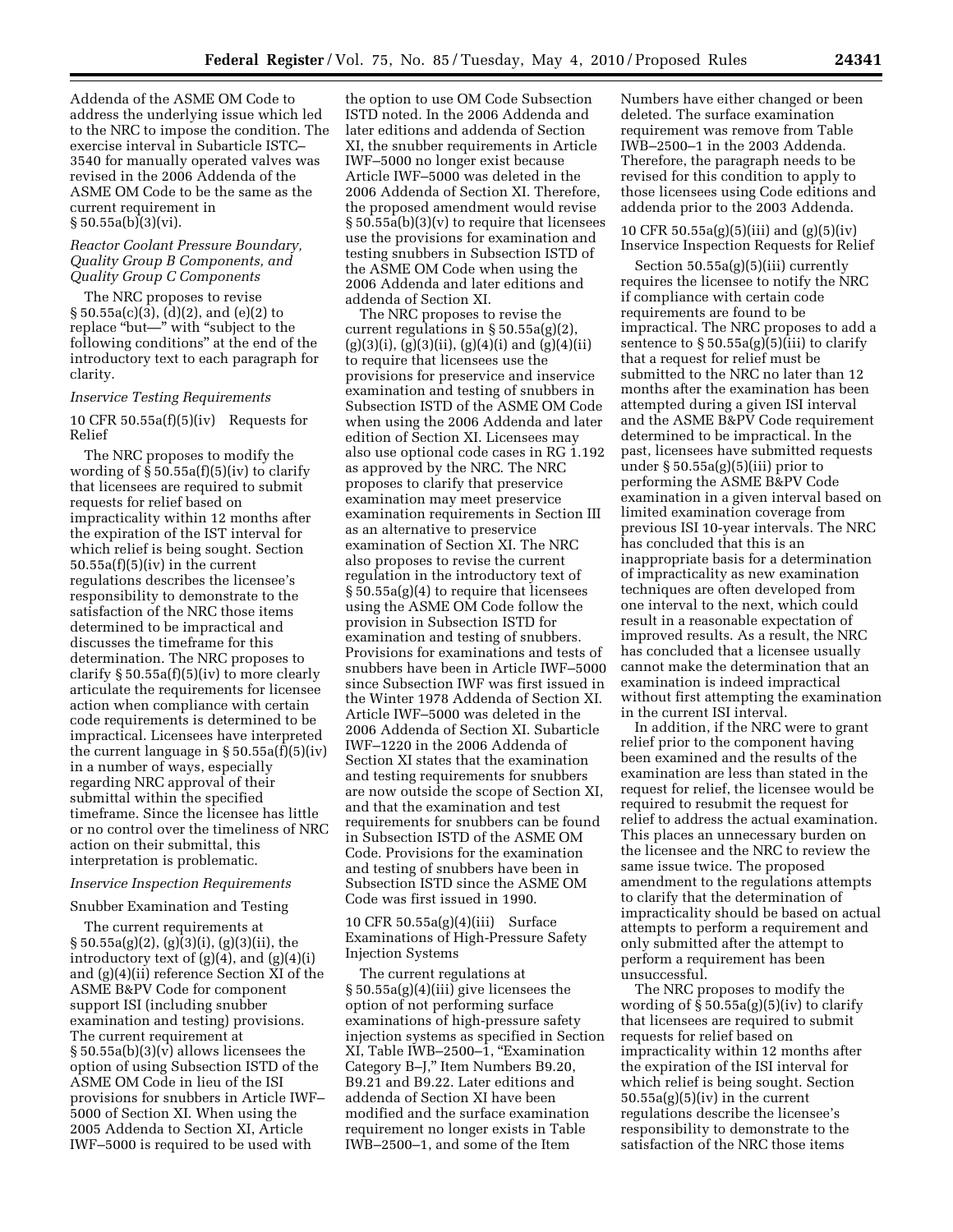Addenda of the ASME OM Code to address the underlying issue which led to the NRC to impose the condition. The exercise interval in Subarticle ISTC–3540 for manually operated valves was revised in the 2006 Addenda of the ASME OM Code to be the same as the current requirement in § 50.55a(b)(3)(vi).

*Reactor Coolant Pressure Boundary, Quality Group B Components, and Quality Group C Components*

The NRC proposes to revise § 50.55a(c)(3), (d)(2), and (e)(2) to replace "but—" with "subject to the following conditions" at the end of the introductory text to each paragraph for clarity.

*Inservice Testing Requirements*

10 CFR 50.55a(f)(5)(iv) Requests for Relief

The NRC proposes to modify the wording of § 50.55a(f)(5)(iv) to clarify that licensees are required to submit requests for relief based on impracticality within 12 months after the expiration of the IST interval for which relief is being sought. Section 50.55a(f)(5)(iv) in the current regulations describes the licensee's responsibility to demonstrate to the satisfaction of the NRC those items determined to be impractical and discusses the timeframe for this determination. The NRC proposes to clarify § 50.55a(f)(5)(iv) to more clearly articulate the requirements for licensee action when compliance with certain code requirements is determined to be impractical. Licensees have interpreted the current language in § 50.55a(f)(5)(iv) in a number of ways, especially regarding NRC approval of their submittal within the specified timeframe. Since the licensee has little or no control over the timeliness of NRC action on their submittal, this interpretation is problematic.

*Inservice Inspection Requirements*

Snubber Examination and Testing

The current requirements at § 50.55a(g)(2), (g)(3)(i), (g)(3)(ii), the introductory text of (g)(4), and (g)(4)(i) and (g)(4)(ii) reference Section XI of the ASME B&PV Code for component support ISI (including snubber examination and testing) provisions. The current requirement at § 50.55a(b)(3)(v) allows licensees the option of using Subsection ISTD of the ASME OM Code in lieu of the ISI provisions for snubbers in Article IWF–5000 of Section XI. When using the 2005 Addenda to Section XI, Article IWF–5000 is required to be used with the option to use OM Code Subsection ISTD noted. In the 2006 Addenda and later editions and addenda of Section XI, the snubber requirements in Article IWF–5000 no longer exist because Article IWF–5000 was deleted in the 2006 Addenda of Section XI. Therefore, the proposed amendment would revise § 50.55a(b)(3)(v) to require that licensees use the provisions for examination and testing snubbers in Subsection ISTD of the ASME OM Code when using the 2006 Addenda and later editions and addenda of Section XI.

The NRC proposes to revise the current regulations in § 50.55a(g)(2), (g)(3)(i), (g)(3)(ii), (g)(4)(i) and (g)(4)(ii) to require that licensees use the provisions for preservice and inservice examination and testing of snubbers in Subsection ISTD of the ASME OM Code when using the 2006 Addenda and later edition of Section XI. Licensees may also use optional code cases in RG 1.192 as approved by the NRC. The NRC proposes to clarify that preservice examination may meet preservice examination requirements in Section III as an alternative to preservice examination of Section XI. The NRC also proposes to revise the current regulation in the introductory text of § 50.55a(g)(4) to require that licensees using the ASME OM Code follow the provision in Subsection ISTD for examination and testing of snubbers. Provisions for examinations and tests of snubbers have been in Article IWF–5000 since Subsection IWF was first issued in the Winter 1978 Addenda of Section XI. Article IWF–5000 was deleted in the 2006 Addenda of Section XI. Subarticle IWF–1220 in the 2006 Addenda of Section XI states that the examination and testing requirements for snubbers are now outside the scope of Section XI, and that the examination and test requirements for snubbers can be found in Subsection ISTD of the ASME OM Code. Provisions for the examination and testing of snubbers have been in Subsection ISTD since the ASME OM Code was first issued in 1990.

10 CFR 50.55a(g)(4)(iii) Surface Examinations of High-Pressure Safety Injection Systems

The current regulations at § 50.55a(g)(4)(iii) give licensees the option of not performing surface examinations of high-pressure safety injection systems as specified in Section XI, Table IWB–2500–1, "Examination Category B–J," Item Numbers B9.20, B9.21 and B9.22. Later editions and addenda of Section XI have been modified and the surface examination requirement no longer exists in Table IWB–2500–1, and some of the Item Numbers have either changed or been deleted. The surface examination requirement was remove from Table IWB–2500–1 in the 2003 Addenda. Therefore, the paragraph needs to be revised for this condition to apply to those licensees using Code editions and addenda prior to the 2003 Addenda.

10 CFR 50.55a(g)(5)(iii) and (g)(5)(iv) Inservice Inspection Requests for Relief

Section 50.55a(g)(5)(iii) currently requires the licensee to notify the NRC if compliance with certain code requirements are found to be impractical. The NRC proposes to add a sentence to § 50.55a(g)(5)(iii) to clarify that a request for relief must be submitted to the NRC no later than 12 months after the examination has been attempted during a given ISI interval and the ASME B&PV Code requirement determined to be impractical. In the past, licensees have submitted requests under § 50.55a(g)(5)(iii) prior to performing the ASME B&PV Code examination in a given interval based on limited examination coverage from previous ISI 10-year intervals. The NRC has concluded that this is an inappropriate basis for a determination of impracticality as new examination techniques are often developed from one interval to the next, which could result in a reasonable expectation of improved results. As a result, the NRC has concluded that a licensee usually cannot make the determination that an examination is indeed impractical without first attempting the examination in the current ISI interval.

In addition, if the NRC were to grant relief prior to the component having been examined and the results of the examination are less than stated in the request for relief, the licensee would be required to resubmit the request for relief to address the actual examination. This places an unnecessary burden on the licensee and the NRC to review the same issue twice. The proposed amendment to the regulations attempts to clarify that the determination of impracticality should be based on actual attempts to perform a requirement and only submitted after the attempt to perform a requirement has been unsuccessful.

The NRC proposes to modify the wording of § 50.55a(g)(5)(iv) to clarify that licensees are required to submit requests for relief based on impracticality within 12 months after the expiration of the ISI interval for which relief is being sought. Section 50.55a(g)(5)(iv) in the current regulations describe the licensee's responsibility to demonstrate to the satisfaction of the NRC those items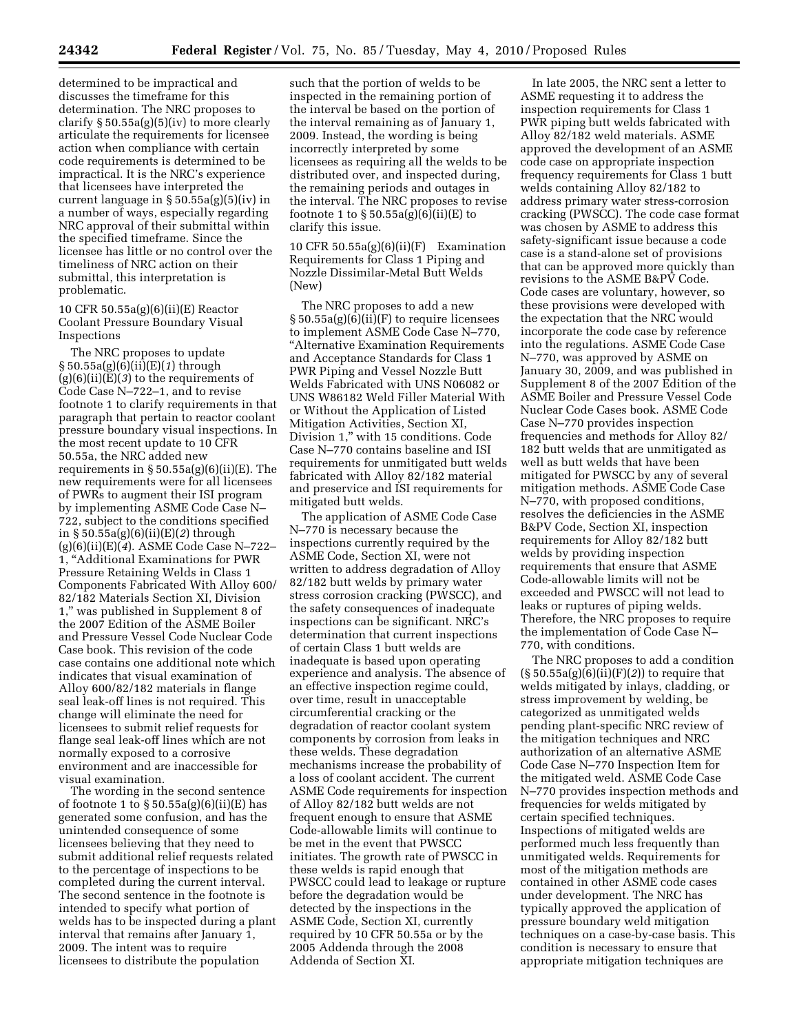determined to be impractical and discusses the timeframe for this determination. The NRC proposes to clarify § 50.55a(g)(5)(iv) to more clearly articulate the requirements for licensee action when compliance with certain code requirements is determined to be impractical. It is the NRC's experience that licensees have interpreted the current language in § 50.55a(g)(5)(iv) in a number of ways, especially regarding NRC approval of their submittal within the specified timeframe. Since the licensee has little or no control over the timeliness of NRC action on their submittal, this interpretation is problematic.

10 CFR 50.55a(g)(6)(ii)(E) Reactor Coolant Pressure Boundary Visual Inspections

The NRC proposes to update § 50.55a(g)(6)(ii)(E)(*1*) through (g)(6)(ii)(E)(*3*) to the requirements of Code Case N–722–1, and to revise footnote 1 to clarify requirements in that paragraph that pertain to reactor coolant pressure boundary visual inspections. In the most recent update to 10 CFR 50.55a, the NRC added new requirements in § 50.55a(g)(6)(ii)(E). The new requirements were for all licensees of PWRs to augment their ISI program by implementing ASME Code Case N–722, subject to the conditions specified in § 50.55a(g)(6)(ii)(E)(*2*) through (g)(6)(ii)(E)(*4*). ASME Code Case N–722–1, "Additional Examinations for PWR Pressure Retaining Welds in Class 1 Components Fabricated With Alloy 600/82/182 Materials Section XI, Division 1," was published in Supplement 8 of the 2007 Edition of the ASME Boiler and Pressure Vessel Code Nuclear Code Case book. This revision of the code case contains one additional note which indicates that visual examination of Alloy 600/82/182 materials in flange seal leak-off lines is not required. This change will eliminate the need for licensees to submit relief requests for flange seal leak-off lines which are not normally exposed to a corrosive environment and are inaccessible for visual examination.

The wording in the second sentence of footnote 1 to § 50.55a(g)(6)(ii)(E) has generated some confusion, and has the unintended consequence of some licensees believing that they need to submit additional relief requests related to the percentage of inspections to be completed during the current interval. The second sentence in the footnote is intended to specify what portion of welds has to be inspected during a plant interval that remains after January 1, 2009. The intent was to require licensees to distribute the population such that the portion of welds to be inspected in the remaining portion of the interval be based on the portion of the interval remaining as of January 1, 2009. Instead, the wording is being incorrectly interpreted by some licensees as requiring all the welds to be distributed over, and inspected during, the remaining periods and outages in the interval. The NRC proposes to revise footnote 1 to § 50.55a(g)(6)(ii)(E) to clarify this issue.

10 CFR 50.55a(g)(6)(ii)(F) Examination Requirements for Class 1 Piping and Nozzle Dissimilar-Metal Butt Welds (New)

The NRC proposes to add a new § 50.55a(g)(6)(ii)(F) to require licensees to implement ASME Code Case N–770, "Alternative Examination Requirements and Acceptance Standards for Class 1 PWR Piping and Vessel Nozzle Butt Welds Fabricated with UNS N06082 or UNS W86182 Weld Filler Material With or Without the Application of Listed Mitigation Activities, Section XI, Division 1," with 15 conditions. Code Case N–770 contains baseline and ISI requirements for unmitigated butt welds fabricated with Alloy 82/182 material and preservice and ISI requirements for mitigated butt welds.

The application of ASME Code Case N–770 is necessary because the inspections currently required by the ASME Code, Section XI, were not written to address degradation of Alloy 82/182 butt welds by primary water stress corrosion cracking (PWSCC), and the safety consequences of inadequate inspections can be significant. NRC's determination that current inspections of certain Class 1 butt welds are inadequate is based upon operating experience and analysis. The absence of an effective inspection regime could, over time, result in unacceptable circumferential cracking or the degradation of reactor coolant system components by corrosion from leaks in these welds. These degradation mechanisms increase the probability of a loss of coolant accident. The current ASME Code requirements for inspection of Alloy 82/182 butt welds are not frequent enough to ensure that ASME Code-allowable limits will continue to be met in the event that PWSCC initiates. The growth rate of PWSCC in these welds is rapid enough that PWSCC could lead to leakage or rupture before the degradation would be detected by the inspections in the ASME Code, Section XI, currently required by 10 CFR 50.55a or by the 2005 Addenda through the 2008 Addenda of Section XI.

In late 2005, the NRC sent a letter to ASME requesting it to address the inspection requirements for Class 1 PWR piping butt welds fabricated with Alloy 82/182 weld materials. ASME approved the development of an ASME code case on appropriate inspection frequency requirements for Class 1 butt welds containing Alloy 82/182 to address primary water stress-corrosion cracking (PWSCC). The code case format was chosen by ASME to address this safety-significant issue because a code case is a stand-alone set of provisions that can be approved more quickly than revisions to the ASME B&PV Code. Code cases are voluntary, however, so these provisions were developed with the expectation that the NRC would incorporate the code case by reference into the regulations. ASME Code Case N–770, was approved by ASME on January 30, 2009, and was published in Supplement 8 of the 2007 Edition of the ASME Boiler and Pressure Vessel Code Nuclear Code Cases book. ASME Code Case N–770 provides inspection frequencies and methods for Alloy 82/182 butt welds that are unmitigated as well as butt welds that have been mitigated for PWSCC by any of several mitigation methods. ASME Code Case N–770, with proposed conditions, resolves the deficiencies in the ASME B&PV Code, Section XI, inspection requirements for Alloy 82/182 butt welds by providing inspection requirements that ensure that ASME Code-allowable limits will not be exceeded and PWSCC will not lead to leaks or ruptures of piping welds. Therefore, the NRC proposes to require the implementation of Code Case N–770, with conditions.

The NRC proposes to add a condition (§ 50.55a(g)(6)(ii)(F)(*2*)) to require that welds mitigated by inlays, cladding, or stress improvement by welding, be categorized as unmitigated welds pending plant-specific NRC review of the mitigation techniques and NRC authorization of an alternative ASME Code Case N–770 Inspection Item for the mitigated weld. ASME Code Case N–770 provides inspection methods and frequencies for welds mitigated by certain specified techniques. Inspections of mitigated welds are performed much less frequently than unmitigated welds. Requirements for most of the mitigation methods are contained in other ASME code cases under development. The NRC has typically approved the application of pressure boundary weld mitigation techniques on a case-by-case basis. This condition is necessary to ensure that appropriate mitigation techniques are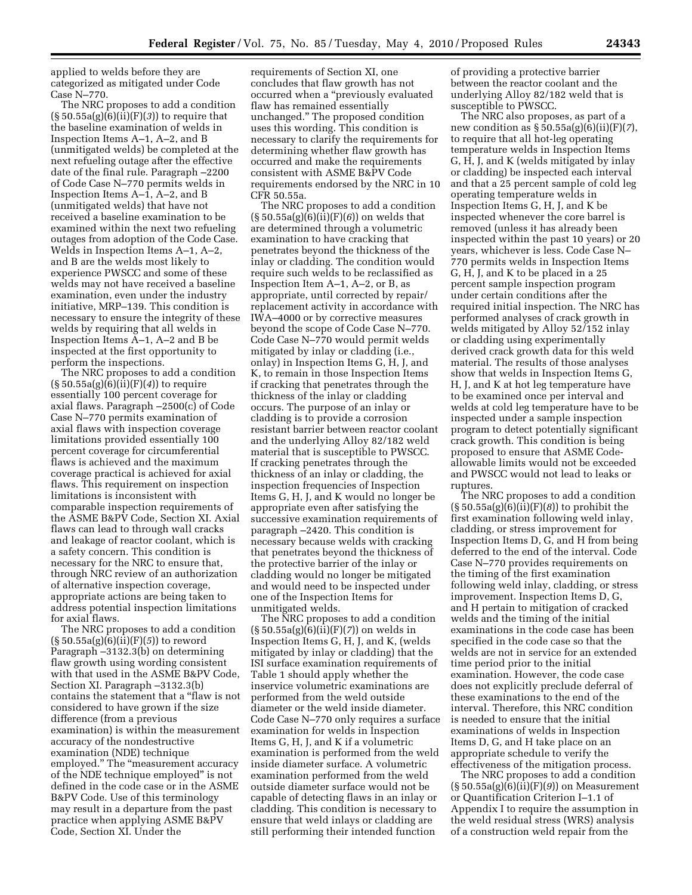applied to welds before they are categorized as mitigated under Code Case N–770.

The NRC proposes to add a condition (§ 50.55a(g)(6)(ii)(F)(*3*)) to require that the baseline examination of welds in Inspection Items A–1, A–2, and B (unmitigated welds) be completed at the next refueling outage after the effective date of the final rule. Paragraph –2200 of Code Case N–770 permits welds in Inspection Items A–1, A–2, and B (unmitigated welds) that have not received a baseline examination to be examined within the next two refueling outages from adoption of the Code Case. Welds in Inspection Items A–1, A–2, and B are the welds most likely to experience PWSCC and some of these welds may not have received a baseline examination, even under the industry initiative, MRP–139. This condition is necessary to ensure the integrity of these welds by requiring that all welds in Inspection Items A–1, A–2 and B be inspected at the first opportunity to perform the inspections.

The NRC proposes to add a condition (§ 50.55a(g)(6)(ii)(F)(*4*)) to require essentially 100 percent coverage for axial flaws. Paragraph –2500(c) of Code Case N–770 permits examination of axial flaws with inspection coverage limitations provided essentially 100 percent coverage for circumferential flaws is achieved and the maximum coverage practical is achieved for axial flaws. This requirement on inspection limitations is inconsistent with comparable inspection requirements of the ASME B&PV Code, Section XI. Axial flaws can lead to through wall cracks and leakage of reactor coolant, which is a safety concern. This condition is necessary for the NRC to ensure that, through NRC review of an authorization of alternative inspection coverage, appropriate actions are being taken to address potential inspection limitations for axial flaws.

The NRC proposes to add a condition (§ 50.55a(g)(6)(ii)(F)(*5*)) to reword Paragraph –3132.3(b) on determining flaw growth using wording consistent with that used in the ASME B&PV Code, Section XI. Paragraph –3132.3(b) contains the statement that a "flaw is not considered to have grown if the size difference (from a previous examination) is within the measurement accuracy of the nondestructive examination (NDE) technique employed." The "measurement accuracy of the NDE technique employed" is not defined in the code case or in the ASME B&PV Code. Use of this terminology may result in a departure from the past practice when applying ASME B&PV Code, Section XI. Under the requirements of Section XI, one concludes that flaw growth has not occurred when a "previously evaluated flaw has remained essentially unchanged." The proposed condition uses this wording. This condition is necessary to clarify the requirements for determining whether flaw growth has occurred and make the requirements consistent with ASME B&PV Code requirements endorsed by the NRC in 10 CFR 50.55a.

The NRC proposes to add a condition (§ 50.55a(g)(6)(ii)(F)(*6*)) on welds that are determined through a volumetric examination to have cracking that penetrates beyond the thickness of the inlay or cladding. The condition would require such welds to be reclassified as Inspection Item A–1, A–2, or B, as appropriate, until corrected by repair/replacement activity in accordance with IWA–4000 or by corrective measures beyond the scope of Code Case N–770. Code Case N–770 would permit welds mitigated by inlay or cladding (i.e., onlay) in Inspection Items G, H, J, and K, to remain in those Inspection Items if cracking that penetrates through the thickness of the inlay or cladding occurs. The purpose of an inlay or cladding is to provide a corrosion resistant barrier between reactor coolant and the underlying Alloy 82/182 weld material that is susceptible to PWSCC. If cracking penetrates through the thickness of an inlay or cladding, the inspection frequencies of Inspection Items G, H, J, and K would no longer be appropriate even after satisfying the successive examination requirements of paragraph –2420. This condition is necessary because welds with cracking that penetrates beyond the thickness of the protective barrier of the inlay or cladding would no longer be mitigated and would need to be inspected under one of the Inspection Items for unmitigated welds.

The NRC proposes to add a condition (§ 50.55a(g)(6)(ii)(F)(*7*)) on welds in Inspection Items G, H, J, and K, (welds mitigated by inlay or cladding) that the ISI surface examination requirements of Table 1 should apply whether the inservice volumetric examinations are performed from the weld outside diameter or the weld inside diameter. Code Case N–770 only requires a surface examination for welds in Inspection Items G, H, J, and K if a volumetric examination is performed from the weld inside diameter surface. A volumetric examination performed from the weld outside diameter surface would not be capable of detecting flaws in an inlay or cladding. This condition is necessary to ensure that weld inlays or cladding are still performing their intended function of providing a protective barrier between the reactor coolant and the underlying Alloy 82/182 weld that is susceptible to PWSCC.

The NRC also proposes, as part of a new condition as § 50.55a(g)(6)(ii)(F)(*7*), to require that all hot-leg operating temperature welds in Inspection Items G, H, J, and K (welds mitigated by inlay or cladding) be inspected each interval and that a 25 percent sample of cold leg operating temperature welds in Inspection Items G, H, J, and K be inspected whenever the core barrel is removed (unless it has already been inspected within the past 10 years) or 20 years, whichever is less. Code Case N–770 permits welds in Inspection Items G, H, J, and K to be placed in a 25 percent sample inspection program under certain conditions after the required initial inspection. The NRC has performed analyses of crack growth in welds mitigated by Alloy 52/152 inlay or cladding using experimentally derived crack growth data for this weld material. The results of those analyses show that welds in Inspection Items G, H, J, and K at hot leg temperature have to be examined once per interval and welds at cold leg temperature have to be inspected under a sample inspection program to detect potentially significant crack growth. This condition is being proposed to ensure that ASME Code-allowable limits would not be exceeded and PWSCC would not lead to leaks or ruptures.

The NRC proposes to add a condition (§ 50.55a(g)(6)(ii)(F)(*8*)) to prohibit the first examination following weld inlay, cladding, or stress improvement for Inspection Items D, G, and H from being deferred to the end of the interval. Code Case N–770 provides requirements on the timing of the first examination following weld inlay, cladding, or stress improvement. Inspection Items D, G, and H pertain to mitigation of cracked welds and the timing of the initial examinations in the code case has been specified in the code case so that the welds are not in service for an extended time period prior to the initial examination. However, the code case does not explicitly preclude deferral of these examinations to the end of the interval. Therefore, this NRC condition is needed to ensure that the initial examinations of welds in Inspection Items D, G, and H take place on an appropriate schedule to verify the effectiveness of the mitigation process.

The NRC proposes to add a condition (§ 50.55a(g)(6)(ii)(F)(*9*)) on Measurement or Quantification Criterion I–1.1 of Appendix I to require the assumption in the weld residual stress (WRS) analysis of a construction weld repair from the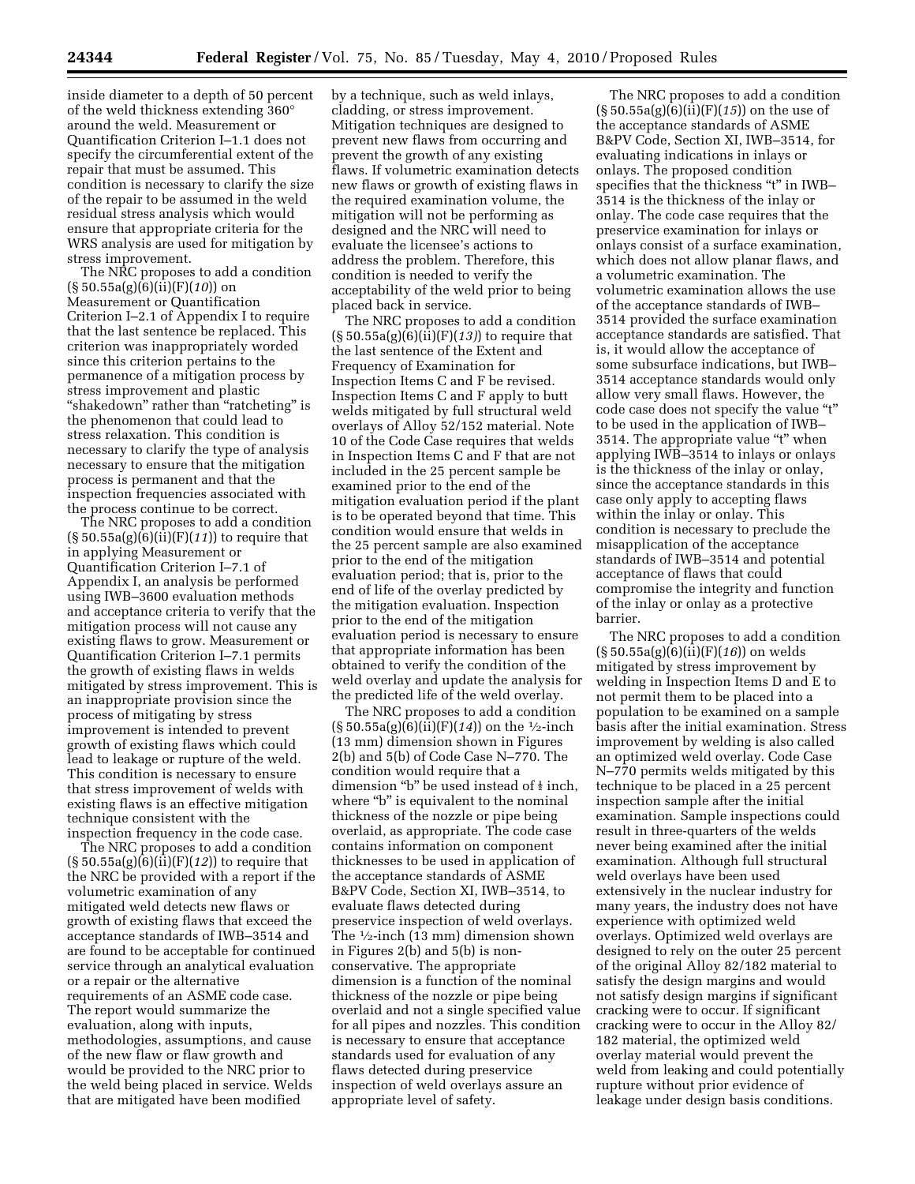inside diameter to a depth of 50 percent of the weld thickness extending 360° around the weld. Measurement or Quantification Criterion I–1.1 does not specify the circumferential extent of the repair that must be assumed. This condition is necessary to clarify the size of the repair to be assumed in the weld residual stress analysis which would ensure that appropriate criteria for the WRS analysis are used for mitigation by stress improvement.

The NRC proposes to add a condition (§ 50.55a(g)(6)(ii)(F)(*10*)) on Measurement or Quantification Criterion I–2.1 of Appendix I to require that the last sentence be replaced. This criterion was inappropriately worded since this criterion pertains to the permanence of a mitigation process by stress improvement and plastic "shakedown" rather than "ratcheting" is the phenomenon that could lead to stress relaxation. This condition is necessary to clarify the type of analysis necessary to ensure that the mitigation process is permanent and that the inspection frequencies associated with the process continue to be correct.

The NRC proposes to add a condition (§ 50.55a(g)(6)(ii)(F)(*11*)) to require that in applying Measurement or Quantification Criterion I–7.1 of Appendix I, an analysis be performed using IWB–3600 evaluation methods and acceptance criteria to verify that the mitigation process will not cause any existing flaws to grow. Measurement or Quantification Criterion I–7.1 permits the growth of existing flaws in welds mitigated by stress improvement. This is an inappropriate provision since the process of mitigating by stress improvement is intended to prevent growth of existing flaws which could lead to leakage or rupture of the weld. This condition is necessary to ensure that stress improvement of welds with existing flaws is an effective mitigation technique consistent with the inspection frequency in the code case.

The NRC proposes to add a condition (§ 50.55a(g)(6)(ii)(F)(*12*)) to require that the NRC be provided with a report if the volumetric examination of any mitigated weld detects new flaws or growth of existing flaws that exceed the acceptance standards of IWB–3514 and are found to be acceptable for continued service through an analytical evaluation or a repair or the alternative requirements of an ASME code case. The report would summarize the evaluation, along with inputs, methodologies, assumptions, and cause of the new flaw or flaw growth and would be provided to the NRC prior to the weld being placed in service. Welds that are mitigated have been modified by a technique, such as weld inlays, cladding, or stress improvement. Mitigation techniques are designed to prevent new flaws from occurring and prevent the growth of any existing flaws. If volumetric examination detects new flaws or growth of existing flaws in the required examination volume, the mitigation will not be performing as designed and the NRC will need to evaluate the licensee's actions to address the problem. Therefore, this condition is needed to verify the acceptability of the weld prior to being placed back in service.

The NRC proposes to add a condition (§ 50.55a(g)(6)(ii)(F)(*13*)) to require that the last sentence of the Extent and Frequency of Examination for Inspection Items C and F be revised. Inspection Items C and F apply to butt welds mitigated by full structural weld overlays of Alloy 52/152 material. Note 10 of the Code Case requires that welds in Inspection Items C and F that are not included in the 25 percent sample be examined prior to the end of the mitigation evaluation period if the plant is to be operated beyond that time. This condition would ensure that welds in the 25 percent sample are also examined prior to the end of the mitigation evaluation period; that is, prior to the end of life of the overlay predicted by the mitigation evaluation. Inspection prior to the end of the mitigation evaluation period is necessary to ensure that appropriate information has been obtained to verify the condition of the weld overlay and update the analysis for the predicted life of the weld overlay.

The NRC proposes to add a condition (§ 50.55a(g)(6)(ii)(F)(*14*)) on the ½-inch (13 mm) dimension shown in Figures 2(b) and 5(b) of Code Case N–770. The condition would require that a dimension "b" be used instead of ½ inch, where "b" is equivalent to the nominal thickness of the nozzle or pipe being overlaid, as appropriate. The code case contains information on component thicknesses to be used in application of the acceptance standards of ASME B&PV Code, Section XI, IWB–3514, to evaluate flaws detected during preservice inspection of weld overlays. The ½-inch (13 mm) dimension shown in Figures 2(b) and 5(b) is non-conservative. The appropriate dimension is a function of the nominal thickness of the nozzle or pipe being overlaid and not a single specified value for all pipes and nozzles. This condition is necessary to ensure that acceptance standards used for evaluation of any flaws detected during preservice inspection of weld overlays assure an appropriate level of safety.

The NRC proposes to add a condition (§ 50.55a(g)(6)(ii)(F)(*15*)) on the use of the acceptance standards of ASME B&PV Code, Section XI, IWB–3514, for evaluating indications in inlays or onlays. The proposed condition specifies that the thickness "t" in IWB–3514 is the thickness of the inlay or onlay. The code case requires that the preservice examination for inlays or onlays consist of a surface examination, which does not allow planar flaws, and a volumetric examination. The volumetric examination allows the use of the acceptance standards of IWB–3514 provided the surface examination acceptance standards are satisfied. That is, it would allow the acceptance of some subsurface indications, but IWB–3514 acceptance standards would only allow very small flaws. However, the code case does not specify the value "t" to be used in the application of IWB–3514. The appropriate value "t" when applying IWB–3514 to inlays or onlays is the thickness of the inlay or onlay, since the acceptance standards in this case only apply to accepting flaws within the inlay or onlay. This condition is necessary to preclude the misapplication of the acceptance standards of IWB–3514 and potential acceptance of flaws that could compromise the integrity and function of the inlay or onlay as a protective barrier.

The NRC proposes to add a condition (§ 50.55a(g)(6)(ii)(F)(*16*)) on welds mitigated by stress improvement by welding in Inspection Items D and E to not permit them to be placed into a population to be examined on a sample basis after the initial examination. Stress improvement by welding is also called an optimized weld overlay. Code Case N–770 permits welds mitigated by this technique to be placed in a 25 percent inspection sample after the initial examination. Sample inspections could result in three-quarters of the welds never being examined after the initial examination. Although full structural weld overlays have been used extensively in the nuclear industry for many years, the industry does not have experience with optimized weld overlays. Optimized weld overlays are designed to rely on the outer 25 percent of the original Alloy 82/182 material to satisfy the design margins and would not satisfy design margins if significant cracking were to occur. If significant cracking were to occur in the Alloy 82/182 material, the optimized weld overlay material would prevent the weld from leaking and could potentially rupture without prior evidence of leakage under design basis conditions.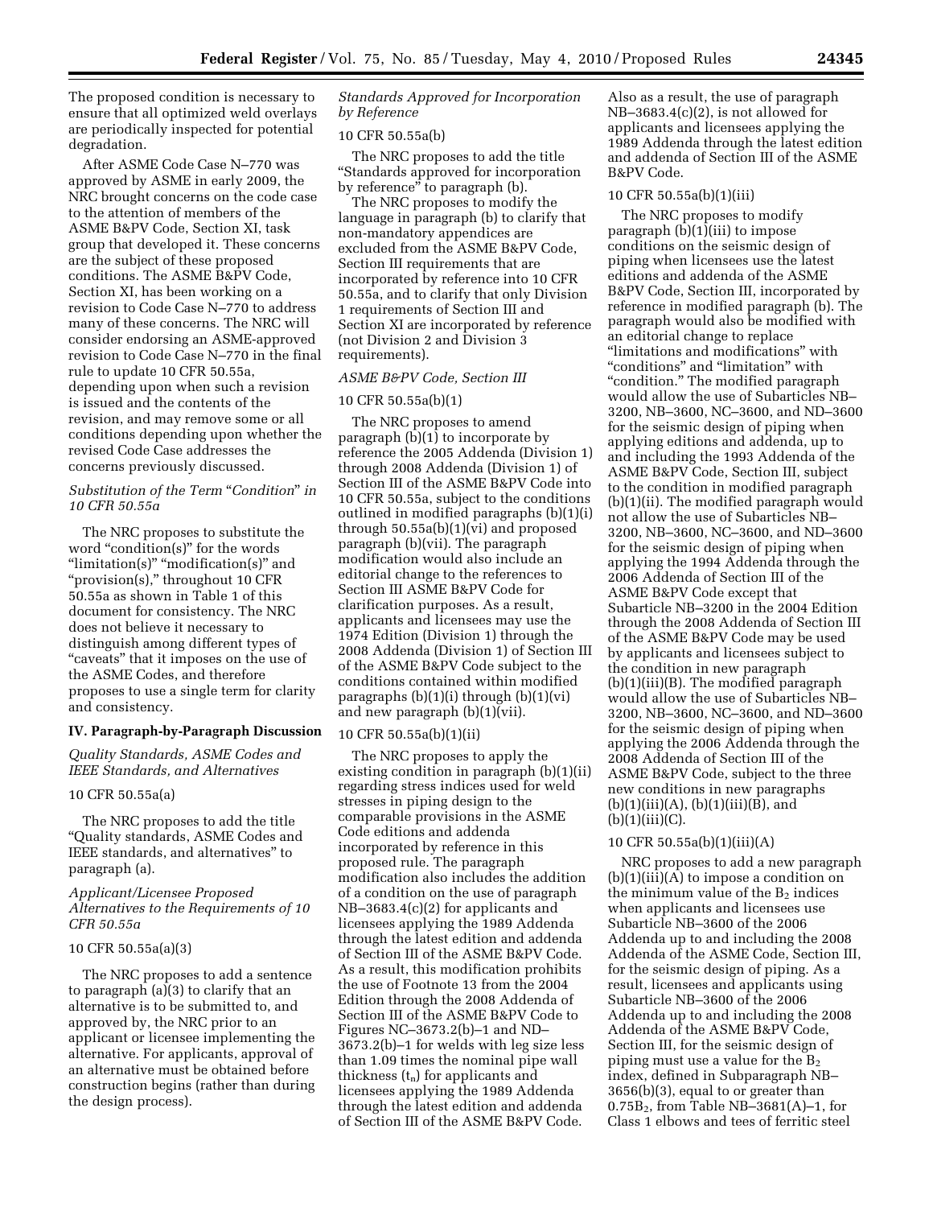The proposed condition is necessary to ensure that all optimized weld overlays are periodically inspected for potential degradation.

After ASME Code Case N–770 was approved by ASME in early 2009, the NRC brought concerns on the code case to the attention of members of the ASME B&PV Code, Section XI, task group that developed it. These concerns are the subject of these proposed conditions. The ASME B&PV Code, Section XI, has been working on a revision to Code Case N–770 to address many of these concerns. The NRC will consider endorsing an ASME-approved revision to Code Case N–770 in the final rule to update 10 CFR 50.55a, depending upon when such a revision is issued and the contents of the revision, and may remove some or all conditions depending upon whether the revised Code Case addresses the concerns previously discussed.

*Substitution of the Term "Condition" in 10 CFR 50.55a*

The NRC proposes to substitute the word "condition(s)" for the words "limitation(s)" "modification(s)" and "provision(s)," throughout 10 CFR 50.55a as shown in Table 1 of this document for consistency. The NRC does not believe it necessary to distinguish among different types of "caveats" that it imposes on the use of the ASME Codes, and therefore proposes to use a single term for clarity and consistency.

## IV. Paragraph-by-Paragraph Discussion

*Quality Standards, ASME Codes and IEEE Standards, and Alternatives*

10 CFR 50.55a(a)

The NRC proposes to add the title "Quality standards, ASME Codes and IEEE standards, and alternatives" to paragraph (a).

*Applicant/Licensee Proposed Alternatives to the Requirements of 10 CFR 50.55a*

10 CFR 50.55a(a)(3)

The NRC proposes to add a sentence to paragraph (a)(3) to clarify that an alternative is to be submitted to, and approved by, the NRC prior to an applicant or licensee implementing the alternative. For applicants, approval of an alternative must be obtained before construction begins (rather than during the design process).

*Standards Approved for Incorporation by Reference*

10 CFR 50.55a(b)

The NRC proposes to add the title "Standards approved for incorporation by reference" to paragraph (b).

The NRC proposes to modify the language in paragraph (b) to clarify that non-mandatory appendices are excluded from the ASME B&PV Code, Section III requirements that are incorporated by reference into 10 CFR 50.55a, and to clarify that only Division 1 requirements of Section III and Section XI are incorporated by reference (not Division 2 and Division 3 requirements).

*ASME B&PV Code, Section III*

10 CFR 50.55a(b)(1)

The NRC proposes to amend paragraph (b)(1) to incorporate by reference the 2005 Addenda (Division 1) through 2008 Addenda (Division 1) of Section III of the ASME B&PV Code into 10 CFR 50.55a, subject to the conditions outlined in modified paragraphs (b)(1)(i) through 50.55a(b)(1)(vi) and proposed paragraph (b)(vii). The paragraph modification would also include an editorial change to the references to Section III ASME B&PV Code for clarification purposes. As a result, applicants and licensees may use the 1974 Edition (Division 1) through the 2008 Addenda (Division 1) of Section III of the ASME B&PV Code subject to the conditions contained within modified paragraphs (b)(1)(i) through (b)(1)(vi) and new paragraph (b)(1)(vii).

10 CFR 50.55a(b)(1)(ii)

The NRC proposes to apply the existing condition in paragraph (b)(1)(ii) regarding stress indices used for weld stresses in piping design to the comparable provisions in the ASME Code editions and addenda incorporated by reference in this proposed rule. The paragraph modification also includes the addition of a condition on the use of paragraph NB–3683.4(c)(2) for applicants and licensees applying the 1989 Addenda through the latest edition and addenda of Section III of the ASME B&PV Code. As a result, this modification prohibits the use of Footnote 13 from the 2004 Edition through the 2008 Addenda of Section III of the ASME B&PV Code to Figures NC–3673.2(b)–1 and ND–3673.2(b)–1 for welds with leg size less than 1.09 times the nominal pipe wall thickness ($t_n$) for applicants and licensees applying the 1989 Addenda through the latest edition and addenda of Section III of the ASME B&PV Code. Also as a result, the use of paragraph NB–3683.4(c)(2), is not allowed for applicants and licensees applying the 1989 Addenda through the latest edition and addenda of Section III of the ASME B&PV Code.

10 CFR 50.55a(b)(1)(iii)

The NRC proposes to modify paragraph (b)(1)(iii) to impose conditions on the seismic design of piping when licensees use the latest editions and addenda of the ASME B&PV Code, Section III, incorporated by reference in modified paragraph (b). The paragraph would also be modified with an editorial change to replace "limitations and modifications" with "conditions" and "limitation" with "condition." The modified paragraph would allow the use of Subarticles NB–3200, NB–3600, NC–3600, and ND–3600 for the seismic design of piping when applying editions and addenda, up to and including the 1993 Addenda of the ASME B&PV Code, Section III, subject to the condition in modified paragraph (b)(1)(ii). The modified paragraph would not allow the use of Subarticles NB–3200, NB–3600, NC–3600, and ND–3600 for the seismic design of piping when applying the 1994 Addenda through the 2006 Addenda of Section III of the ASME B&PV Code except that Subarticle NB–3200 in the 2004 Edition through the 2008 Addenda of Section III of the ASME B&PV Code may be used by applicants and licensees subject to the condition in new paragraph (b)(1)(iii)(B). The modified paragraph would allow the use of Subarticles NB–3200, NB–3600, NC–3600, and ND–3600 for the seismic design of piping when applying the 2006 Addenda through the 2008 Addenda of Section III of the ASME B&PV Code, subject to the three new conditions in new paragraphs (b)(1)(iii)(A), (b)(1)(iii)(B), and (b)(1)(iii)(C).

10 CFR 50.55a(b)(1)(iii)(A)

NRC proposes to add a new paragraph (b)(1)(iii)(A) to impose a condition on the minimum value of the $B_2$ indices when applicants and licensees use Subarticle NB–3600 of the 2006 Addenda up to and including the 2008 Addenda of the ASME Code, Section III, for the seismic design of piping. As a result, licensees and applicants using Subarticle NB–3600 of the 2006 Addenda up to and including the 2008 Addenda of the ASME B&PV Code, Section III, for the seismic design of piping must use a value for the $B_2$ index, defined in Subparagraph NB–3656(b)(3), equal to or greater than $0.75B_2$, from Table NB–3681(A)–1, for Class 1 elbows and tees of ferritic steel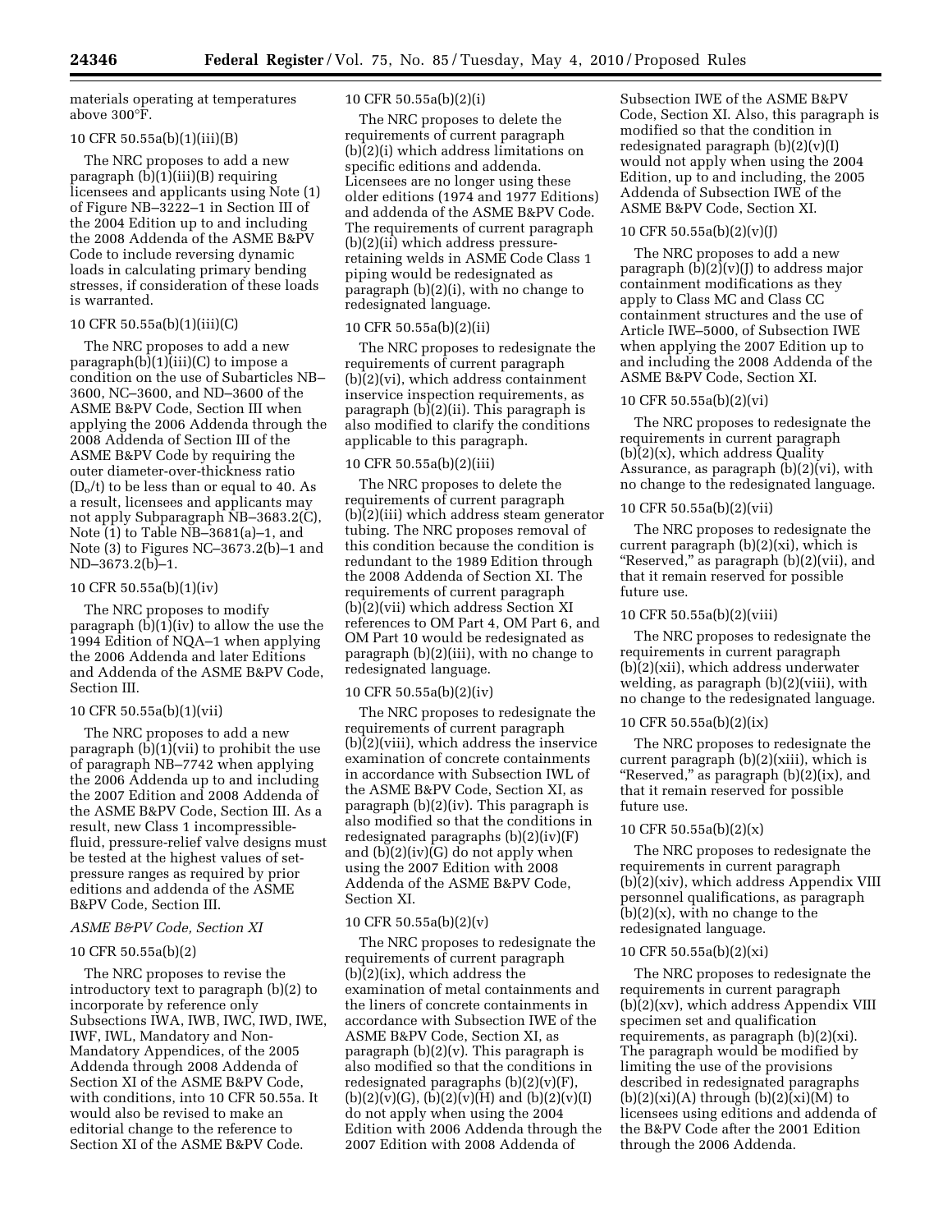materials operating at temperatures above 300°F.

10 CFR 50.55a(b)(1)(iii)(B)

The NRC proposes to add a new paragraph (b)(1)(iii)(B) requiring licensees and applicants using Note (1) of Figure NB–3222–1 in Section III of the 2004 Edition up to and including the 2008 Addenda of the ASME B&PV Code to include reversing dynamic loads in calculating primary bending stresses, if consideration of these loads is warranted.

10 CFR 50.55a(b)(1)(iii)(C)

The NRC proposes to add a new paragraph(b)(1)(iii)(C) to impose a condition on the use of Subarticles NB–3600, NC–3600, and ND–3600 of the ASME B&PV Code, Section III when applying the 2006 Addenda through the 2008 Addenda of Section III of the ASME B&PV Code by requiring the outer diameter-over-thickness ratio ($D_o/t$) to be less than or equal to 40. As a result, licensees and applicants may not apply Subparagraph NB–3683.2(C), Note (1) to Table NB–3681(a)–1, and Note (3) to Figures NC–3673.2(b)–1 and ND–3673.2(b)–1.

10 CFR 50.55a(b)(1)(iv)

The NRC proposes to modify paragraph (b)(1)(iv) to allow the use the 1994 Edition of NQA–1 when applying the 2006 Addenda and later Editions and Addenda of the ASME B&PV Code, Section III.

10 CFR 50.55a(b)(1)(vii)

The NRC proposes to add a new paragraph (b)(1)(vii) to prohibit the use of paragraph NB–7742 when applying the 2006 Addenda up to and including the 2007 Edition and 2008 Addenda of the ASME B&PV Code, Section III. As a result, new Class 1 incompressible-fluid, pressure-relief valve designs must be tested at the highest values of set-pressure ranges as required by prior editions and addenda of the ASME B&PV Code, Section III.

*ASME B&PV Code, Section XI*

10 CFR 50.55a(b)(2)

The NRC proposes to revise the introductory text to paragraph (b)(2) to incorporate by reference only Subsections IWA, IWB, IWC, IWD, IWE, IWF, IWL, Mandatory and Non-Mandatory Appendices, of the 2005 Addenda through 2008 Addenda of Section XI of the ASME B&PV Code, with conditions, into 10 CFR 50.55a. It would also be revised to make an editorial change to the reference to Section XI of the ASME B&PV Code.

10 CFR 50.55a(b)(2)(i)

The NRC proposes to delete the requirements of current paragraph (b)(2)(i) which address limitations on specific editions and addenda. Licensees are no longer using these older editions (1974 and 1977 Editions) and addenda of the ASME B&PV Code. The requirements of current paragraph (b)(2)(ii) which address pressure-retaining welds in ASME Code Class 1 piping would be redesignated as paragraph (b)(2)(i), with no change to redesignated language.

10 CFR 50.55a(b)(2)(ii)

The NRC proposes to redesignate the requirements of current paragraph (b)(2)(vi), which address containment inservice inspection requirements, as paragraph (b)(2)(ii). This paragraph is also modified to clarify the conditions applicable to this paragraph.

10 CFR 50.55a(b)(2)(iii)

The NRC proposes to delete the requirements of current paragraph (b)(2)(iii) which address steam generator tubing. The NRC proposes removal of this condition because the condition is redundant to the 1989 Edition through the 2008 Addenda of Section XI. The requirements of current paragraph (b)(2)(vii) which address Section XI references to OM Part 4, OM Part 6, and OM Part 10 would be redesignated as paragraph (b)(2)(iii), with no change to redesignated language.

10 CFR 50.55a(b)(2)(iv)

The NRC proposes to redesignate the requirements of current paragraph (b)(2)(viii), which address the inservice examination of concrete containments in accordance with Subsection IWL of the ASME B&PV Code, Section XI, as paragraph (b)(2)(iv). This paragraph is also modified so that the conditions in redesignated paragraphs (b)(2)(iv)(F) and (b)(2)(iv)(G) do not apply when using the 2007 Edition with 2008 Addenda of the ASME B&PV Code, Section XI.

10 CFR 50.55a(b)(2)(v)

The NRC proposes to redesignate the requirements of current paragraph (b)(2)(ix), which address the examination of metal containments and the liners of concrete containments in accordance with Subsection IWE of the ASME B&PV Code, Section XI, as paragraph (b)(2)(v). This paragraph is also modified so that the conditions in redesignated paragraphs (b)(2)(v)(F), (b)(2)(v)(G), (b)(2)(v)(H) and (b)(2)(v)(I) do not apply when using the 2004 Edition with 2006 Addenda through the 2007 Edition with 2008 Addenda of Subsection IWE of the ASME B&PV Code, Section XI. Also, this paragraph is modified so that the condition in redesignated paragraph (b)(2)(v)(I) would not apply when using the 2004 Edition, up to and including, the 2005 Addenda of Subsection IWE of the ASME B&PV Code, Section XI.

10 CFR 50.55a(b)(2)(v)(J)

The NRC proposes to add a new paragraph (b)(2)(v)(J) to address major containment modifications as they apply to Class MC and Class CC containment structures and the use of Article IWE–5000, of Subsection IWE when applying the 2007 Edition up to and including the 2008 Addenda of the ASME B&PV Code, Section XI.

10 CFR 50.55a(b)(2)(vi)

The NRC proposes to redesignate the requirements in current paragraph (b)(2)(x), which address Quality Assurance, as paragraph (b)(2)(vi), with no change to the redesignated language.

10 CFR 50.55a(b)(2)(vii)

The NRC proposes to redesignate the current paragraph (b)(2)(xi), which is "Reserved," as paragraph (b)(2)(vii), and that it remain reserved for possible future use.

10 CFR 50.55a(b)(2)(viii)

The NRC proposes to redesignate the requirements in current paragraph (b)(2)(xii), which address underwater welding, as paragraph (b)(2)(viii), with no change to the redesignated language.

10 CFR 50.55a(b)(2)(ix)

The NRC proposes to redesignate the current paragraph (b)(2)(xiii), which is "Reserved," as paragraph (b)(2)(ix), and that it remain reserved for possible future use.

10 CFR 50.55a(b)(2)(x)

The NRC proposes to redesignate the requirements in current paragraph (b)(2)(xiv), which address Appendix VIII personnel qualifications, as paragraph (b)(2)(x), with no change to the redesignated language.

10 CFR 50.55a(b)(2)(xi)

The NRC proposes to redesignate the requirements in current paragraph (b)(2)(xv), which address Appendix VIII specimen set and qualification requirements, as paragraph (b)(2)(xi). The paragraph would be modified by limiting the use of the provisions described in redesignated paragraphs (b)(2)(xi)(A) through (b)(2)(xi)(M) to licensees using editions and addenda of the B&PV Code after the 2001 Edition through the 2006 Addenda.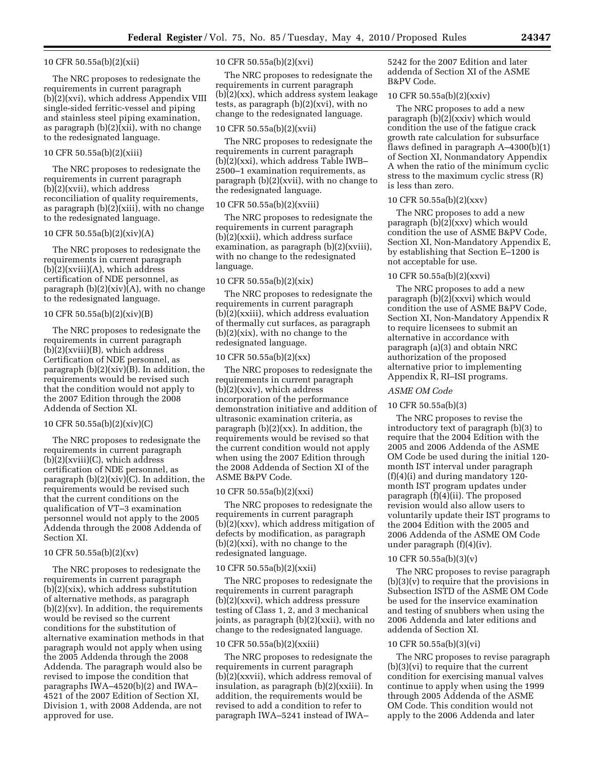10 CFR 50.55a(b)(2)(xii)

The NRC proposes to redesignate the requirements in current paragraph (b)(2)(xvi), which address Appendix VIII single-sided ferritic-vessel and piping and stainless steel piping examination, as paragraph (b)(2)(xii), with no change to the redesignated language.

10 CFR 50.55a(b)(2)(xiii)

The NRC proposes to redesignate the requirements in current paragraph (b)(2)(xvii), which address reconciliation of quality requirements, as paragraph (b)(2)(xiii), with no change to the redesignated language.

10 CFR 50.55a(b)(2)(xiv)(A)

The NRC proposes to redesignate the requirements in current paragraph (b)(2)(xviii)(A), which address certification of NDE personnel, as paragraph (b)(2)(xiv)(A), with no change to the redesignated language.

10 CFR 50.55a(b)(2)(xiv)(B)

The NRC proposes to redesignate the requirements in current paragraph (b)(2)(xviii)(B), which address Certification of NDE personnel, as paragraph (b)(2)(xiv)(B). In addition, the requirements would be revised such that the condition would not apply to the 2007 Edition through the 2008 Addenda of Section XI.

10 CFR 50.55a(b)(2)(xiv)(C)

The NRC proposes to redesignate the requirements in current paragraph (b)(2)(xviii)(C), which address certification of NDE personnel, as paragraph (b)(2)(xiv)(C). In addition, the requirements would be revised such that the current conditions on the qualification of VT–3 examination personnel would not apply to the 2005 Addenda through the 2008 Addenda of Section XI.

10 CFR 50.55a(b)(2)(xv)

The NRC proposes to redesignate the requirements in current paragraph (b)(2)(xix), which address substitution of alternative methods, as paragraph (b)(2)(xv). In addition, the requirements would be revised so the current conditions for the substitution of alternative examination methods in that paragraph would not apply when using the 2005 Addenda through the 2008 Addenda. The paragraph would also be revised to impose the condition that paragraphs IWA–4520(b)(2) and IWA–4521 of the 2007 Edition of Section XI, Division 1, with 2008 Addenda, are not approved for use.

10 CFR 50.55a(b)(2)(xvi)

The NRC proposes to redesignate the requirements in current paragraph (b)(2)(xx), which address system leakage tests, as paragraph (b)(2)(xvi), with no change to the redesignated language.

10 CFR 50.55a(b)(2)(xvii)

The NRC proposes to redesignate the requirements in current paragraph (b)(2)(xxi), which address Table IWB–2500–1 examination requirements, as paragraph (b)(2)(xvii), with no change to the redesignated language.

10 CFR 50.55a(b)(2)(xviii)

The NRC proposes to redesignate the requirements in current paragraph (b)(2)(xxii), which address surface examination, as paragraph (b)(2)(xviii), with no change to the redesignated language.

10 CFR 50.55a(b)(2)(xix)

The NRC proposes to redesignate the requirements in current paragraph (b)(2)(xxiii), which address evaluation of thermally cut surfaces, as paragraph (b)(2)(xix), with no change to the redesignated language.

10 CFR 50.55a(b)(2)(xx)

The NRC proposes to redesignate the requirements in current paragraph (b)(2)(xxiv), which address incorporation of the performance demonstration initiative and addition of ultrasonic examination criteria, as paragraph (b)(2)(xx). In addition, the requirements would be revised so that the current condition would not apply when using the 2007 Edition through the 2008 Addenda of Section XI of the ASME B&PV Code.

10 CFR 50.55a(b)(2)(xxi)

The NRC proposes to redesignate the requirements in current paragraph (b)(2)(xxv), which address mitigation of defects by modification, as paragraph (b)(2)(xxi), with no change to the redesignated language.

10 CFR 50.55a(b)(2)(xxii)

The NRC proposes to redesignate the requirements in current paragraph (b)(2)(xxvi), which address pressure testing of Class 1, 2, and 3 mechanical joints, as paragraph (b)(2)(xxii), with no change to the redesignated language.

10 CFR 50.55a(b)(2)(xxiii)

The NRC proposes to redesignate the requirements in current paragraph (b)(2)(xxvii), which address removal of insulation, as paragraph (b)(2)(xxiii). In addition, the requirements would be revised to add a condition to refer to paragraph IWA–5241 instead of IWA–5242 for the 2007 Edition and later addenda of Section XI of the ASME B&PV Code.

10 CFR 50.55a(b)(2)(xxiv)

The NRC proposes to add a new paragraph (b)(2)(xxiv) which would condition the use of the fatigue crack growth rate calculation for subsurface flaws defined in paragraph A–4300(b)(1) of Section XI, Nonmandatory Appendix A when the ratio of the minimum cyclic stress to the maximum cyclic stress (R) is less than zero.

10 CFR 50.55a(b)(2)(xxv)

The NRC proposes to add a new paragraph (b)(2)(xxv) which would condition the use of ASME B&PV Code, Section XI, Non-Mandatory Appendix E, by establishing that Section E–1200 is not acceptable for use.

10 CFR 50.55a(b)(2)(xxvi)

The NRC proposes to add a new paragraph (b)(2)(xxvi) which would condition the use of ASME B&PV Code, Section XI, Non-Mandatory Appendix R to require licensees to submit an alternative in accordance with paragraph (a)(3) and obtain NRC authorization of the proposed alternative prior to implementing Appendix R, RI–ISI programs.

*ASME OM Code*

10 CFR 50.55a(b)(3)

The NRC proposes to revise the introductory text of paragraph (b)(3) to require that the 2004 Edition with the 2005 and 2006 Addenda of the ASME OM Code be used during the initial 120-month IST interval under paragraph (f)(4)(i) and during mandatory 120-month IST program updates under paragraph (f)(4)(ii). The proposed revision would also allow users to voluntarily update their IST programs to the 2004 Edition with the 2005 and 2006 Addenda of the ASME OM Code under paragraph (f)(4)(iv).

10 CFR 50.55a(b)(3)(v)

The NRC proposes to revise paragraph (b)(3)(v) to require that the provisions in Subsection ISTD of the ASME OM Code be used for the inservice examination and testing of snubbers when using the 2006 Addenda and later editions and addenda of Section XI.

10 CFR 50.55a(b)(3)(vi)

The NRC proposes to revise paragraph (b)(3)(vi) to require that the current condition for exercising manual valves continue to apply when using the 1999 through 2005 Addenda of the ASME OM Code. This condition would not apply to the 2006 Addenda and later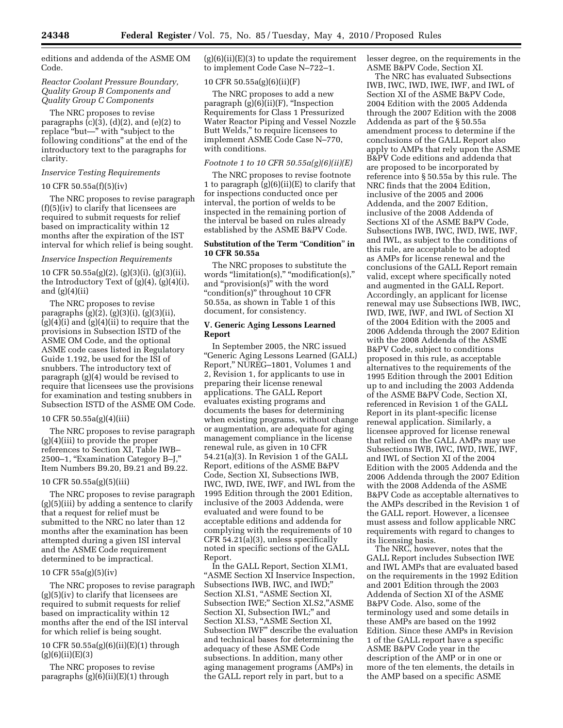editions and addenda of the ASME OM Code.

*Reactor Coolant Pressure Boundary, Quality Group B Components and Quality Group C Components*

The NRC proposes to revise paragraphs (c)(3), (d)(2), and (e)(2) to replace "but—" with "subject to the following conditions" at the end of the introductory text to the paragraphs for clarity.

*Inservice Testing Requirements*

10 CFR 50.55a(f)(5)(iv)

The NRC proposes to revise paragraph (f)(5)(iv) to clarify that licensees are required to submit requests for relief based on impracticality within 12 months after the expiration of the IST interval for which relief is being sought.

*Inservice Inspection Requirements*

10 CFR 50.55a(g)(2), (g)(3)(i), (g)(3)(ii), the Introductory Text of (g)(4), (g)(4)(i), and (g)(4)(ii)

The NRC proposes to revise paragraphs (g)(2), (g)(3)(i), (g)(3)(ii), (g)(4)(i) and (g)(4)(ii) to require that the provisions in Subsection ISTD of the ASME OM Code, and the optional ASME code cases listed in Regulatory Guide 1.192, be used for the ISI of snubbers. The introductory text of paragraph (g)(4) would be revised to require that licensees use the provisions for examination and testing snubbers in Subsection ISTD of the ASME OM Code.

10 CFR 50.55a(g)(4)(iii)

The NRC proposes to revise paragraph (g)(4)(iii) to provide the proper references to Section XI, Table IWB–2500–1, "Examination Category B–J," Item Numbers B9.20, B9.21 and B9.22.

10 CFR 50.55a(g)(5)(iii)

The NRC proposes to revise paragraph (g)(5)(iii) by adding a sentence to clarify that a request for relief must be submitted to the NRC no later than 12 months after the examination has been attempted during a given ISI interval and the ASME Code requirement determined to be impractical.

10 CFR 55a(g)(5)(iv)

The NRC proposes to revise paragraph (g)(5)(iv) to clarify that licensees are required to submit requests for relief based on impracticality within 12 months after the end of the ISI interval for which relief is being sought.

10 CFR 50.55a(g)(6)(ii)(E)(1) through (g)(6)(ii)(E)(3)

The NRC proposes to revise paragraphs (g)(6)(ii)(E)(1) through (g)(6)(ii)(E)(3) to update the requirement to implement Code Case N–722–1.

10 CFR 50.55a(g)(6)(ii)(F)

The NRC proposes to add a new paragraph (g)(6)(ii)(F), "Inspection Requirements for Class 1 Pressurized Water Reactor Piping and Vessel Nozzle Butt Welds," to require licensees to implement ASME Code Case N–770, with conditions.

*Footnote 1 to 10 CFR 50.55a(g)(6)(ii)(E)*

The NRC proposes to revise footnote 1 to paragraph (g)(6)(ii)(E) to clarify that for inspections conducted once per interval, the portion of welds to be inspected in the remaining portion of the interval be based on rules already established by the ASME B&PV Code.

**Substitution of the Term "Condition" in 10 CFR 50.55a**

The NRC proposes to substitute the words "limitation(s)," "modification(s)," and "provision(s)" with the word "condition(s)" throughout 10 CFR 50.55a, as shown in Table 1 of this document, for consistency.

**V. Generic Aging Lessons Learned Report**

In September 2005, the NRC issued "Generic Aging Lessons Learned (GALL) Report," NUREG–1801, Volumes 1 and 2, Revision 1, for applicants to use in preparing their license renewal applications. The GALL Report evaluates existing programs and documents the bases for determining when existing programs, without change or augmentation, are adequate for aging management compliance in the license renewal rule, as given in 10 CFR 54.21(a)(3). In Revision 1 of the GALL Report, editions of the ASME B&PV Code, Section XI, Subsections IWB, IWC, IWD, IWE, IWF, and IWL from the 1995 Edition through the 2001 Edition, inclusive of the 2003 Addenda, were evaluated and were found to be acceptable editions and addenda for complying with the requirements of 10 CFR 54.21(a)(3), unless specifically noted in specific sections of the GALL Report.

In the GALL Report, Section XI.M1, "ASME Section XI Inservice Inspection, Subsections IWB, IWC, and IWD;" Section XI.S1, "ASME Section XI, Subsection IWE;" Section XI.S2,"ASME Section XI, Subsection IWL;" and Section XI.S3, "ASME Section XI, Subsection IWF" describe the evaluation and technical bases for determining the adequacy of these ASME Code subsections. In addition, many other aging management programs (AMPs) in the GALL report rely in part, but to a lesser degree, on the requirements in the ASME B&PV Code, Section XI.

The NRC has evaluated Subsections IWB, IWC, IWD, IWE, IWF, and IWL of Section XI of the ASME B&PV Code, 2004 Edition with the 2005 Addenda through the 2007 Edition with the 2008 Addenda as part of the § 50.55a amendment process to determine if the conclusions of the GALL Report also apply to AMPs that rely upon the ASME B&PV Code editions and addenda that are proposed to be incorporated by reference into § 50.55a by this rule. The NRC finds that the 2004 Edition, inclusive of the 2005 and 2006 Addenda, and the 2007 Edition, inclusive of the 2008 Addenda of Sections XI of the ASME B&PV Code, Subsections IWB, IWC, IWD, IWE, IWF, and IWL, as subject to the conditions of this rule, are acceptable to be adopted as AMPs for license renewal and the conclusions of the GALL Report remain valid, except where specifically noted and augmented in the GALL Report. Accordingly, an applicant for license renewal may use Subsections IWB, IWC, IWD, IWE, IWF, and IWL of Section XI of the 2004 Edition with the 2005 and 2006 Addenda through the 2007 Edition with the 2008 Addenda of the ASME B&PV Code, subject to conditions proposed in this rule, as acceptable alternatives to the requirements of the 1995 Edition through the 2001 Edition up to and including the 2003 Addenda of the ASME B&PV Code, Section XI, referenced in Revision 1 of the GALL Report in its plant-specific license renewal application. Similarly, a licensee approved for license renewal that relied on the GALL AMPs may use Subsections IWB, IWC, IWD, IWE, IWF, and IWL of Section XI of the 2004 Edition with the 2005 Addenda and the 2006 Addenda through the 2007 Edition with the 2008 Addenda of the ASME B&PV Code as acceptable alternatives to the AMPs described in the Revision 1 of the GALL report. However, a licensee must assess and follow applicable NRC requirements with regard to changes to its licensing basis.

The NRC, however, notes that the GALL Report includes Subsection IWE and IWL AMPs that are evaluated based on the requirements in the 1992 Edition and 2001 Edition through the 2003 Addenda of Section XI of the ASME B&PV Code. Also, some of the terminology used and some details in these AMPs are based on the 1992 Edition. Since these AMPs in Revision 1 of the GALL report have a specific ASME B&PV Code year in the description of the AMP or in one or more of the ten elements, the details in the AMP based on a specific ASME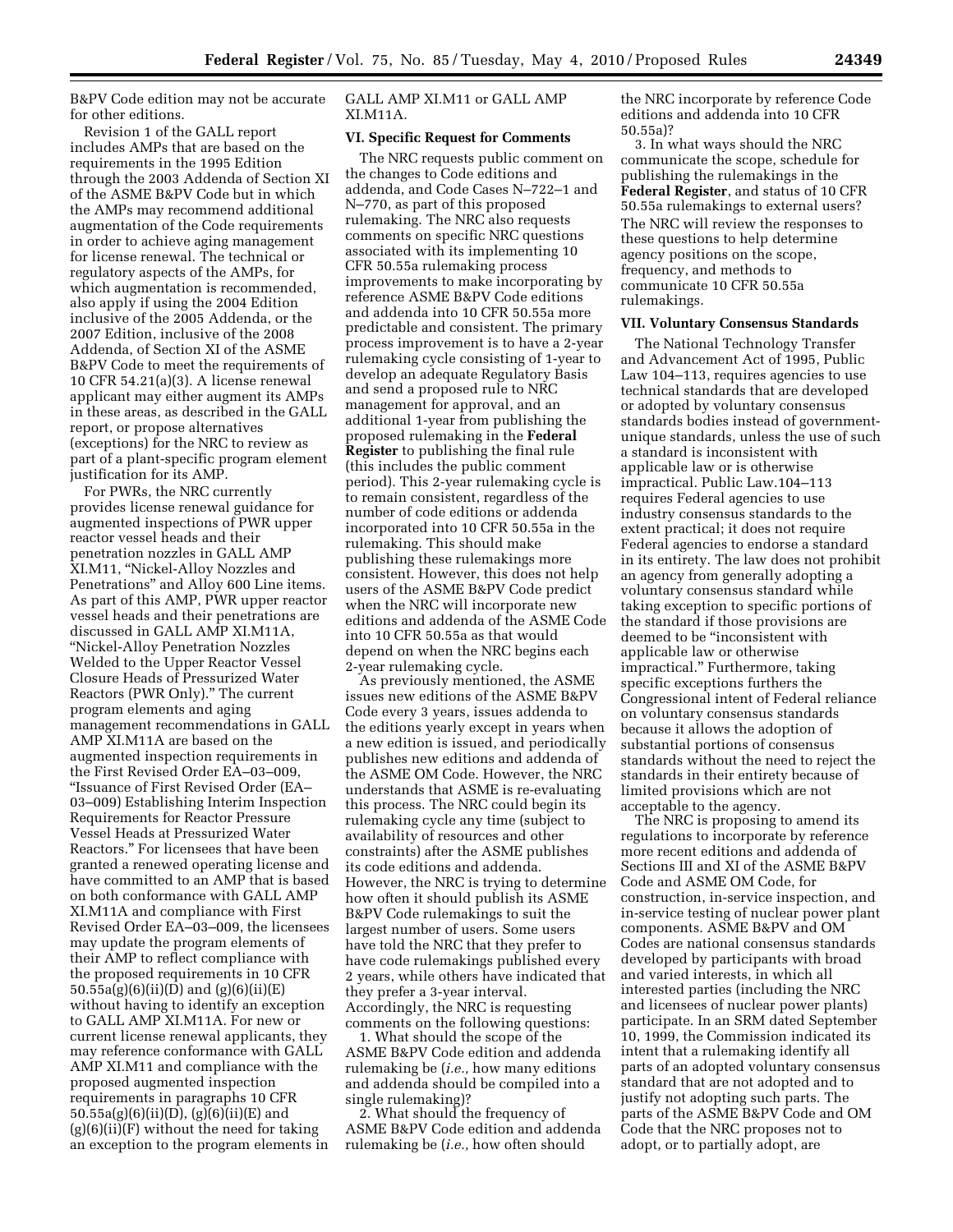B&PV Code edition may not be accurate for other editions.

Revision 1 of the GALL report includes AMPs that are based on the requirements in the 1995 Edition through the 2003 Addenda of Section XI of the ASME B&PV Code but in which the AMPs may recommend additional augmentation of the Code requirements in order to achieve aging management for license renewal. The technical or regulatory aspects of the AMPs, for which augmentation is recommended, also apply if using the 2004 Edition inclusive of the 2005 Addenda, or the 2007 Edition, inclusive of the 2008 Addenda, of Section XI of the ASME B&PV Code to meet the requirements of 10 CFR 54.21(a)(3). A license renewal applicant may either augment its AMPs in these areas, as described in the GALL report, or propose alternatives (exceptions) for the NRC to review as part of a plant-specific program element justification for its AMP.

For PWRs, the NRC currently provides license renewal guidance for augmented inspections of PWR upper reactor vessel heads and their penetration nozzles in GALL AMP XI.M11, "Nickel-Alloy Nozzles and Penetrations" and Alloy 600 Line items. As part of this AMP, PWR upper reactor vessel heads and their penetrations are discussed in GALL AMP XI.M11A, "Nickel-Alloy Penetration Nozzles Welded to the Upper Reactor Vessel Closure Heads of Pressurized Water Reactors (PWR Only)." The current program elements and aging management recommendations in GALL AMP XI.M11A are based on the augmented inspection requirements in the First Revised Order EA–03–009, "Issuance of First Revised Order (EA–03–009) Establishing Interim Inspection Requirements for Reactor Pressure Vessel Heads at Pressurized Water Reactors." For licensees that have been granted a renewed operating license and have committed to an AMP that is based on both conformance with GALL AMP XI.M11A and compliance with First Revised Order EA–03–009, the licensees may update the program elements of their AMP to reflect compliance with the proposed requirements in 10 CFR 50.55a(g)(6)(ii)(D) and (g)(6)(ii)(E) without having to identify an exception to GALL AMP XI.M11A. For new or current license renewal applicants, they may reference conformance with GALL AMP XI.M11 and compliance with the proposed augmented inspection requirements in paragraphs 10 CFR 50.55a(g)(6)(ii)(D), (g)(6)(ii)(E) and (g)(6)(ii)(F) without the need for taking an exception to the program elements in GALL AMP XI.M11 or GALL AMP XI.M11A.

## VI. Specific Request for Comments

The NRC requests public comment on the changes to Code editions and addenda, and Code Cases N–722–1 and N–770, as part of this proposed rulemaking. The NRC also requests comments on specific NRC questions associated with its implementing 10 CFR 50.55a rulemaking process improvements to make incorporating by reference ASME B&PV Code editions and addenda into 10 CFR 50.55a more predictable and consistent. The primary process improvement is to have a 2-year rulemaking cycle consisting of 1-year to develop an adequate Regulatory Basis and send a proposed rule to NRC management for approval, and an additional 1-year from publishing the proposed rulemaking in the **Federal Register** to publishing the final rule (this includes the public comment period). This 2-year rulemaking cycle is to remain consistent, regardless of the number of code editions or addenda incorporated into 10 CFR 50.55a in the rulemaking. This should make publishing these rulemakings more consistent. However, this does not help users of the ASME B&PV Code predict when the NRC will incorporate new editions and addenda of the ASME Code into 10 CFR 50.55a as that would depend on when the NRC begins each 2-year rulemaking cycle.

As previously mentioned, the ASME issues new editions of the ASME B&PV Code every 3 years, issues addenda to the editions yearly except in years when a new edition is issued, and periodically publishes new editions and addenda of the ASME OM Code. However, the NRC understands that ASME is re-evaluating this process. The NRC could begin its rulemaking cycle any time (subject to availability of resources and other constraints) after the ASME publishes its code editions and addenda. However, the NRC is trying to determine how often it should publish its ASME B&PV Code rulemakings to suit the largest number of users. Some users have told the NRC that they prefer to have code rulemakings published every 2 years, while others have indicated that they prefer a 3-year interval. Accordingly, the NRC is requesting comments on the following questions:

1. What should the scope of the ASME B&PV Code edition and addenda rulemaking be (*i.e.,* how many editions and addenda should be compiled into a single rulemaking)?

2. What should the frequency of ASME B&PV Code edition and addenda rulemaking be (*i.e.,* how often should the NRC incorporate by reference Code editions and addenda into 10 CFR 50.55a)?

3. In what ways should the NRC communicate the scope, schedule for publishing the rulemakings in the **Federal Register**, and status of 10 CFR 50.55a rulemakings to external users?

The NRC will review the responses to these questions to help determine agency positions on the scope, frequency, and methods to communicate 10 CFR 50.55a rulemakings.

## VII. Voluntary Consensus Standards

The National Technology Transfer and Advancement Act of 1995, Public Law 104–113, requires agencies to use technical standards that are developed or adopted by voluntary consensus standards bodies instead of government-unique standards, unless the use of such a standard is inconsistent with applicable law or is otherwise impractical. Public Law.104–113 requires Federal agencies to use industry consensus standards to the extent practical; it does not require Federal agencies to endorse a standard in its entirety. The law does not prohibit an agency from generally adopting a voluntary consensus standard while taking exception to specific portions of the standard if those provisions are deemed to be "inconsistent with applicable law or otherwise impractical." Furthermore, taking specific exceptions furthers the Congressional intent of Federal reliance on voluntary consensus standards because it allows the adoption of substantial portions of consensus standards without the need to reject the standards in their entirety because of limited provisions which are not acceptable to the agency.

The NRC is proposing to amend its regulations to incorporate by reference more recent editions and addenda of Sections III and XI of the ASME B&PV Code and ASME OM Code, for construction, in-service inspection, and in-service testing of nuclear power plant components. ASME B&PV and OM Codes are national consensus standards developed by participants with broad and varied interests, in which all interested parties (including the NRC and licensees of nuclear power plants) participate. In an SRM dated September 10, 1999, the Commission indicated its intent that a rulemaking identify all parts of an adopted voluntary consensus standard that are not adopted and to justify not adopting such parts. The parts of the ASME B&PV Code and OM Code that the NRC proposes not to adopt, or to partially adopt, are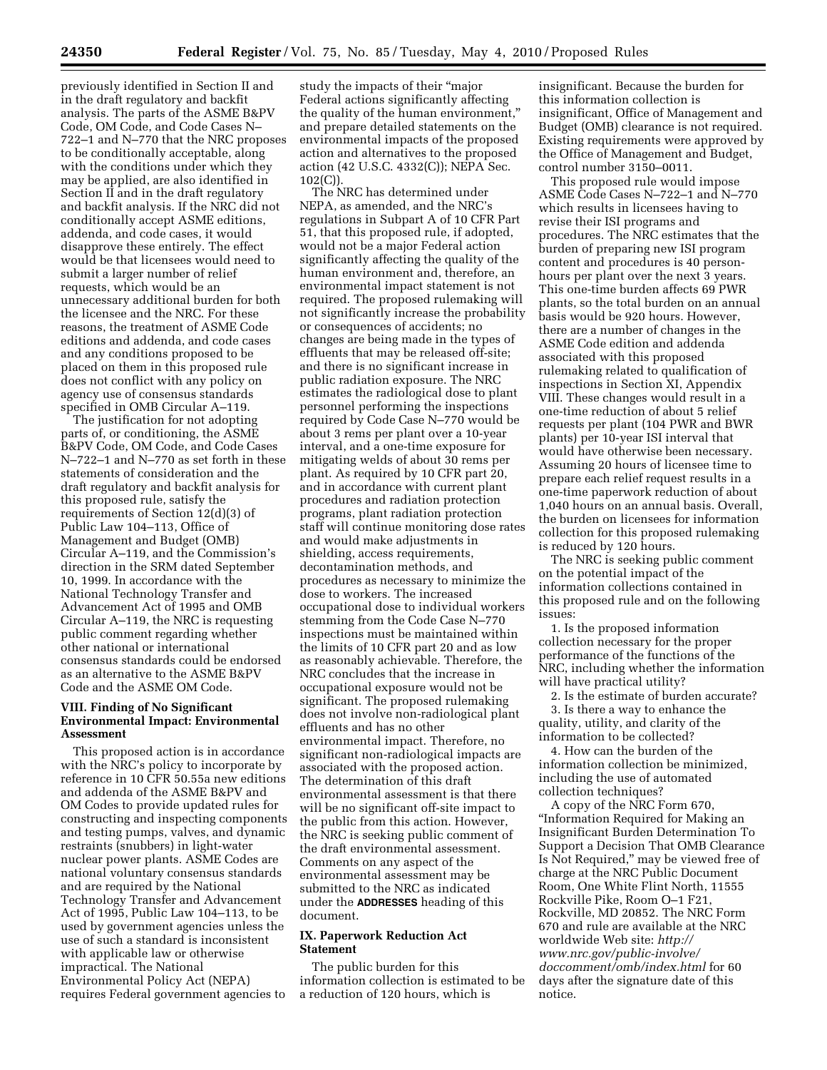previously identified in Section II and in the draft regulatory and backfit analysis. The parts of the ASME B&PV Code, OM Code, and Code Cases N–722–1 and N–770 that the NRC proposes to be conditionally acceptable, along with the conditions under which they may be applied, are also identified in Section II and in the draft regulatory and backfit analysis. If the NRC did not conditionally accept ASME editions, addenda, and code cases, it would disapprove these entirely. The effect would be that licensees would need to submit a larger number of relief requests, which would be an unnecessary additional burden for both the licensee and the NRC. For these reasons, the treatment of ASME Code editions and addenda, and code cases and any conditions proposed to be placed on them in this proposed rule does not conflict with any policy on agency use of consensus standards specified in OMB Circular A–119.

The justification for not adopting parts of, or conditioning, the ASME B&PV Code, OM Code, and Code Cases N–722–1 and N–770 as set forth in these statements of consideration and the draft regulatory and backfit analysis for this proposed rule, satisfy the requirements of Section 12(d)(3) of Public Law 104–113, Office of Management and Budget (OMB) Circular A–119, and the Commission's direction in the SRM dated September 10, 1999. In accordance with the National Technology Transfer and Advancement Act of 1995 and OMB Circular A–119, the NRC is requesting public comment regarding whether other national or international consensus standards could be endorsed as an alternative to the ASME B&PV Code and the ASME OM Code.

## VIII. Finding of No Significant Environmental Impact: Environmental Assessment

This proposed action is in accordance with the NRC's policy to incorporate by reference in 10 CFR 50.55a new editions and addenda of the ASME B&PV and OM Codes to provide updated rules for constructing and inspecting components and testing pumps, valves, and dynamic restraints (snubbers) in light-water nuclear power plants. ASME Codes are national voluntary consensus standards and are required by the National Technology Transfer and Advancement Act of 1995, Public Law 104–113, to be used by government agencies unless the use of such a standard is inconsistent with applicable law or otherwise impractical. The National Environmental Policy Act (NEPA) requires Federal government agencies to study the impacts of their "major Federal actions significantly affecting the quality of the human environment," and prepare detailed statements on the environmental impacts of the proposed action and alternatives to the proposed action (42 U.S.C. 4332(C)); NEPA Sec. 102(C)).

The NRC has determined under NEPA, as amended, and the NRC's regulations in Subpart A of 10 CFR Part 51, that this proposed rule, if adopted, would not be a major Federal action significantly affecting the quality of the human environment and, therefore, an environmental impact statement is not required. The proposed rulemaking will not significantly increase the probability or consequences of accidents; no changes are being made in the types of effluents that may be released off-site; and there is no significant increase in public radiation exposure. The NRC estimates the radiological dose to plant personnel performing the inspections required by Code Case N–770 would be about 3 rems per plant over a 10-year interval, and a one-time exposure for mitigating welds of about 30 rems per plant. As required by 10 CFR part 20, and in accordance with current plant procedures and radiation protection programs, plant radiation protection staff will continue monitoring dose rates and would make adjustments in shielding, access requirements, decontamination methods, and procedures as necessary to minimize the dose to workers. The increased occupational dose to individual workers stemming from the Code Case N–770 inspections must be maintained within the limits of 10 CFR part 20 and as low as reasonably achievable. Therefore, the NRC concludes that the increase in occupational exposure would not be significant. The proposed rulemaking does not involve non-radiological plant effluents and has no other environmental impact. Therefore, no significant non-radiological impacts are associated with the proposed action. The determination of this draft environmental assessment is that there will be no significant off-site impact to the public from this action. However, the NRC is seeking public comment of the draft environmental assessment. Comments on any aspect of the environmental assessment may be submitted to the NRC as indicated under the **ADDRESSES** heading of this document.

## IX. Paperwork Reduction Act Statement

The public burden for this information collection is estimated to be a reduction of 120 hours, which is insignificant. Because the burden for this information collection is insignificant, Office of Management and Budget (OMB) clearance is not required. Existing requirements were approved by the Office of Management and Budget, control number 3150–0011.

This proposed rule would impose ASME Code Cases N–722–1 and N–770 which results in licensees having to revise their ISI programs and procedures. The NRC estimates that the burden of preparing new ISI program content and procedures is 40 person-hours per plant over the next 3 years. This one-time burden affects 69 PWR plants, so the total burden on an annual basis would be 920 hours. However, there are a number of changes in the ASME Code edition and addenda associated with this proposed rulemaking related to qualification of inspections in Section XI, Appendix VIII. These changes would result in a one-time reduction of about 5 relief requests per plant (104 PWR and BWR plants) per 10-year ISI interval that would have otherwise been necessary. Assuming 20 hours of licensee time to prepare each relief request results in a one-time paperwork reduction of about 1,040 hours on an annual basis. Overall, the burden on licensees for information collection for this proposed rulemaking is reduced by 120 hours.

The NRC is seeking public comment on the potential impact of the information collections contained in this proposed rule and on the following issues:

1. Is the proposed information collection necessary for the proper performance of the functions of the NRC, including whether the information will have practical utility?

2. Is the estimate of burden accurate?

3. Is there a way to enhance the quality, utility, and clarity of the information to be collected?

4. How can the burden of the information collection be minimized, including the use of automated collection techniques?

A copy of the NRC Form 670, "Information Required for Making an Insignificant Burden Determination To Support a Decision That OMB Clearance Is Not Required," may be viewed free of charge at the NRC Public Document Room, One White Flint North, 11555 Rockville Pike, Room O–1 F21, Rockville, MD 20852. The NRC Form 670 and rule are available at the NRC worldwide Web site: *http://www.nrc.gov/public-involve/doccomment/omb/index.html* for 60 days after the signature date of this notice.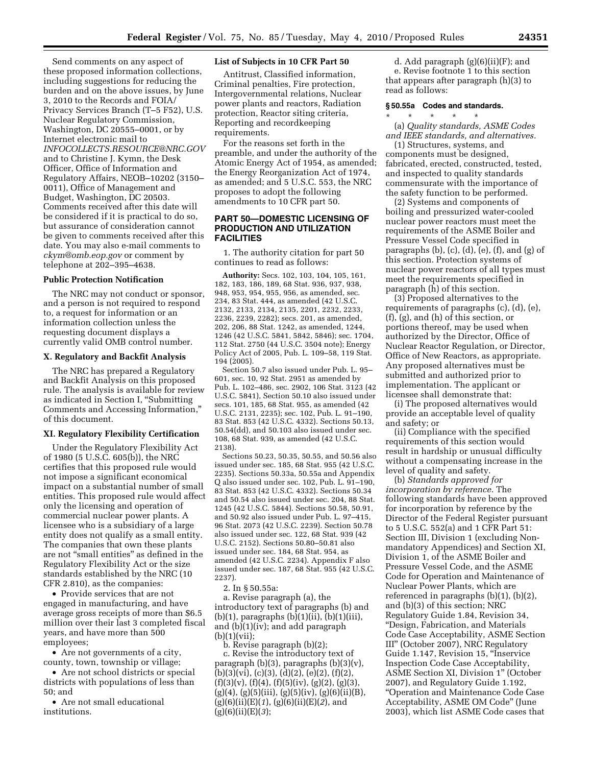Send comments on any aspect of these proposed information collections, including suggestions for reducing the burden and on the above issues, by June 3, 2010 to the Records and FOIA/Privacy Services Branch (T–5 F52), U.S. Nuclear Regulatory Commission, Washington, DC 20555–0001, or by Internet electronic mail to *INFOCOLLECTS.RESOURCE@NRC.GOV* and to Christine J. Kymn, the Desk Officer, Office of Information and Regulatory Affairs, NEOB–10202 (3150–0011), Office of Management and Budget, Washington, DC 20503. Comments received after this date will be considered if it is practical to do so, but assurance of consideration cannot be given to comments received after this date. You may also e-mail comments to *ckym@omb.eop.gov* or comment by telephone at 202–395–4638.

### Public Protection Notification

The NRC may not conduct or sponsor, and a person is not required to respond to, a request for information or an information collection unless the requesting document displays a currently valid OMB control number.

### X. Regulatory and Backfit Analysis

The NRC has prepared a Regulatory and Backfit Analysis on this proposed rule. The analysis is available for review as indicated in Section I, "Submitting Comments and Accessing Information," of this document.

### XI. Regulatory Flexibility Certification

Under the Regulatory Flexibility Act of 1980 (5 U.S.C. 605(b)), the NRC certifies that this proposed rule would not impose a significant economical impact on a substantial number of small entities. This proposed rule would affect only the licensing and operation of commercial nuclear power plants. A licensee who is a subsidiary of a large entity does not qualify as a small entity. The companies that own these plants are not "small entities" as defined in the Regulatory Flexibility Act or the size standards established by the NRC (10 CFR 2.810), as the companies:

- Provide services that are not engaged in manufacturing, and have average gross receipts of more than $6.5 million over their last 3 completed fiscal years, and have more than 500 employees;
- Are not governments of a city, county, town, township or village;
- Are not school districts or special districts with populations of less than 50; and
- Are not small educational institutions.

### List of Subjects in 10 CFR Part 50

Antitrust, Classified information, Criminal penalties, Fire protection, Intergovernmental relations, Nuclear power plants and reactors, Radiation protection, Reactor siting criteria, Reporting and recordkeeping requirements.

For the reasons set forth in the preamble, and under the authority of the Atomic Energy Act of 1954, as amended; the Energy Reorganization Act of 1974, as amended; and 5 U.S.C. 553, the NRC proposes to adopt the following amendments to 10 CFR part 50.

## PART 50—DOMESTIC LICENSING OF PRODUCTION AND UTILIZATION FACILITIES

1. The authority citation for part 50 continues to read as follows:

**Authority:** Secs. 102, 103, 104, 105, 161, 182, 183, 186, 189, 68 Stat. 936, 937, 938, 948, 953, 954, 955, 956, as amended, sec. 234, 83 Stat. 444, as amended (42 U.S.C. 2132, 2133, 2134, 2135, 2201, 2232, 2233, 2236, 2239, 2282); secs. 201, as amended, 202, 206, 88 Stat. 1242, as amended, 1244, 1246 (42 U.S.C. 5841, 5842, 5846); sec. 1704, 112 Stat. 2750 (44 U.S.C. 3504 note); Energy Policy Act of 2005, Pub. L. 109–58, 119 Stat. 194 (2005).

Section 50.7 also issued under Pub. L. 95–601, sec. 10, 92 Stat. 2951 as amended by Pub. L. 102–486, sec. 2902, 106 Stat. 3123 (42 U.S.C. 5841), Section 50.10 also issued under secs. 101, 185, 68 Stat. 955, as amended (42 U.S.C. 2131, 2235); sec. 102, Pub. L. 91–190, 83 Stat. 853 (42 U.S.C. 4332). Sections 50.13, 50.54(dd), and 50.103 also issued under sec. 108, 68 Stat. 939, as amended (42 U.S.C. 2138).

Sections 50.23, 50.35, 50.55, and 50.56 also issued under sec. 185, 68 Stat. 955 (42 U.S.C. 2235). Sections 50.33a, 50.55a and Appendix Q also issued under sec. 102, Pub. L. 91–190, 83 Stat. 853 (42 U.S.C. 4332). Sections 50.34 and 50.54 also issued under sec. 204, 88 Stat. 1245 (42 U.S.C. 5844). Sections 50.58, 50.91, and 50.92 also issued under Pub. L. 97–415, 96 Stat. 2073 (42 U.S.C. 2239). Section 50.78 also issued under sec. 122, 68 Stat. 939 (42 U.S.C. 2152). Sections 50.80–50.81 also issued under sec. 184, 68 Stat. 954, as amended (42 U.S.C. 2234). Appendix F also issued under sec. 187, 68 Stat. 955 (42 U.S.C. 2237).

2. In § 50.55a:

a. Revise paragraph (a), the introductory text of paragraphs (b) and (b)(1), paragraphs (b)(1)(ii), (b)(1)(iii), and (b)(1)(iv); and add paragraph (b)(1)(vii);

b. Revise paragraph (b)(2);

c. Revise the introductory text of paragraph (b)(3), paragraphs (b)(3)(v), (b)(3)(vi), (c)(3), (d)(2), (e)(2), (f)(2), (f)(3)(v), (f)(4), (f)(5)(iv), (g)(2), (g)(3), (g)(4), (g)(5)(iii), (g)(5)(iv), (g)(6)(ii)(B), (g)(6)(ii)(E)(*1*), (g)(6)(ii)(E)(*2*), and (g)(6)(ii)(E)(*3*);

d. Add paragraph (g)(6)(ii)(F); and

e. Revise footnote 1 to this section that appears after paragraph (h)(3) to read as follows:

### § 50.55a Codes and standards.

\* \* \* \* \*

(a) *Quality standards, ASME Codes and IEEE standards, and alternatives.*

(1) Structures, systems, and components must be designed, fabricated, erected, constructed, tested, and inspected to quality standards commensurate with the importance of the safety function to be performed.

(2) Systems and components of boiling and pressurized water-cooled nuclear power reactors must meet the requirements of the ASME Boiler and Pressure Vessel Code specified in paragraphs (b), (c), (d), (e), (f), and (g) of this section. Protection systems of nuclear power reactors of all types must meet the requirements specified in paragraph (h) of this section.

(3) Proposed alternatives to the requirements of paragraphs (c), (d), (e), (f), (g), and (h) of this section, or portions thereof, may be used when authorized by the Director, Office of Nuclear Reactor Regulation, or Director, Office of New Reactors, as appropriate. Any proposed alternatives must be submitted and authorized prior to implementation. The applicant or licensee shall demonstrate that:

(i) The proposed alternatives would provide an acceptable level of quality and safety; or

(ii) Compliance with the specified requirements of this section would result in hardship or unusual difficulty without a compensating increase in the level of quality and safety.

(b) *Standards approved for incorporation by reference.* The following standards have been approved for incorporation by reference by the Director of the Federal Register pursuant to 5 U.S.C. 552(a) and 1 CFR Part 51: Section III, Division 1 (excluding Non-mandatory Appendices) and Section XI, Division 1, of the ASME Boiler and Pressure Vessel Code, and the ASME Code for Operation and Maintenance of Nuclear Power Plants, which are referenced in paragraphs (b)(1), (b)(2), and (b)(3) of this section; NRC Regulatory Guide 1.84, Revision 34, "Design, Fabrication, and Materials Code Case Acceptability, ASME Section III" (October 2007), NRC Regulatory Guide 1.147, Revision 15, "Inservice Inspection Code Case Acceptability, ASME Section XI, Division 1" (October 2007), and Regulatory Guide 1.192, "Operation and Maintenance Code Case Acceptability, ASME OM Code" (June 2003), which list ASME Code cases that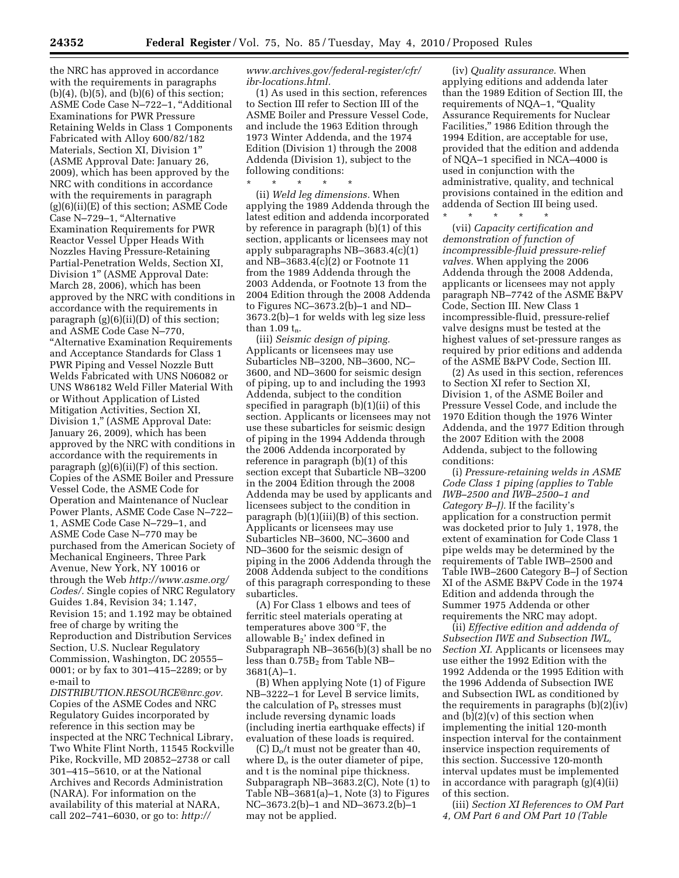the NRC has approved in accordance with the requirements in paragraphs (b)(4), (b)(5), and (b)(6) of this section; ASME Code Case N–722–1, "Additional Examinations for PWR Pressure Retaining Welds in Class 1 Components Fabricated with Alloy 600/82/182 Materials, Section XI, Division 1" (ASME Approval Date: January 26, 2009), which has been approved by the NRC with conditions in accordance with the requirements in paragraph (g)(6)(ii)(E) of this section; ASME Code Case N–729–1, "Alternative Examination Requirements for PWR Reactor Vessel Upper Heads With Nozzles Having Pressure-Retaining Partial-Penetration Welds, Section XI, Division 1" (ASME Approval Date: March 28, 2006), which has been approved by the NRC with conditions in accordance with the requirements in paragraph (g)(6)(ii)(D) of this section; and ASME Code Case N–770, "Alternative Examination Requirements and Acceptance Standards for Class 1 PWR Piping and Vessel Nozzle Butt Welds Fabricated with UNS N06082 or UNS W86182 Weld Filler Material With or Without Application of Listed Mitigation Activities, Section XI, Division 1," (ASME Approval Date: January 26, 2009), which has been approved by the NRC with conditions in accordance with the requirements in paragraph (g)(6)(ii)(F) of this section. Copies of the ASME Boiler and Pressure Vessel Code, the ASME Code for Operation and Maintenance of Nuclear Power Plants, ASME Code Case N–722–1, ASME Code Case N–729–1, and ASME Code Case N–770 may be purchased from the American Society of Mechanical Engineers, Three Park Avenue, New York, NY 10016 or through the Web *http://www.asme.org/Codes/*. Single copies of NRC Regulatory Guides 1.84, Revision 34; 1.147, Revision 15; and 1.192 may be obtained free of charge by writing the Reproduction and Distribution Services Section, U.S. Nuclear Regulatory Commission, Washington, DC 20555–0001; or by fax to 301–415–2289; or by e-mail to *DISTRIBUTION.RESOURCE@nrc.gov*. Copies of the ASME Codes and NRC Regulatory Guides incorporated by reference in this section may be inspected at the NRC Technical Library, Two White Flint North, 11545 Rockville Pike, Rockville, MD 20852–2738 or call 301–415–5610, or at the National Archives and Records Administration (NARA). For information on the availability of this material at NARA, call 202–741–6030, or go to: *http://www.archives.gov/federal-register/cfr/ibr-locations.html*.

(1) As used in this section, references to Section III refer to Section III of the ASME Boiler and Pressure Vessel Code, and include the 1963 Edition through 1973 Winter Addenda, and the 1974 Edition (Division 1) through the 2008 Addenda (Division 1), subject to the following conditions:

\* \* \* \* \*

(ii) *Weld leg dimensions.* When applying the 1989 Addenda through the latest edition and addenda incorporated by reference in paragraph (b)(1) of this section, applicants or licensees may not apply subparagraphs NB–3683.4(c)(1) and NB–3683.4(c)(2) or Footnote 11 from the 1989 Addenda through the 2003 Addenda, or Footnote 13 from the 2004 Edition through the 2008 Addenda to Figures NC–3673.2(b)–1 and ND–3673.2(b)–1 for welds with leg size less than 1.09 $t_n$.

(iii) *Seismic design of piping.* Applicants or licensees may use Subarticles NB–3200, NB–3600, NC–3600, and ND–3600 for seismic design of piping, up to and including the 1993 Addenda, subject to the condition specified in paragraph (b)(1)(ii) of this section. Applicants or licensees may not use these subarticles for seismic design of piping in the 1994 Addenda through the 2006 Addenda incorporated by reference in paragraph (b)(1) of this section except that Subarticle NB–3200 in the 2004 Edition through the 2008 Addenda may be used by applicants and licensees subject to the condition in paragraph (b)(1)(iii)(B) of this section. Applicants or licensees may use Subarticles NB–3600, NC–3600 and ND–3600 for the seismic design of piping in the 2006 Addenda through the 2008 Addenda subject to the conditions of this paragraph corresponding to these subarticles.

(A) For Class 1 elbows and tees of ferritic steel materials operating at temperatures above 300 °F, the allowable $B_2$' index defined in Subparagraph NB–3656(b)(3) shall be no less than 0.75$B_2$ from Table NB–3681(A)–1.

(B) When applying Note (1) of Figure NB–3222–1 for Level B service limits, the calculation of $P_b$ stresses must include reversing dynamic loads (including inertia earthquake effects) if evaluation of these loads is required.

(C) $D_o$/t must not be greater than 40, where $D_o$ is the outer diameter of pipe, and t is the nominal pipe thickness. Subparagraph NB–3683.2(C), Note (1) to Table NB–3681(a)–1, Note (3) to Figures NC–3673.2(b)–1 and ND–3673.2(b)–1 may not be applied.

(iv) *Quality assurance.* When applying editions and addenda later than the 1989 Edition of Section III, the requirements of NQA–1, "Quality Assurance Requirements for Nuclear Facilities," 1986 Edition through the 1994 Edition, are acceptable for use, provided that the edition and addenda of NQA–1 specified in NCA–4000 is used in conjunction with the administrative, quality, and technical provisions contained in the edition and addenda of Section III being used.

\* \* \* \* \*

(vii) *Capacity certification and demonstration of function of incompressible-fluid pressure-relief valves.* When applying the 2006 Addenda through the 2008 Addenda, applicants or licensees may not apply paragraph NB–7742 of the ASME B&PV Code, Section III. New Class 1 incompressible-fluid, pressure-relief valve designs must be tested at the highest values of set-pressure ranges as required by prior editions and addenda of the ASME B&PV Code, Section III.

(2) As used in this section, references to Section XI refer to Section XI, Division 1, of the ASME Boiler and Pressure Vessel Code, and include the 1970 Edition though the 1976 Winter Addenda, and the 1977 Edition through the 2007 Edition with the 2008 Addenda, subject to the following conditions:

(i) *Pressure-retaining welds in ASME Code Class 1 piping (applies to Table IWB–2500 and IWB–2500–1 and Category B–J).* If the facility's application for a construction permit was docketed prior to July 1, 1978, the extent of examination for Code Class 1 pipe welds may be determined by the requirements of Table IWB–2500 and Table IWB–2600 Category B–J of Section XI of the ASME B&PV Code in the 1974 Edition and addenda through the Summer 1975 Addenda or other requirements the NRC may adopt.

(ii) *Effective edition and addenda of Subsection IWE and Subsection IWL, Section XI.* Applicants or licensees may use either the 1992 Edition with the 1992 Addenda or the 1995 Edition with the 1996 Addenda of Subsection IWE and Subsection IWL as conditioned by the requirements in paragraphs (b)(2)(iv) and (b)(2)(v) of this section when implementing the initial 120-month inspection interval for the containment inservice inspection requirements of this section. Successive 120-month interval updates must be implemented in accordance with paragraph (g)(4)(ii) of this section.

(iii) *Section XI References to OM Part 4, OM Part 6 and OM Part 10 (Table*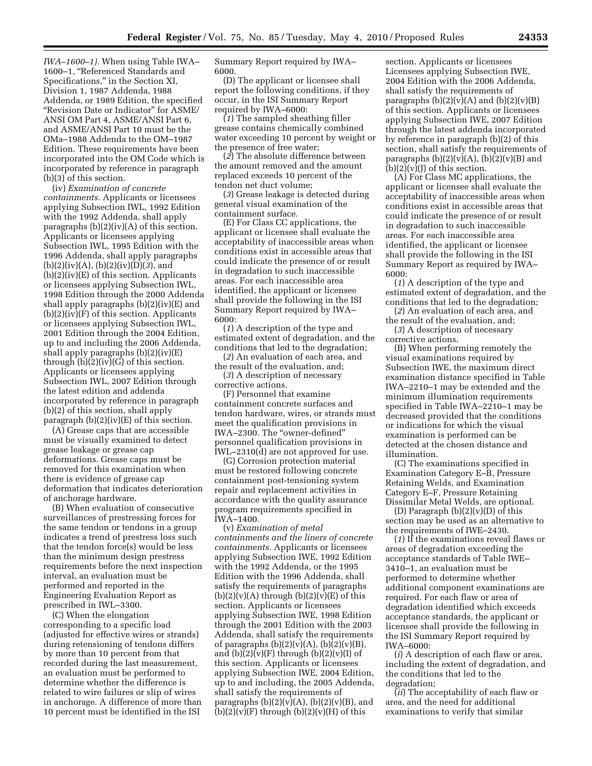*IWA–1600–1).* When using Table IWA–1600–1, "Referenced Standards and Specifications," in the Section XI, Division 1, 1987 Addenda, 1988 Addenda, or 1989 Edition, the specified "Revision Date or Indicator" for ASME/ANSI OM Part 4, ASME/ANSI Part 6, and ASME/ANSI Part 10 must be the OMa–1988 Addenda to the OM–1987 Edition. These requirements have been incorporated into the OM Code which is incorporated by reference in paragraph (b)(3) of this section.

(iv) *Examination of concrete containments.* Applicants or licensees applying Subsection IWL, 1992 Edition with the 1992 Addenda, shall apply paragraphs (b)(2)(iv)(A) of this section. Applicants or licensees applying Subsection IWL, 1995 Edition with the 1996 Addenda, shall apply paragraphs (b)(2)(iv)(A), (b)(2)(iv)(D)(*3*), and (b)(2)(iv)(E) of this section. Applicants or licensees applying Subsection IWL, 1998 Edition through the 2000 Addenda shall apply paragraphs (b)(2)(iv)(E) and (b)(2)(iv)(F) of this section. Applicants or licensees applying Subsection IWL, 2001 Edition through the 2004 Edition, up to and including the 2006 Addenda, shall apply paragraphs (b)(2)(iv)(E) through (b)(2)(iv)(G) of this section. Applicants or licensees applying Subsection IWL, 2007 Edition through the latest edition and addenda incorporated by reference in paragraph (b)(2) of this section, shall apply paragraph (b)(2)(iv)(E) of this section.

(A) Grease caps that are accessible must be visually examined to detect grease leakage or grease cap deformations. Grease caps must be removed for this examination when there is evidence of grease cap deformation that indicates deterioration of anchorage hardware.

(B) When evaluation of consecutive surveillances of prestressing forces for the same tendon or tendons in a group indicates a trend of prestress loss such that the tendon force(s) would be less than the minimum design prestress requirements before the next inspection interval, an evaluation must be performed and reported in the Engineering Evaluation Report as prescribed in IWL–3300.

(C) When the elongation corresponding to a specific load (adjusted for effective wires or strands) during retensioning of tendons differs by more than 10 percent from that recorded during the last measurement, an evaluation must be performed to determine whether the difference is related to wire failures or slip of wires in anchorage. A difference of more than 10 percent must be identified in the ISI Summary Report required by IWA–6000.

(D) The applicant or licensee shall report the following conditions, if they occur, in the ISI Summary Report required by IWA–6000:

(*1*) The sampled sheathing filler grease contains chemically combined water exceeding 10 percent by weight or the presence of free water;

(*2*) The absolute difference between the amount removed and the amount replaced exceeds 10 percent of the tendon net duct volume;

(*3*) Grease leakage is detected during general visual examination of the containment surface.

(E) For Class CC applications, the applicant or licensee shall evaluate the acceptability of inaccessible areas when conditions exist in accessible areas that could indicate the presence of or result in degradation to such inaccessible areas. For each inaccessible area identified, the applicant or licensee shall provide the following in the ISI Summary Report required by IWA–6000:

(*1*) A description of the type and estimated extent of degradation, and the conditions that led to the degradation;

(*2*) An evaluation of each area, and the result of the evaluation, and;

(*3*) A description of necessary corrective actions.

(F) Personnel that examine containment concrete surfaces and tendon hardware, wires, or strands must meet the qualification provisions in IWA–2300. The "owner-defined" personnel qualification provisions in IWL–2310(d) are not approved for use.

(G) Corrosion protection material must be restored following concrete containment post-tensioning system repair and replacement activities in accordance with the quality assurance program requirements specified in IWA–1400.

(v) *Examination of metal containments and the liners of concrete containments.* Applicants or licensees applying Subsection IWE, 1992 Edition with the 1992 Addenda, or the 1995 Edition with the 1996 Addenda, shall satisfy the requirements of paragraphs (b)(2)(v)(A) through (b)(2)(v)(E) of this section. Applicants or licensees applying Subsection IWE, 1998 Edition through the 2001 Edition with the 2003 Addenda, shall satisfy the requirements of paragraphs (b)(2)(v)(A), (b)(2)(v)(B), and (b)(2)(v)(F) through (b)(2)(v)(I) of this section. Applicants or licensees applying Subsection IWE, 2004 Edition, up to and including, the 2005 Addenda, shall satisfy the requirements of paragraphs (b)(2)(v)(A), (b)(2)(v)(B), and (b)(2)(v)(F) through (b)(2)(v)(H) of this section. Applicants or licensees Licensees applying Subsection IWE, 2004 Edition with the 2006 Addenda, shall satisfy the requirements of paragraphs (b)(2)(v)(A) and (b)(2)(v)(B) of this section. Applicants or licensees applying Subsection IWE, 2007 Edition through the latest addenda incorporated by reference in paragraph (b)(2) of this section, shall satisfy the requirements of paragraphs (b)(2)(v)(A), (b)(2)(v)(B) and (b)(2)(v)(J) of this section.

(A) For Class MC applications, the applicant or licensee shall evaluate the acceptability of inaccessible areas when conditions exist in accessible areas that could indicate the presence of or result in degradation to such inaccessible areas. For each inaccessible area identified, the applicant or licensee shall provide the following in the ISI Summary Report as required by IWA–6000:

(*1*) A description of the type and estimated extent of degradation, and the conditions that led to the degradation;

(*2*) An evaluation of each area, and the result of the evaluation, and;

(*3*) A description of necessary corrective actions.

(B) When performing remotely the visual examinations required by Subsection IWE, the maximum direct examination distance specified in Table IWA–2210–1 may be extended and the minimum illumination requirements specified in Table IWA–2210–1 may be decreased provided that the conditions or indications for which the visual examination is performed can be detected at the chosen distance and illumination.

(C) The examinations specified in Examination Category E–B, Pressure Retaining Welds, and Examination Category E–F, Pressure Retaining Dissimilar Metal Welds, are optional.

(D) Paragraph (b)(2)(v)(D) of this section may be used as an alternative to the requirements of IWE–2430.

(*1*) If the examinations reveal flaws or areas of degradation exceeding the acceptance standards of Table IWE–3410–1, an evaluation must be performed to determine whether additional component examinations are required. For each flaw or area of degradation identified which exceeds acceptance standards, the applicant or licensee shall provide the following in the ISI Summary Report required by IWA–6000:

(*i*) A description of each flaw or area, including the extent of degradation, and the conditions that led to the degradation;

(*ii*) The acceptability of each flaw or area, and the need for additional examinations to verify that similar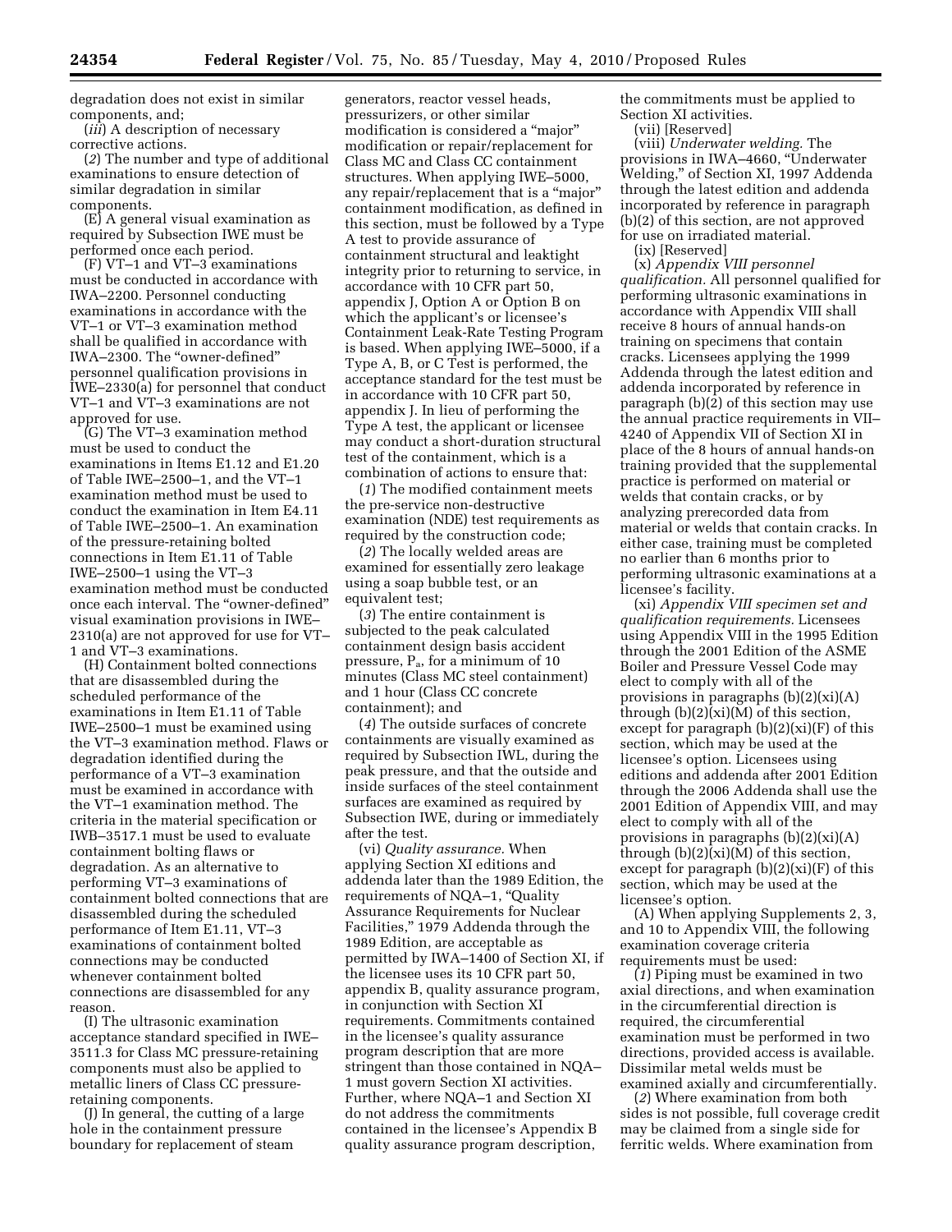degradation does not exist in similar components, and;

(*iii*) A description of necessary corrective actions.

(*2*) The number and type of additional examinations to ensure detection of similar degradation in similar components.

(E) A general visual examination as required by Subsection IWE must be performed once each period.

(F) VT–1 and VT–3 examinations must be conducted in accordance with IWA–2200. Personnel conducting examinations in accordance with the VT–1 or VT–3 examination method shall be qualified in accordance with IWA–2300. The "owner-defined" personnel qualification provisions in IWE–2330(a) for personnel that conduct VT–1 and VT–3 examinations are not approved for use.

(G) The VT–3 examination method must be used to conduct the examinations in Items E1.12 and E1.20 of Table IWE–2500–1, and the VT–1 examination method must be used to conduct the examination in Item E4.11 of Table IWE–2500–1. An examination of the pressure-retaining bolted connections in Item E1.11 of Table IWE–2500–1 using the VT–3 examination method must be conducted once each interval. The "owner-defined" visual examination provisions in IWE–2310(a) are not approved for use for VT–1 and VT–3 examinations.

(H) Containment bolted connections that are disassembled during the scheduled performance of the examinations in Item E1.11 of Table IWE–2500–1 must be examined using the VT–3 examination method. Flaws or degradation identified during the performance of a VT–3 examination must be examined in accordance with the VT–1 examination method. The criteria in the material specification or IWB–3517.1 must be used to evaluate containment bolting flaws or degradation. As an alternative to performing VT–3 examinations of containment bolted connections that are disassembled during the scheduled performance of Item E1.11, VT–3 examinations of containment bolted connections may be conducted whenever containment bolted connections are disassembled for any reason.

(I) The ultrasonic examination acceptance standard specified in IWE–3511.3 for Class MC pressure-retaining components must also be applied to metallic liners of Class CC pressure-retaining components.

(J) In general, the cutting of a large hole in the containment pressure boundary for replacement of steam generators, reactor vessel heads, pressurizers, or other similar modification is considered a "major" modification or repair/replacement for Class MC and Class CC containment structures. When applying IWE–5000, any repair/replacement that is a "major" containment modification, as defined in this section, must be followed by a Type A test to provide assurance of containment structural and leaktight integrity prior to returning to service, in accordance with 10 CFR part 50, appendix J, Option A or Option B on which the applicant's or licensee's Containment Leak-Rate Testing Program is based. When applying IWE–5000, if a Type A, B, or C Test is performed, the acceptance standard for the test must be in accordance with 10 CFR part 50, appendix J. In lieu of performing the Type A test, the applicant or licensee may conduct a short-duration structural test of the containment, which is a combination of actions to ensure that:

(*1*) The modified containment meets the pre-service non-destructive examination (NDE) test requirements as required by the construction code;

(*2*) The locally welded areas are examined for essentially zero leakage using a soap bubble test, or an equivalent test;

(*3*) The entire containment is subjected to the peak calculated containment design basis accident pressure, $P_a$, for a minimum of 10 minutes (Class MC steel containment) and 1 hour (Class CC concrete containment); and

(*4*) The outside surfaces of concrete containments are visually examined as required by Subsection IWL, during the peak pressure, and that the outside and inside surfaces of the steel containment surfaces are examined as required by Subsection IWE, during or immediately after the test.

(vi) *Quality assurance.* When applying Section XI editions and addenda later than the 1989 Edition, the requirements of NQA–1, "Quality Assurance Requirements for Nuclear Facilities," 1979 Addenda through the 1989 Edition, are acceptable as permitted by IWA–1400 of Section XI, if the licensee uses its 10 CFR part 50, appendix B, quality assurance program, in conjunction with Section XI requirements. Commitments contained in the licensee's quality assurance program description that are more stringent than those contained in NQA–1 must govern Section XI activities. Further, where NQA–1 and Section XI do not address the commitments contained in the licensee's Appendix B quality assurance program description, the commitments must be applied to Section XI activities.

(vii) [Reserved]

(viii) *Underwater welding.* The provisions in IWA–4660, "Underwater Welding," of Section XI, 1997 Addenda through the latest edition and addenda incorporated by reference in paragraph (b)(2) of this section, are not approved for use on irradiated material.

(ix) [Reserved]

(x) *Appendix VIII personnel qualification.* All personnel qualified for performing ultrasonic examinations in accordance with Appendix VIII shall receive 8 hours of annual hands-on training on specimens that contain cracks. Licensees applying the 1999 Addenda through the latest edition and addenda incorporated by reference in paragraph (b)(2) of this section may use the annual practice requirements in VII–4240 of Appendix VII of Section XI in place of the 8 hours of annual hands-on training provided that the supplemental practice is performed on material or welds that contain cracks, or by analyzing prerecorded data from material or welds that contain cracks. In either case, training must be completed no earlier than 6 months prior to performing ultrasonic examinations at a licensee's facility.

(xi) *Appendix VIII specimen set and qualification requirements.* Licensees using Appendix VIII in the 1995 Edition through the 2001 Edition of the ASME Boiler and Pressure Vessel Code may elect to comply with all of the provisions in paragraphs (b)(2)(xi)(A) through (b)(2)(xi)(M) of this section, except for paragraph (b)(2)(xi)(F) of this section, which may be used at the licensee's option. Licensees using editions and addenda after 2001 Edition through the 2006 Addenda shall use the 2001 Edition of Appendix VIII, and may elect to comply with all of the provisions in paragraphs (b)(2)(xi)(A) through (b)(2)(xi)(M) of this section, except for paragraph (b)(2)(xi)(F) of this section, which may be used at the licensee's option.

(A) When applying Supplements 2, 3, and 10 to Appendix VIII, the following examination coverage criteria requirements must be used:

(*1*) Piping must be examined in two axial directions, and when examination in the circumferential direction is required, the circumferential examination must be performed in two directions, provided access is available. Dissimilar metal welds must be examined axially and circumferentially.

(*2*) Where examination from both sides is not possible, full coverage credit may be claimed from a single side for ferritic welds. Where examination from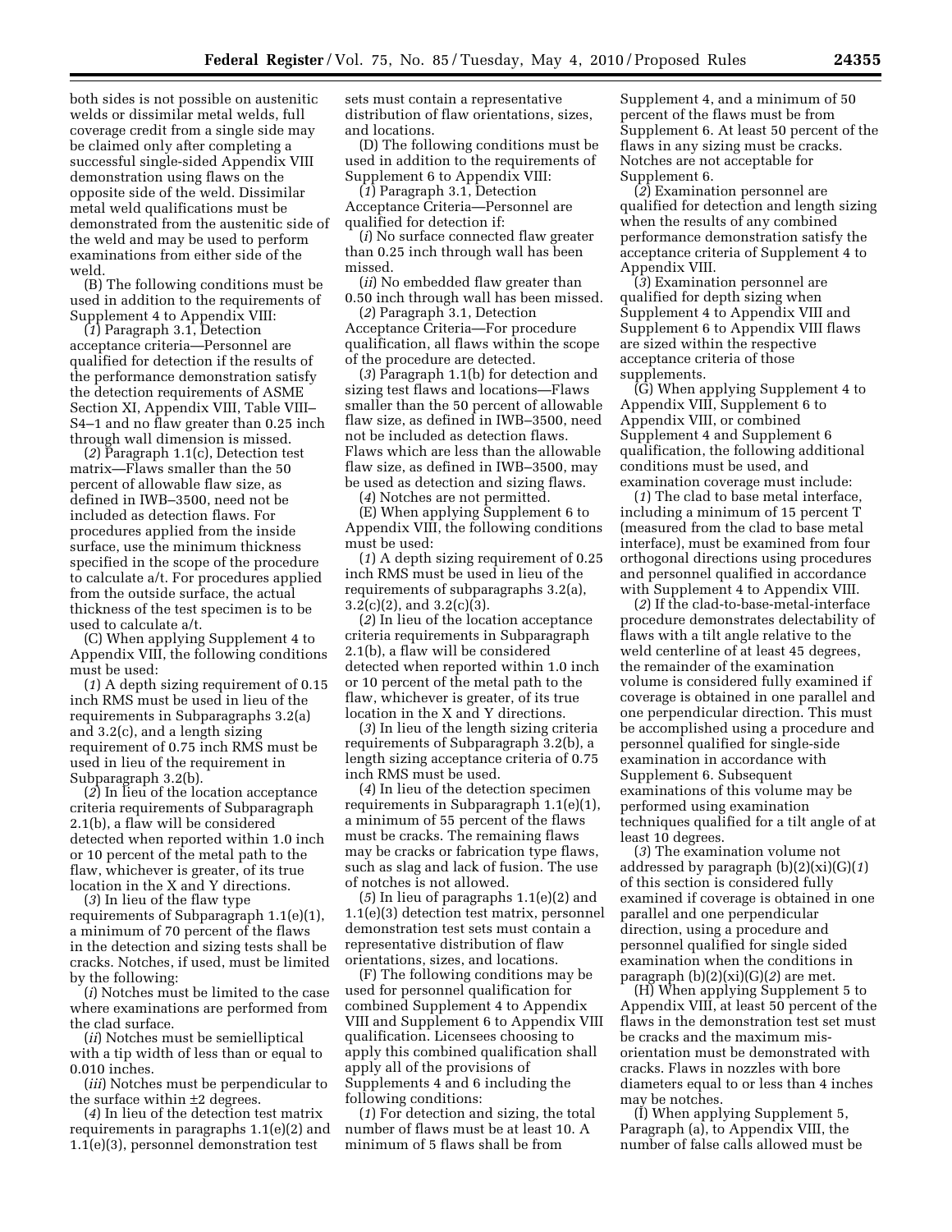both sides is not possible on austenitic welds or dissimilar metal welds, full coverage credit from a single side may be claimed only after completing a successful single-sided Appendix VIII demonstration using flaws on the opposite side of the weld. Dissimilar metal weld qualifications must be demonstrated from the austenitic side of the weld and may be used to perform examinations from either side of the weld.

(B) The following conditions must be used in addition to the requirements of Supplement 4 to Appendix VIII:

(*1*) Paragraph 3.1, Detection acceptance criteria—Personnel are qualified for detection if the results of the performance demonstration satisfy the detection requirements of ASME Section XI, Appendix VIII, Table VIII–S4–1 and no flaw greater than 0.25 inch through wall dimension is missed.

(*2*) Paragraph 1.1(c), Detection test matrix—Flaws smaller than the 50 percent of allowable flaw size, as defined in IWB–3500, need not be included as detection flaws. For procedures applied from the inside surface, use the minimum thickness specified in the scope of the procedure to calculate a/t. For procedures applied from the outside surface, the actual thickness of the test specimen is to be used to calculate a/t.

(C) When applying Supplement 4 to Appendix VIII, the following conditions must be used:

(*1*) A depth sizing requirement of 0.15 inch RMS must be used in lieu of the requirements in Subparagraphs 3.2(a) and 3.2(c), and a length sizing requirement of 0.75 inch RMS must be used in lieu of the requirement in Subparagraph 3.2(b).

(*2*) In lieu of the location acceptance criteria requirements of Subparagraph 2.1(b), a flaw will be considered detected when reported within 1.0 inch or 10 percent of the metal path to the flaw, whichever is greater, of its true location in the X and Y directions.

(*3*) In lieu of the flaw type requirements of Subparagraph 1.1(e)(1), a minimum of 70 percent of the flaws in the detection and sizing tests shall be cracks. Notches, if used, must be limited by the following:

(*i*) Notches must be limited to the case where examinations are performed from the clad surface.

(*ii*) Notches must be semielliptical with a tip width of less than or equal to 0.010 inches.

(*iii*) Notches must be perpendicular to the surface within ±2 degrees.

(*4*) In lieu of the detection test matrix requirements in paragraphs 1.1(e)(2) and 1.1(e)(3), personnel demonstration test sets must contain a representative distribution of flaw orientations, sizes, and locations.

(D) The following conditions must be used in addition to the requirements of Supplement 6 to Appendix VIII:

(*1*) Paragraph 3.1, Detection Acceptance Criteria—Personnel are qualified for detection if:

(*i*) No surface connected flaw greater than 0.25 inch through wall has been missed.

(*ii*) No embedded flaw greater than 0.50 inch through wall has been missed.

(*2*) Paragraph 3.1, Detection Acceptance Criteria—For procedure qualification, all flaws within the scope of the procedure are detected.

(*3*) Paragraph 1.1(b) for detection and sizing test flaws and locations—Flaws smaller than the 50 percent of allowable flaw size, as defined in IWB–3500, need not be included as detection flaws. Flaws which are less than the allowable flaw size, as defined in IWB–3500, may be used as detection and sizing flaws.

(*4*) Notches are not permitted.

(E) When applying Supplement 6 to Appendix VIII, the following conditions must be used:

(*1*) A depth sizing requirement of 0.25 inch RMS must be used in lieu of the requirements of subparagraphs 3.2(a), 3.2(c)(2), and 3.2(c)(3).

(*2*) In lieu of the location acceptance criteria requirements in Subparagraph 2.1(b), a flaw will be considered detected when reported within 1.0 inch or 10 percent of the metal path to the flaw, whichever is greater, of its true location in the X and Y directions.

(*3*) In lieu of the length sizing criteria requirements of Subparagraph 3.2(b), a length sizing acceptance criteria of 0.75 inch RMS must be used.

(*4*) In lieu of the detection specimen requirements in Subparagraph 1.1(e)(1), a minimum of 55 percent of the flaws must be cracks. The remaining flaws may be cracks or fabrication type flaws, such as slag and lack of fusion. The use of notches is not allowed.

(*5*) In lieu of paragraphs 1.1(e)(2) and 1.1(e)(3) detection test matrix, personnel demonstration test sets must contain a representative distribution of flaw orientations, sizes, and locations.

(F) The following conditions may be used for personnel qualification for combined Supplement 4 to Appendix VIII and Supplement 6 to Appendix VIII qualification. Licensees choosing to apply this combined qualification shall apply all of the provisions of Supplements 4 and 6 including the following conditions:

(*1*) For detection and sizing, the total number of flaws must be at least 10. A minimum of 5 flaws shall be from Supplement 4, and a minimum of 50 percent of the flaws must be from Supplement 6. At least 50 percent of the flaws in any sizing must be cracks. Notches are not acceptable for Supplement 6.

(*2*) Examination personnel are qualified for detection and length sizing when the results of any combined performance demonstration satisfy the acceptance criteria of Supplement 4 to Appendix VIII.

(*3*) Examination personnel are qualified for depth sizing when Supplement 4 to Appendix VIII and Supplement 6 to Appendix VIII flaws are sized within the respective acceptance criteria of those supplements.

(G) When applying Supplement 4 to Appendix VIII, Supplement 6 to Appendix VIII, or combined Supplement 4 and Supplement 6 qualification, the following additional conditions must be used, and examination coverage must include:

(*1*) The clad to base metal interface, including a minimum of 15 percent T (measured from the clad to base metal interface), must be examined from four orthogonal directions using procedures and personnel qualified in accordance with Supplement 4 to Appendix VIII.

(*2*) If the clad-to-base-metal-interface procedure demonstrates delectability of flaws with a tilt angle relative to the weld centerline of at least 45 degrees, the remainder of the examination volume is considered fully examined if coverage is obtained in one parallel and one perpendicular direction. This must be accomplished using a procedure and personnel qualified for single-side examination in accordance with Supplement 6. Subsequent examinations of this volume may be performed using examination techniques qualified for a tilt angle of at least 10 degrees.

(*3*) The examination volume not addressed by paragraph (b)(2)(xi)(G)(*1*) of this section is considered fully examined if coverage is obtained in one parallel and one perpendicular direction, using a procedure and personnel qualified for single sided examination when the conditions in paragraph (b)(2)(xi)(G)(*2*) are met.

(H) When applying Supplement 5 to Appendix VIII, at least 50 percent of the flaws in the demonstration test set must be cracks and the maximum mis-orientation must be demonstrated with cracks. Flaws in nozzles with bore diameters equal to or less than 4 inches may be notches.

(I) When applying Supplement 5, Paragraph (a), to Appendix VIII, the number of false calls allowed must be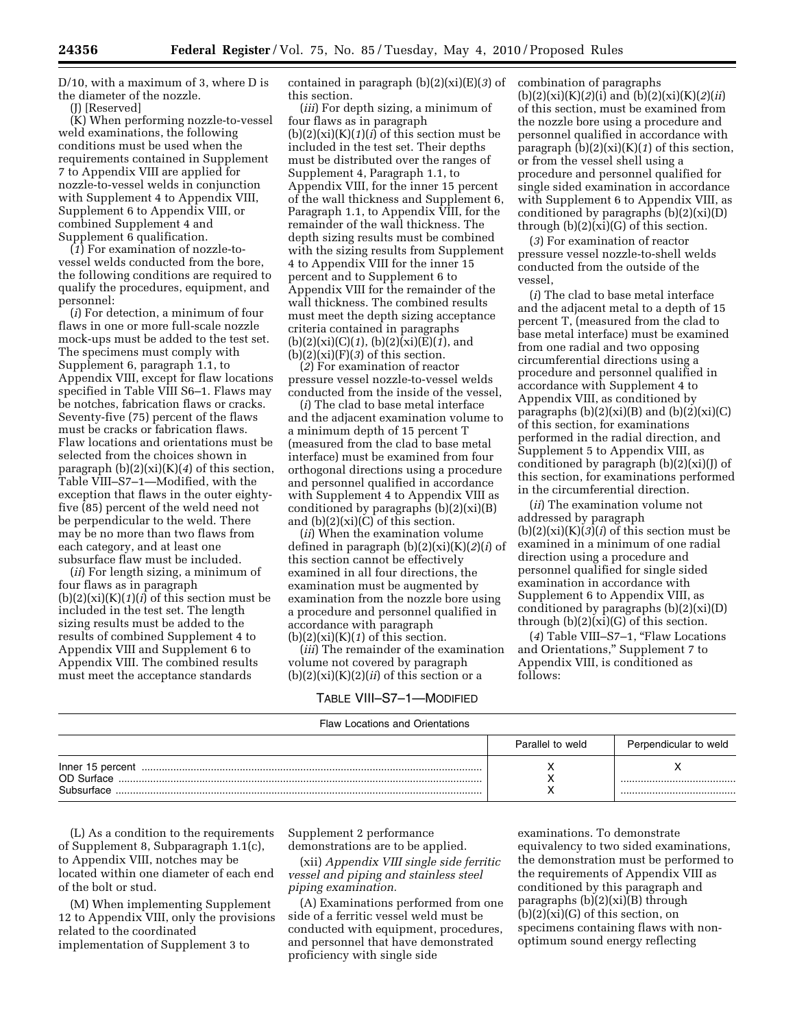D/10, with a maximum of 3, where D is the diameter of the nozzle.

(J) [Reserved]

(K) When performing nozzle-to-vessel weld examinations, the following conditions must be used when the requirements contained in Supplement 7 to Appendix VIII are applied for nozzle-to-vessel welds in conjunction with Supplement 4 to Appendix VIII, Supplement 6 to Appendix VIII, or combined Supplement 4 and Supplement 6 qualification.

(*1*) For examination of nozzle-to-vessel welds conducted from the bore, the following conditions are required to qualify the procedures, equipment, and personnel:

(*i*) For detection, a minimum of four flaws in one or more full-scale nozzle mock-ups must be added to the test set. The specimens must comply with Supplement 6, paragraph 1.1, to Appendix VIII, except for flaw locations specified in Table VIII S6–1. Flaws may be notches, fabrication flaws or cracks. Seventy-five (75) percent of the flaws must be cracks or fabrication flaws. Flaw locations and orientations must be selected from the choices shown in paragraph (b)(2)(xi)(K)(*4*) of this section, Table VIII–S7–1—Modified, with the exception that flaws in the outer eighty-five (85) percent of the weld need not be perpendicular to the weld. There may be no more than two flaws from each category, and at least one subsurface flaw must be included.

(*ii*) For length sizing, a minimum of four flaws as in paragraph (b)(2)(xi)(K)(*1*)(*i*) of this section must be included in the test set. The length sizing results must be added to the results of combined Supplement 4 to Appendix VIII and Supplement 6 to Appendix VIII. The combined results must meet the acceptance standards contained in paragraph (b)(2)(xi)(E)(*3*) of this section.

(*iii*) For depth sizing, a minimum of four flaws as in paragraph (b)(2)(xi)(K)(*1*)(*i*) of this section must be included in the test set. Their depths must be distributed over the ranges of Supplement 4, Paragraph 1.1, to Appendix VIII, for the inner 15 percent of the wall thickness and Supplement 6, Paragraph 1.1, to Appendix VIII, for the remainder of the wall thickness. The depth sizing results must be combined with the sizing results from Supplement 4 to Appendix VIII for the inner 15 percent and to Supplement 6 to Appendix VIII for the remainder of the wall thickness. The combined results must meet the depth sizing acceptance criteria contained in paragraphs (b)(2)(xi)(C)(*1*), (b)(2)(xi)(E)(*1*), and (b)(2)(xi)(F)(*3*) of this section.

(*2*) For examination of reactor pressure vessel nozzle-to-vessel welds conducted from the inside of the vessel,

(*i*) The clad to base metal interface and the adjacent examination volume to a minimum depth of 15 percent T (measured from the clad to base metal interface) must be examined from four orthogonal directions using a procedure and personnel qualified in accordance with Supplement 4 to Appendix VIII as conditioned by paragraphs (b)(2)(xi)(B) and (b)(2)(xi)(C) of this section.

(*ii*) When the examination volume defined in paragraph (b)(2)(xi)(K)(*2*)(*i*) of this section cannot be effectively examined in all four directions, the examination must be augmented by examination from the nozzle bore using a procedure and personnel qualified in accordance with paragraph (b)(2)(xi)(K)(*1*) of this section.

(*iii*) The remainder of the examination volume not covered by paragraph (b)(2)(xi)(K)(2)(*ii*) of this section or a combination of paragraphs (b)(2)(xi)(K)(*2*)(i) and (b)(2)(xi)(K)(*2*)(*ii*) of this section, must be examined from the nozzle bore using a procedure and personnel qualified in accordance with paragraph (b)(2)(xi)(K)(*1*) of this section, or from the vessel shell using a procedure and personnel qualified for single sided examination in accordance with Supplement 6 to Appendix VIII, as conditioned by paragraphs (b)(2)(xi)(D) through (b)(2)(xi)(G) of this section.

(*3*) For examination of reactor pressure vessel nozzle-to-shell welds conducted from the outside of the vessel,

(*i*) The clad to base metal interface and the adjacent metal to a depth of 15 percent T, (measured from the clad to base metal interface) must be examined from one radial and two opposing circumferential directions using a procedure and personnel qualified in accordance with Supplement 4 to Appendix VIII, as conditioned by paragraphs (b)(2)(xi)(B) and (b)(2)(xi)(C) of this section, for examinations performed in the radial direction, and Supplement 5 to Appendix VIII, as conditioned by paragraph (b)(2)(xi)(J) of this section, for examinations performed in the circumferential direction.

(*ii*) The examination volume not addressed by paragraph (b)(2)(xi)(K)(*3*)(*i*) of this section must be examined in a minimum of one radial direction using a procedure and personnel qualified for single sided examination in accordance with Supplement 6 to Appendix VIII, as conditioned by paragraphs (b)(2)(xi)(D) through (b)(2)(xi)(G) of this section.

(*4*) Table VIII–S7–1, "Flaw Locations and Orientations," Supplement 7 to Appendix VIII, is conditioned as follows:

TABLE VIII–S7–1—MODIFIED

| Flaw Locations and Orientations | | |
|---|---|---|
| | Parallel to weld | Perpendicular to weld |
| Inner 15 percent | X | X |
| OD Surface | X | |
| Subsurface | X | |

(L) As a condition to the requirements of Supplement 8, Subparagraph 1.1(c), to Appendix VIII, notches may be located within one diameter of each end of the bolt or stud.

(M) When implementing Supplement 12 to Appendix VIII, only the provisions related to the coordinated implementation of Supplement 3 to Supplement 2 performance demonstrations are to be applied.

(xii) *Appendix VIII single side ferritic vessel and piping and stainless steel piping examination.*

(A) Examinations performed from one side of a ferritic vessel weld must be conducted with equipment, procedures, and personnel that have demonstrated proficiency with single side examinations. To demonstrate equivalency to two sided examinations, the demonstration must be performed to the requirements of Appendix VIII as conditioned by this paragraph and paragraphs (b)(2)(xi)(B) through (b)(2)(xi)(G) of this section, on specimens containing flaws with non-optimum sound energy reflecting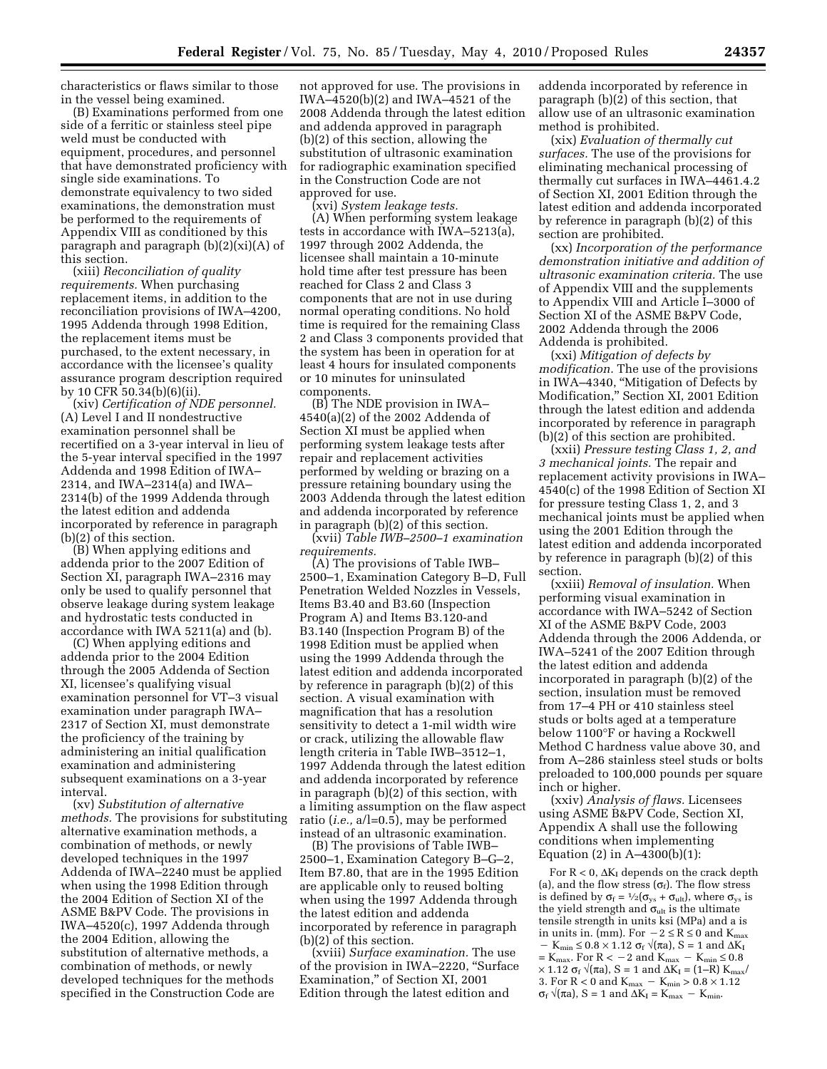characteristics or flaws similar to those in the vessel being examined.

(B) Examinations performed from one side of a ferritic or stainless steel pipe weld must be conducted with equipment, procedures, and personnel that have demonstrated proficiency with single side examinations. To demonstrate equivalency to two sided examinations, the demonstration must be performed to the requirements of Appendix VIII as conditioned by this paragraph and paragraph (b)(2)(xi)(A) of this section.

(xiii) *Reconciliation of quality requirements.* When purchasing replacement items, in addition to the reconciliation provisions of IWA–4200, 1995 Addenda through 1998 Edition, the replacement items must be purchased, to the extent necessary, in accordance with the licensee's quality assurance program description required by 10 CFR 50.34(b)(6)(ii).

(xiv) *Certification of NDE personnel.* (A) Level I and II nondestructive examination personnel shall be recertified on a 3-year interval in lieu of the 5-year interval specified in the 1997 Addenda and 1998 Edition of IWA–2314, and IWA–2314(a) and IWA–2314(b) of the 1999 Addenda through the latest edition and addenda incorporated by reference in paragraph (b)(2) of this section.

(B) When applying editions and addenda prior to the 2007 Edition of Section XI, paragraph IWA–2316 may only be used to qualify personnel that observe leakage during system leakage and hydrostatic tests conducted in accordance with IWA 5211(a) and (b).

(C) When applying editions and addenda prior to the 2004 Edition through the 2005 Addenda of Section XI, licensee's qualifying visual examination personnel for VT–3 visual examination under paragraph IWA–2317 of Section XI, must demonstrate the proficiency of the training by administering an initial qualification examination and administering subsequent examinations on a 3-year interval.

(xv) *Substitution of alternative methods.* The provisions for substituting alternative examination methods, a combination of methods, or newly developed techniques in the 1997 Addenda of IWA–2240 must be applied when using the 1998 Edition through the 2004 Edition of Section XI of the ASME B&PV Code. The provisions in IWA–4520(c), 1997 Addenda through the 2004 Edition, allowing the substitution of alternative methods, a combination of methods, or newly developed techniques for the methods specified in the Construction Code are not approved for use. The provisions in IWA–4520(b)(2) and IWA–4521 of the 2008 Addenda through the latest edition and addenda approved in paragraph (b)(2) of this section, allowing the substitution of ultrasonic examination for radiographic examination specified in the Construction Code are not approved for use.

(xvi) *System leakage tests.*

(A) When performing system leakage tests in accordance with IWA–5213(a), 1997 through 2002 Addenda, the licensee shall maintain a 10-minute hold time after test pressure has been reached for Class 2 and Class 3 components that are not in use during normal operating conditions. No hold time is required for the remaining Class 2 and Class 3 components provided that the system has been in operation for at least 4 hours for insulated components or 10 minutes for uninsulated components.

(B) The NDE provision in IWA–4540(a)(2) of the 2002 Addenda of Section XI must be applied when performing system leakage tests after repair and replacement activities performed by welding or brazing on a pressure retaining boundary using the 2003 Addenda through the latest edition and addenda incorporated by reference in paragraph (b)(2) of this section.

(xvii) *Table IWB–2500–1 examination requirements.*

(A) The provisions of Table IWB–2500–1, Examination Category B–D, Full Penetration Welded Nozzles in Vessels, Items B3.40 and B3.60 (Inspection Program A) and Items B3.120-and B3.140 (Inspection Program B) of the 1998 Edition must be applied when using the 1999 Addenda through the latest edition and addenda incorporated by reference in paragraph (b)(2) of this section. A visual examination with magnification that has a resolution sensitivity to detect a 1-mil width wire or crack, utilizing the allowable flaw length criteria in Table IWB–3512–1, 1997 Addenda through the latest edition and addenda incorporated by reference in paragraph (b)(2) of this section, with a limiting assumption on the flaw aspect ratio (*i.e.,* a/l=0.5), may be performed instead of an ultrasonic examination.

(B) The provisions of Table IWB–2500–1, Examination Category B–G–2, Item B7.80, that are in the 1995 Edition are applicable only to reused bolting when using the 1997 Addenda through the latest edition and addenda incorporated by reference in paragraph (b)(2) of this section.

(xviii) *Surface examination.* The use of the provision in IWA–2220, "Surface Examination," of Section XI, 2001 Edition through the latest edition and addenda incorporated by reference in paragraph (b)(2) of this section, that allow use of an ultrasonic examination method is prohibited.

(xix) *Evaluation of thermally cut surfaces.* The use of the provisions for eliminating mechanical processing of thermally cut surfaces in IWA–4461.4.2 of Section XI, 2001 Edition through the latest edition and addenda incorporated by reference in paragraph (b)(2) of this section are prohibited.

(xx) *Incorporation of the performance demonstration initiative and addition of ultrasonic examination criteria.* The use of Appendix VIII and the supplements to Appendix VIII and Article I–3000 of Section XI of the ASME B&PV Code, 2002 Addenda through the 2006 Addenda is prohibited.

(xxi) *Mitigation of defects by modification.* The use of the provisions in IWA–4340, "Mitigation of Defects by Modification," Section XI, 2001 Edition through the latest edition and addenda incorporated by reference in paragraph (b)(2) of this section are prohibited.

(xxii) *Pressure testing Class 1, 2, and 3 mechanical joints.* The repair and replacement activity provisions in IWA–4540(c) of the 1998 Edition of Section XI for pressure testing Class 1, 2, and 3 mechanical joints must be applied when using the 2001 Edition through the latest edition and addenda incorporated by reference in paragraph (b)(2) of this section.

(xxiii) *Removal of insulation.* When performing visual examination in accordance with IWA–5242 of Section XI of the ASME B&PV Code, 2003 Addenda through the 2006 Addenda, or IWA–5241 of the 2007 Edition through the latest edition and addenda incorporated in paragraph (b)(2) of the section, insulation must be removed from 17–4 PH or 410 stainless steel studs or bolts aged at a temperature below 1100°F or having a Rockwell Method C hardness value above 30, and from A–286 stainless steel studs or bolts preloaded to 100,000 pounds per square inch or higher.

(xxiv) *Analysis of flaws.* Licensees using ASME B&PV Code, Section XI, Appendix A shall use the following conditions when implementing Equation (2) in A–4300(b)(1):

For $R < 0$, $\Delta K_I$ depends on the crack depth (a), and the flow stress ($\sigma_f$). The flow stress is defined by $\sigma_f = \frac{1}{2}(\sigma_{ys} + \sigma_{ult})$, where $\sigma_{ys}$ is the yield strength and $\sigma_{ult}$ is the ultimate tensile strength in units ksi (MPa) and a is in units in. (mm). For $-2 \leq R \leq 0$ and $K_{max} - K_{min} \leq 0.8 \times 1.12\ \sigma_f \sqrt{(\pi a)}$, $S = 1$ and $\Delta K_I = K_{max}$. For $R < -2$ and $K_{max} - K_{min} \leq 0.8 \times 1.12\ \sigma_f \sqrt{(\pi a)}$, $S = 1$ and $\Delta K_I = (1{-}R)\ K_{max}/3$. For $R < 0$ and $K_{max} - K_{min} > 0.8 \times 1.12\ \sigma_f \sqrt{(\pi a)}$, $S = 1$ and $\Delta K_I = K_{max} - K_{min}$.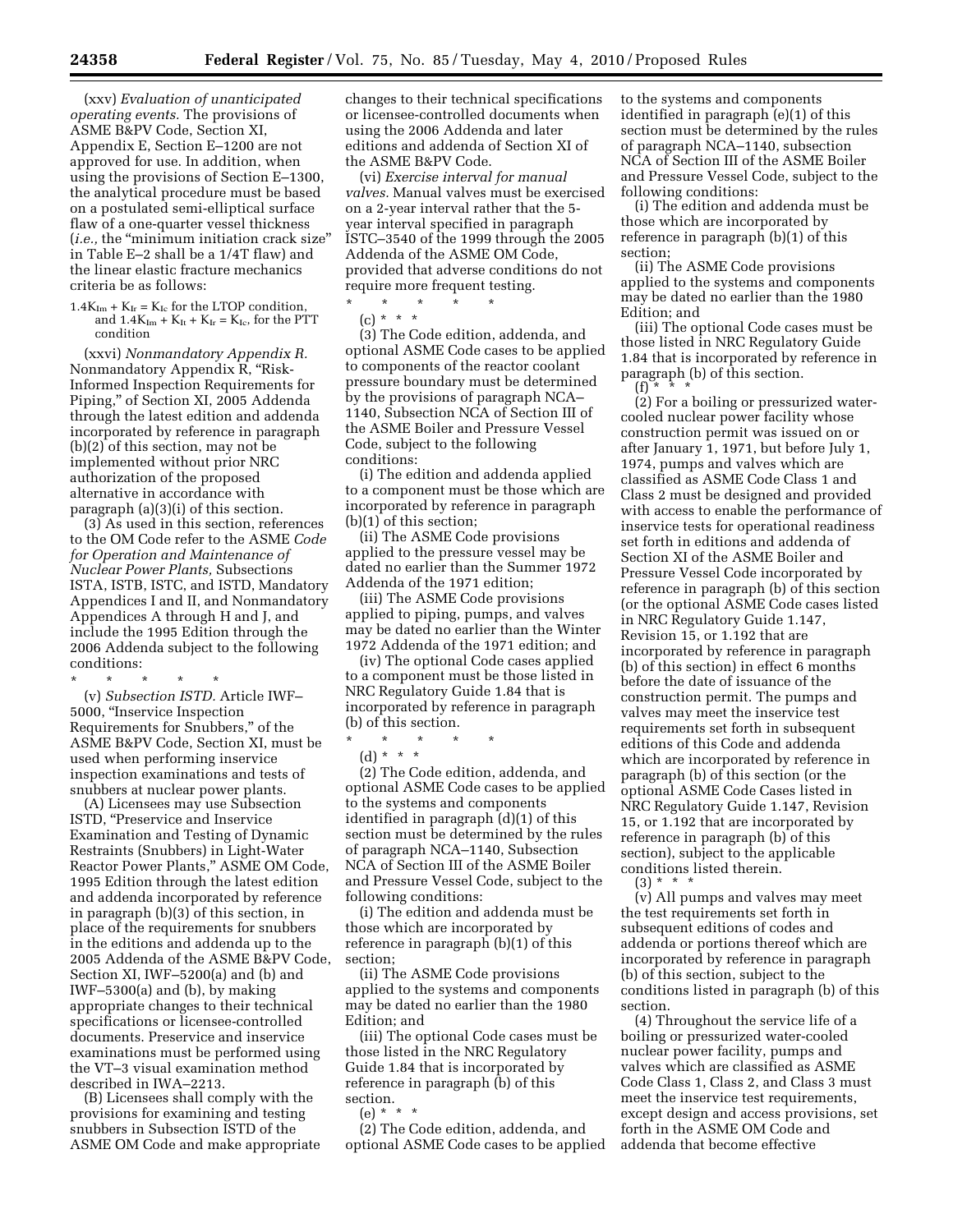(xxv) *Evaluation of unanticipated operating events.* The provisions of ASME B&PV Code, Section XI, Appendix E, Section E–1200 are not approved for use. In addition, when using the provisions of Section E–1300, the analytical procedure must be based on a postulated semi-elliptical surface flaw of a one-quarter vessel thickness (*i.e.,* the "minimum initiation crack size" in Table E–2 shall be a 1/4T flaw) and the linear elastic fracture mechanics criteria be as follows:

$1.4K_{Im} + K_{Ir} = K_{Ic}$ for the LTOP condition, and $1.4K_{Im} + K_{It} + K_{Ir} = K_{Ic}$, for the PTT condition

(xxvi) *Nonmandatory Appendix R.* Nonmandatory Appendix R, "Risk-Informed Inspection Requirements for Piping," of Section XI, 2005 Addenda through the latest edition and addenda incorporated by reference in paragraph (b)(2) of this section, may not be implemented without prior NRC authorization of the proposed alternative in accordance with paragraph (a)(3)(i) of this section.

(3) As used in this section, references to the OM Code refer to the ASME *Code for Operation and Maintenance of Nuclear Power Plants,* Subsections ISTA, ISTB, ISTC, and ISTD, Mandatory Appendices I and II, and Nonmandatory Appendices A through H and J, and include the 1995 Edition through the 2006 Addenda subject to the following conditions:

\* \* \* \* \*

(v) *Subsection ISTD.* Article IWF–5000, "Inservice Inspection Requirements for Snubbers," of the ASME B&PV Code, Section XI, must be used when performing inservice inspection examinations and tests of snubbers at nuclear power plants.

(A) Licensees may use Subsection ISTD, "Preservice and Inservice Examination and Testing of Dynamic Restraints (Snubbers) in Light-Water Reactor Power Plants," ASME OM Code, 1995 Edition through the latest edition and addenda incorporated by reference in paragraph (b)(3) of this section, in place of the requirements for snubbers in the editions and addenda up to the 2005 Addenda of the ASME B&PV Code, Section XI, IWF–5200(a) and (b) and IWF–5300(a) and (b), by making appropriate changes to their technical specifications or licensee-controlled documents. Preservice and inservice examinations must be performed using the VT–3 visual examination method described in IWA–2213.

(B) Licensees shall comply with the provisions for examining and testing snubbers in Subsection ISTD of the ASME OM Code and make appropriate changes to their technical specifications or licensee-controlled documents when using the 2006 Addenda and later editions and addenda of Section XI of the ASME B&PV Code.

(vi) *Exercise interval for manual valves.* Manual valves must be exercised on a 2-year interval rather that the 5-year interval specified in paragraph ISTC–3540 of the 1999 through the 2005 Addenda of the ASME OM Code, provided that adverse conditions do not require more frequent testing.

\* \* \* \* \*

(c) \* \* \*

(3) The Code edition, addenda, and optional ASME Code cases to be applied to components of the reactor coolant pressure boundary must be determined by the provisions of paragraph NCA–1140, Subsection NCA of Section III of the ASME Boiler and Pressure Vessel Code, subject to the following conditions:

(i) The edition and addenda applied to a component must be those which are incorporated by reference in paragraph (b)(1) of this section;

(ii) The ASME Code provisions applied to the pressure vessel may be dated no earlier than the Summer 1972 Addenda of the 1971 edition;

(iii) The ASME Code provisions applied to piping, pumps, and valves may be dated no earlier than the Winter 1972 Addenda of the 1971 edition; and

(iv) The optional Code cases applied to a component must be those listed in NRC Regulatory Guide 1.84 that is incorporated by reference in paragraph (b) of this section.

\* \* \* \* \*

(d) \* \* \*

(2) The Code edition, addenda, and optional ASME Code cases to be applied to the systems and components identified in paragraph (d)(1) of this section must be determined by the rules of paragraph NCA–1140, Subsection NCA of Section III of the ASME Boiler and Pressure Vessel Code, subject to the following conditions:

(i) The edition and addenda must be those which are incorporated by reference in paragraph (b)(1) of this section;

(ii) The ASME Code provisions applied to the systems and components may be dated no earlier than the 1980 Edition; and

(iii) The optional Code cases must be those listed in the NRC Regulatory Guide 1.84 that is incorporated by reference in paragraph (b) of this section.

(e) \* \* \*

(2) The Code edition, addenda, and optional ASME Code cases to be applied to the systems and components identified in paragraph (e)(1) of this section must be determined by the rules of paragraph NCA–1140, subsection NCA of Section III of the ASME Boiler and Pressure Vessel Code, subject to the following conditions:

(i) The edition and addenda must be those which are incorporated by reference in paragraph (b)(1) of this section;

(ii) The ASME Code provisions applied to the systems and components may be dated no earlier than the 1980 Edition; and

(iii) The optional Code cases must be those listed in NRC Regulatory Guide 1.84 that is incorporated by reference in paragraph (b) of this section.

(f) \* \* \*

(2) For a boiling or pressurized water-cooled nuclear power facility whose construction permit was issued on or after January 1, 1971, but before July 1, 1974, pumps and valves which are classified as ASME Code Class 1 and Class 2 must be designed and provided with access to enable the performance of inservice tests for operational readiness set forth in editions and addenda of Section XI of the ASME Boiler and Pressure Vessel Code incorporated by reference in paragraph (b) of this section (or the optional ASME Code cases listed in NRC Regulatory Guide 1.147, Revision 15, or 1.192 that are incorporated by reference in paragraph (b) of this section) in effect 6 months before the date of issuance of the construction permit. The pumps and valves may meet the inservice test requirements set forth in subsequent editions of this Code and addenda which are incorporated by reference in paragraph (b) of this section (or the optional ASME Code Cases listed in NRC Regulatory Guide 1.147, Revision 15, or 1.192 that are incorporated by reference in paragraph (b) of this section), subject to the applicable conditions listed therein.

(3) \* \* \*

(v) All pumps and valves may meet the test requirements set forth in subsequent editions of codes and addenda or portions thereof which are incorporated by reference in paragraph (b) of this section, subject to the conditions listed in paragraph (b) of this section.

(4) Throughout the service life of a boiling or pressurized water-cooled nuclear power facility, pumps and valves which are classified as ASME Code Class 1, Class 2, and Class 3 must meet the inservice test requirements, except design and access provisions, set forth in the ASME OM Code and addenda that become effective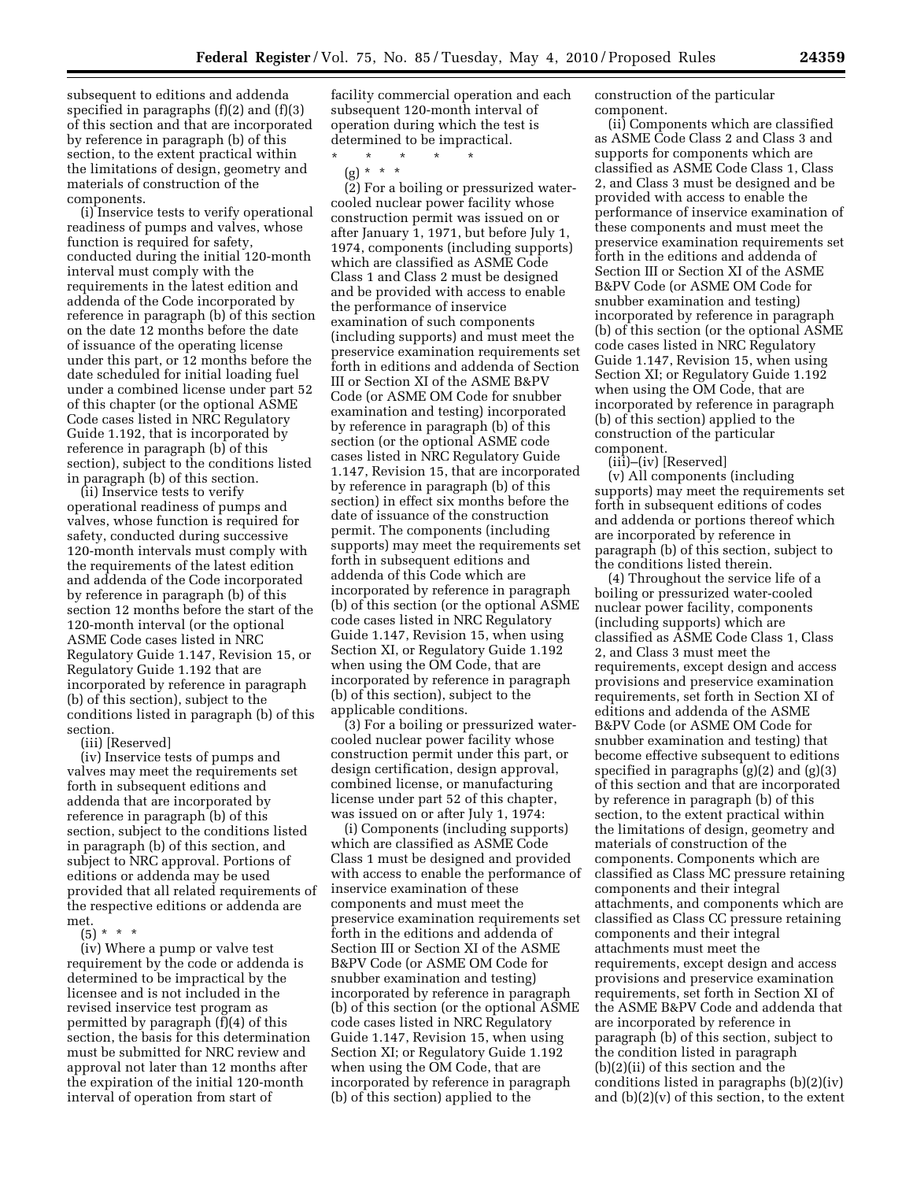subsequent to editions and addenda specified in paragraphs (f)(2) and (f)(3) of this section and that are incorporated by reference in paragraph (b) of this section, to the extent practical within the limitations of design, geometry and materials of construction of the components.

(i) Inservice tests to verify operational readiness of pumps and valves, whose function is required for safety, conducted during the initial 120-month interval must comply with the requirements in the latest edition and addenda of the Code incorporated by reference in paragraph (b) of this section on the date 12 months before the date of issuance of the operating license under this part, or 12 months before the date scheduled for initial loading fuel under a combined license under part 52 of this chapter (or the optional ASME Code cases listed in NRC Regulatory Guide 1.192, that is incorporated by reference in paragraph (b) of this section), subject to the conditions listed in paragraph (b) of this section.

(ii) Inservice tests to verify operational readiness of pumps and valves, whose function is required for safety, conducted during successive 120-month intervals must comply with the requirements of the latest edition and addenda of the Code incorporated by reference in paragraph (b) of this section 12 months before the start of the 120-month interval (or the optional ASME Code cases listed in NRC Regulatory Guide 1.147, Revision 15, or Regulatory Guide 1.192 that are incorporated by reference in paragraph (b) of this section), subject to the conditions listed in paragraph (b) of this section.

(iii) [Reserved]

(iv) Inservice tests of pumps and valves may meet the requirements set forth in subsequent editions and addenda that are incorporated by reference in paragraph (b) of this section, subject to the conditions listed in paragraph (b) of this section, and subject to NRC approval. Portions of editions or addenda may be used provided that all related requirements of the respective editions or addenda are met.

(5) * * *

(iv) Where a pump or valve test requirement by the code or addenda is determined to be impractical by the licensee and is not included in the revised inservice test program as permitted by paragraph (f)(4) of this section, the basis for this determination must be submitted for NRC review and approval not later than 12 months after the expiration of the initial 120-month interval of operation from start of facility commercial operation and each subsequent 120-month interval of operation during which the test is determined to be impractical.

\* \* \* \* \*

(g) * * *

(2) For a boiling or pressurized water-cooled nuclear power facility whose construction permit was issued on or after January 1, 1971, but before July 1, 1974, components (including supports) which are classified as ASME Code Class 1 and Class 2 must be designed and be provided with access to enable the performance of inservice examination of such components (including supports) and must meet the preservice examination requirements set forth in editions and addenda of Section III or Section XI of the ASME B&PV Code (or ASME OM Code for snubber examination and testing) incorporated by reference in paragraph (b) of this section (or the optional ASME code cases listed in NRC Regulatory Guide 1.147, Revision 15, that are incorporated by reference in paragraph (b) of this section) in effect six months before the date of issuance of the construction permit. The components (including supports) may meet the requirements set forth in subsequent editions and addenda of this Code which are incorporated by reference in paragraph (b) of this section (or the optional ASME code cases listed in NRC Regulatory Guide 1.147, Revision 15, when using Section XI, or Regulatory Guide 1.192 when using the OM Code, that are incorporated by reference in paragraph (b) of this section), subject to the applicable conditions.

(3) For a boiling or pressurized water-cooled nuclear power facility whose construction permit under this part, or design certification, design approval, combined license, or manufacturing license under part 52 of this chapter, was issued on or after July 1, 1974:

(i) Components (including supports) which are classified as ASME Code Class 1 must be designed and provided with access to enable the performance of inservice examination of these components and must meet the preservice examination requirements set forth in the editions and addenda of Section III or Section XI of the ASME B&PV Code (or ASME OM Code for snubber examination and testing) incorporated by reference in paragraph (b) of this section (or the optional ASME code cases listed in NRC Regulatory Guide 1.147, Revision 15, when using Section XI; or Regulatory Guide 1.192 when using the OM Code, that are incorporated by reference in paragraph (b) of this section) applied to the construction of the particular component.

(ii) Components which are classified as ASME Code Class 2 and Class 3 and supports for components which are classified as ASME Code Class 1, Class 2, and Class 3 must be designed and be provided with access to enable the performance of inservice examination of these components and must meet the preservice examination requirements set forth in the editions and addenda of Section III or Section XI of the ASME B&PV Code (or ASME OM Code for snubber examination and testing) incorporated by reference in paragraph (b) of this section (or the optional ASME code cases listed in NRC Regulatory Guide 1.147, Revision 15, when using Section XI; or Regulatory Guide 1.192 when using the OM Code, that are incorporated by reference in paragraph (b) of this section) applied to the construction of the particular component.

(iii)–(iv) [Reserved]

(v) All components (including supports) may meet the requirements set forth in subsequent editions of codes and addenda or portions thereof which are incorporated by reference in paragraph (b) of this section, subject to the conditions listed therein.

(4) Throughout the service life of a boiling or pressurized water-cooled nuclear power facility, components (including supports) which are classified as ASME Code Class 1, Class 2, and Class 3 must meet the requirements, except design and access provisions and preservice examination requirements, set forth in Section XI of editions and addenda of the ASME B&PV Code (or ASME OM Code for snubber examination and testing) that become effective subsequent to editions specified in paragraphs (g)(2) and (g)(3) of this section and that are incorporated by reference in paragraph (b) of this section, to the extent practical within the limitations of design, geometry and materials of construction of the components. Components which are classified as Class MC pressure retaining components and their integral attachments, and components which are classified as Class CC pressure retaining components and their integral attachments must meet the requirements, except design and access provisions and preservice examination requirements, set forth in Section XI of the ASME B&PV Code and addenda that are incorporated by reference in paragraph (b) of this section, subject to the condition listed in paragraph (b)(2)(ii) of this section and the conditions listed in paragraphs (b)(2)(iv) and (b)(2)(v) of this section, to the extent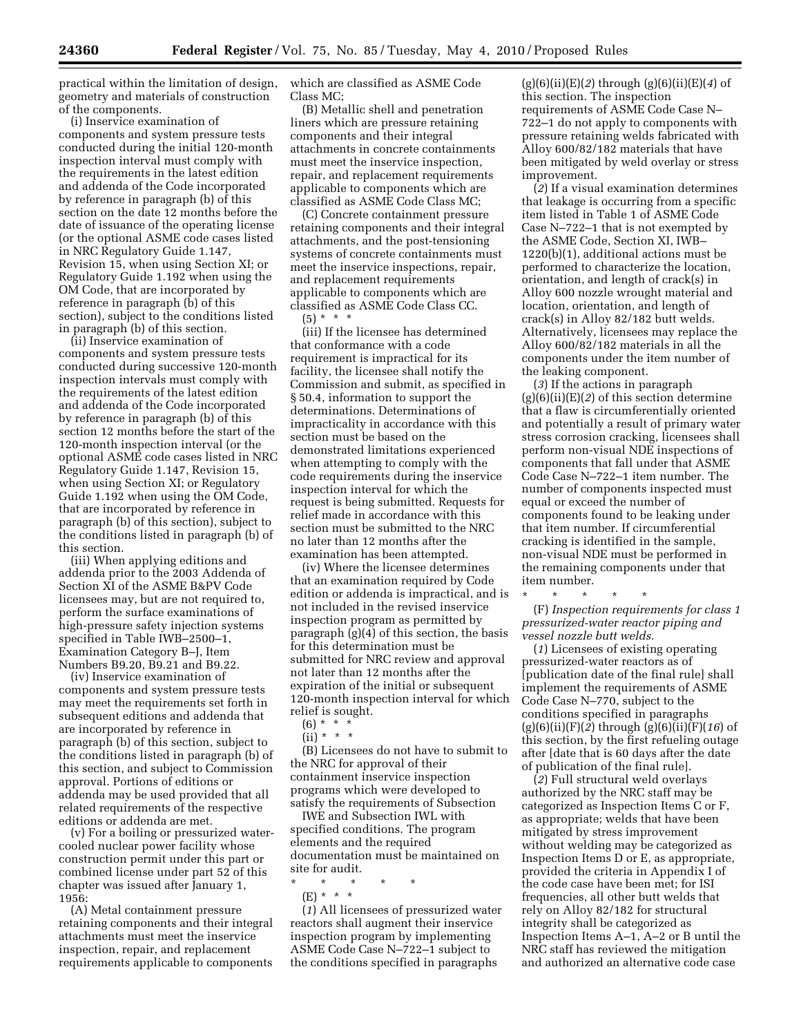practical within the limitation of design, geometry and materials of construction of the components.

(i) Inservice examination of components and system pressure tests conducted during the initial 120-month inspection interval must comply with the requirements in the latest edition and addenda of the Code incorporated by reference in paragraph (b) of this section on the date 12 months before the date of issuance of the operating license (or the optional ASME code cases listed in NRC Regulatory Guide 1.147, Revision 15, when using Section XI; or Regulatory Guide 1.192 when using the OM Code, that are incorporated by reference in paragraph (b) of this section), subject to the conditions listed in paragraph (b) of this section.

(ii) Inservice examination of components and system pressure tests conducted during successive 120-month inspection intervals must comply with the requirements of the latest edition and addenda of the Code incorporated by reference in paragraph (b) of this section 12 months before the start of the 120-month inspection interval (or the optional ASME code cases listed in NRC Regulatory Guide 1.147, Revision 15, when using Section XI; or Regulatory Guide 1.192 when using the OM Code, that are incorporated by reference in paragraph (b) of this section), subject to the conditions listed in paragraph (b) of this section.

(iii) When applying editions and addenda prior to the 2003 Addenda of Section XI of the ASME B&PV Code licensees may, but are not required to, perform the surface examinations of high-pressure safety injection systems specified in Table IWB–2500–1, Examination Category B–J, Item Numbers B9.20, B9.21 and B9.22.

(iv) Inservice examination of components and system pressure tests may meet the requirements set forth in subsequent editions and addenda that are incorporated by reference in paragraph (b) of this section, subject to the conditions listed in paragraph (b) of this section, and subject to Commission approval. Portions of editions or addenda may be used provided that all related requirements of the respective editions or addenda are met.

(v) For a boiling or pressurized water-cooled nuclear power facility whose construction permit under this part or combined license under part 52 of this chapter was issued after January 1, 1956:

(A) Metal containment pressure retaining components and their integral attachments must meet the inservice inspection, repair, and replacement requirements applicable to components which are classified as ASME Code Class MC;

(B) Metallic shell and penetration liners which are pressure retaining components and their integral attachments in concrete containments must meet the inservice inspection, repair, and replacement requirements applicable to components which are classified as ASME Code Class MC;

(C) Concrete containment pressure retaining components and their integral attachments, and the post-tensioning systems of concrete containments must meet the inservice inspections, repair, and replacement requirements applicable to components which are classified as ASME Code Class CC.

(5) * * *

(iii) If the licensee has determined that conformance with a code requirement is impractical for its facility, the licensee shall notify the Commission and submit, as specified in § 50.4, information to support the determinations. Determinations of impracticality in accordance with this section must be based on the demonstrated limitations experienced when attempting to comply with the code requirements during the inservice inspection interval for which the request is being submitted. Requests for relief made in accordance with this section must be submitted to the NRC no later than 12 months after the examination has been attempted.

(iv) Where the licensee determines that an examination required by Code edition or addenda is impractical, and is not included in the revised inservice inspection program as permitted by paragraph (g)(4) of this section, the basis for this determination must be submitted for NRC review and approval not later than 12 months after the expiration of the initial or subsequent 120-month inspection interval for which relief is sought.

(6) * * *

(ii) * * *

(B) Licensees do not have to submit to the NRC for approval of their containment inservice inspection programs which were developed to satisfy the requirements of Subsection IWE and Subsection IWL with specified conditions. The program elements and the required documentation must be maintained on site for audit.

\* \* \* \* \*

(E) * * *

(*1*) All licensees of pressurized water reactors shall augment their inservice inspection program by implementing ASME Code Case N–722–1 subject to the conditions specified in paragraphs (g)(6)(ii)(E)(*2*) through (g)(6)(ii)(E)(*4*) of this section. The inspection requirements of ASME Code Case N–722–1 do not apply to components with pressure retaining welds fabricated with Alloy 600/82/182 materials that have been mitigated by weld overlay or stress improvement.

(*2*) If a visual examination determines that leakage is occurring from a specific item listed in Table 1 of ASME Code Case N–722–1 that is not exempted by the ASME Code, Section XI, IWB–1220(b)(1), additional actions must be performed to characterize the location, orientation, and length of crack(s) in Alloy 600 nozzle wrought material and location, orientation, and length of crack(s) in Alloy 82/182 butt welds. Alternatively, licensees may replace the Alloy 600/82/182 materials in all the components under the item number of the leaking component.

(*3*) If the actions in paragraph (g)(6)(ii)(E)(*2*) of this section determine that a flaw is circumferentially oriented and potentially a result of primary water stress corrosion cracking, licensees shall perform non-visual NDE inspections of components that fall under that ASME Code Case N–722–1 item number. The number of components inspected must equal or exceed the number of components found to be leaking under that item number. If circumferential cracking is identified in the sample, non-visual NDE must be performed in the remaining components under that item number.

\* \* \* \* \*

(F) *Inspection requirements for class 1 pressurized-water reactor piping and vessel nozzle butt welds.*

(*1*) Licensees of existing operating pressurized-water reactors as of [publication date of the final rule] shall implement the requirements of ASME Code Case N–770, subject to the conditions specified in paragraphs (g)(6)(ii)(F)(*2*) through (g)(6)(ii)(F)(*16*) of this section, by the first refueling outage after [date that is 60 days after the date of publication of the final rule].

(*2*) Full structural weld overlays authorized by the NRC staff may be categorized as Inspection Items C or F, as appropriate; welds that have been mitigated by stress improvement without welding may be categorized as Inspection Items D or E, as appropriate, provided the criteria in Appendix I of the code case have been met; for ISI frequencies, all other butt welds that rely on Alloy 82/182 for structural integrity shall be categorized as Inspection Items A–1, A–2 or B until the NRC staff has reviewed the mitigation and authorized an alternative code case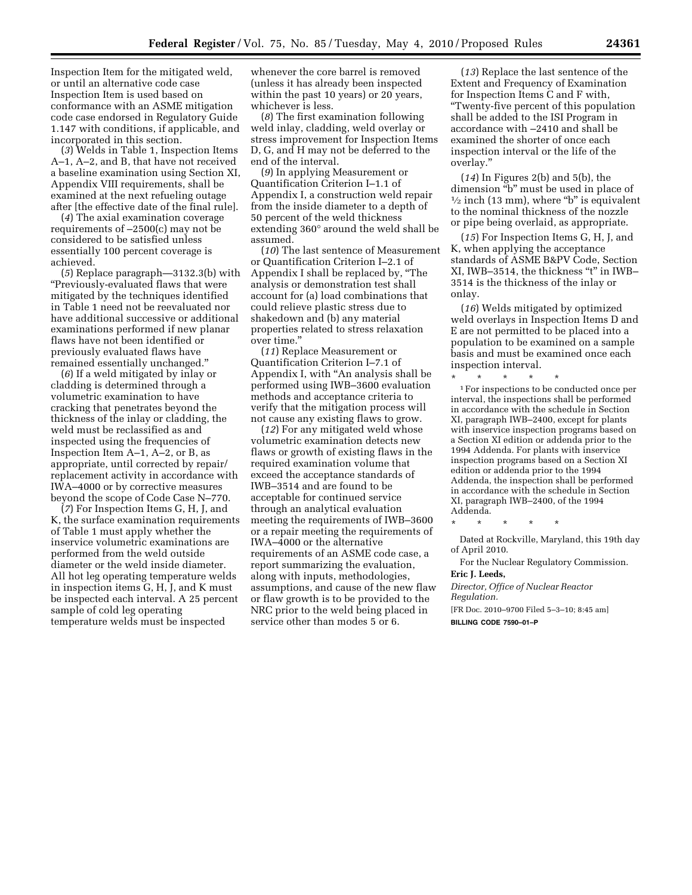Inspection Item for the mitigated weld, or until an alternative code case Inspection Item is used based on conformance with an ASME mitigation code case endorsed in Regulatory Guide 1.147 with conditions, if applicable, and incorporated in this section.

(*3*) Welds in Table 1, Inspection Items A–1, A–2, and B, that have not received a baseline examination using Section XI, Appendix VIII requirements, shall be examined at the next refueling outage after [the effective date of the final rule].

(*4*) The axial examination coverage requirements of –2500(c) may not be considered to be satisfied unless essentially 100 percent coverage is achieved.

(*5*) Replace paragraph—3132.3(b) with "Previously-evaluated flaws that were mitigated by the techniques identified in Table 1 need not be reevaluated nor have additional successive or additional examinations performed if new planar flaws have not been identified or previously evaluated flaws have remained essentially unchanged."

(*6*) If a weld mitigated by inlay or cladding is determined through a volumetric examination to have cracking that penetrates beyond the thickness of the inlay or cladding, the weld must be reclassified as and inspected using the frequencies of Inspection Item A–1, A–2, or B, as appropriate, until corrected by repair/replacement activity in accordance with IWA–4000 or by corrective measures beyond the scope of Code Case N–770.

(*7*) For Inspection Items G, H, J, and K, the surface examination requirements of Table 1 must apply whether the inservice volumetric examinations are performed from the weld outside diameter or the weld inside diameter. All hot leg operating temperature welds in inspection items G, H, J, and K must be inspected each interval. A 25 percent sample of cold leg operating temperature welds must be inspected whenever the core barrel is removed (unless it has already been inspected within the past 10 years) or 20 years, whichever is less.

(*8*) The first examination following weld inlay, cladding, weld overlay or stress improvement for Inspection Items D, G, and H may not be deferred to the end of the interval.

(*9*) In applying Measurement or Quantification Criterion I–1.1 of Appendix I, a construction weld repair from the inside diameter to a depth of 50 percent of the weld thickness extending 360° around the weld shall be assumed.

(*10*) The last sentence of Measurement or Quantification Criterion I–2.1 of Appendix I shall be replaced by, "The analysis or demonstration test shall account for (a) load combinations that could relieve plastic stress due to shakedown and (b) any material properties related to stress relaxation over time."

(*11*) Replace Measurement or Quantification Criterion I–7.1 of Appendix I, with "An analysis shall be performed using IWB–3600 evaluation methods and acceptance criteria to verify that the mitigation process will not cause any existing flaws to grow.

(*12*) For any mitigated weld whose volumetric examination detects new flaws or growth of existing flaws in the required examination volume that exceed the acceptance standards of IWB–3514 and are found to be acceptable for continued service through an analytical evaluation meeting the requirements of IWB–3600 or a repair meeting the requirements of IWA–4000 or the alternative requirements of an ASME code case, a report summarizing the evaluation, along with inputs, methodologies, assumptions, and cause of the new flaw or flaw growth is to be provided to the NRC prior to the weld being placed in service other than modes 5 or 6.

(*13*) Replace the last sentence of the Extent and Frequency of Examination for Inspection Items C and F with, "Twenty-five percent of this population shall be added to the ISI Program in accordance with –2410 and shall be examined the shorter of once each inspection interval or the life of the overlay."

(*14*) In Figures 2(b) and 5(b), the dimension "b" must be used in place of ½ inch (13 mm), where "b" is equivalent to the nominal thickness of the nozzle or pipe being overlaid, as appropriate.

(*15*) For Inspection Items G, H, J, and K, when applying the acceptance standards of ASME B&PV Code, Section XI, IWB–3514, the thickness "t" in IWB–3514 is the thickness of the inlay or onlay.

(*16*) Welds mitigated by optimized weld overlays in Inspection Items D and E are not permitted to be placed into a population to be examined on a sample basis and must be examined once each inspection interval.

\* \* \* \* \*

[1] For inspections to be conducted once per interval, the inspections shall be performed in accordance with the schedule in Section XI, paragraph IWB–2400, except for plants with inservice inspection programs based on a Section XI edition or addenda prior to the 1994 Addenda. For plants with inservice inspection programs based on a Section XI edition or addenda prior to the 1994 Addenda, the inspection shall be performed in accordance with the schedule in Section XI, paragraph IWB–2400, of the 1994 Addenda.

\* \* \* \* \*

Dated at Rockville, Maryland, this 19th day of April 2010.

For the Nuclear Regulatory Commission.

**Eric J. Leeds,**

*Director, Office of Nuclear Reactor Regulation.*

[FR Doc. 2010–9700 Filed 5–3–10; 8:45 am]

**BILLING CODE 7590–01–P**